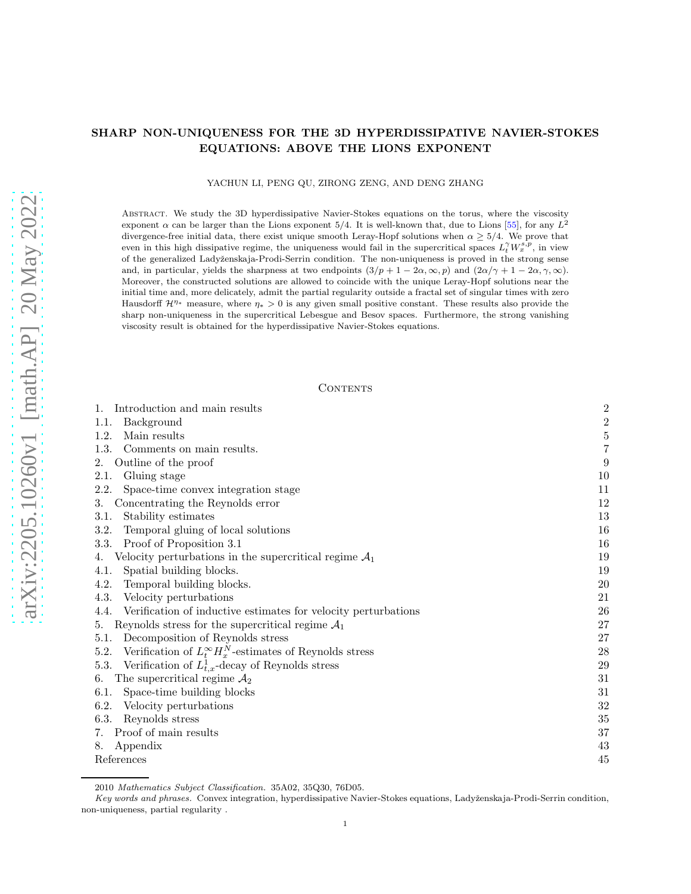# SHARP NON-UNIQUENESS FOR THE 3D HYPERDISSIPATIVE NAVIER-STOKES EQUATIONS: ABOVE THE LIONS EXPONENT

YACHUN LI, PENG QU, ZIRONG ZENG, AND DENG ZHANG

Abstract. We study the 3D hyperdissipative Navier-Stokes equations on the torus, where the viscosity exponent $\alpha$ can be larger than the Lions exponent $5/4$. It is well-known that, due to Lions [55], for any $L^2$ divergence-free initial data, there exist unique smooth Leray-Hopf solutions when $\alpha \geq 5/4$. We prove that even in this high dissipative regime, the uniqueness would fail in the supercritical spaces $L^\gamma_t W^{s,p}_x$, in view of the generalized Ladyženskaja-Prodi-Serrin condition. The non-uniqueness is proved in the strong sense and, in particular, yields the sharpness at two endpoints $(3/p + 1 - 2\alpha, \infty, p)$ and $(2\alpha/\gamma + 1 - 2\alpha, \gamma, \infty)$. Moreover, the constructed solutions are allowed to coincide with the unique Leray-Hopf solutions near the initial time and, more delicately, admit the partial regularity outside a fractal set of singular times with zero Hausdorff $\mathcal{H}^{\eta_*}$ measure, where $\eta_* > 0$ is any given small positive constant. These results also provide the sharp non-uniqueness in the supercritical Lebesgue and Besov spaces. Furthermore, the strong vanishing viscosity result is obtained for the hyperdissipative Navier-Stokes equations.

## Contents

1. Introduction and main results — 2
   1.1. Background — 2
   1.2. Main results — 5
   1.3. Comments on main results. — 7
2. Outline of the proof — 9
   2.1. Gluing stage — 10
   2.2. Space-time convex integration stage — 11
3. Concentrating the Reynolds error — 12
   3.1. Stability estimates — 13
   3.2. Temporal gluing of local solutions — 16
   3.3. Proof of Proposition 3.1 — 16
4. Velocity perturbations in the supercritical regime $\mathcal{A}_1$ — 19
   4.1. Spatial building blocks. — 19
   4.2. Temporal building blocks. — 20
   4.3. Velocity perturbations — 21
   4.4. Verification of inductive estimates for velocity perturbations — 26
5. Reynolds stress for the supercritical regime $\mathcal{A}_1$ — 27
   5.1. Decomposition of Reynolds stress — 27
   5.2. Verification of $L^\infty_t H^N_x$-estimates of Reynolds stress — 28
   5.3. Verification of $L^1_{t,x}$-decay of Reynolds stress — 29
6. The supercritical regime $\mathcal{A}_2$ — 31
   6.1. Space-time building blocks — 31
   6.2. Velocity perturbations — 32
   6.3. Reynolds stress — 35
7. Proof of main results — 37
8. Appendix — 43

References — 45

---

2010 *Mathematics Subject Classification.* 35A02, 35Q30, 76D05.

*Key words and phrases.* Convex integration, hyperdissipative Navier-Stokes equations, Ladyženskaja-Prodi-Serrin condition, non-uniqueness, partial regularity .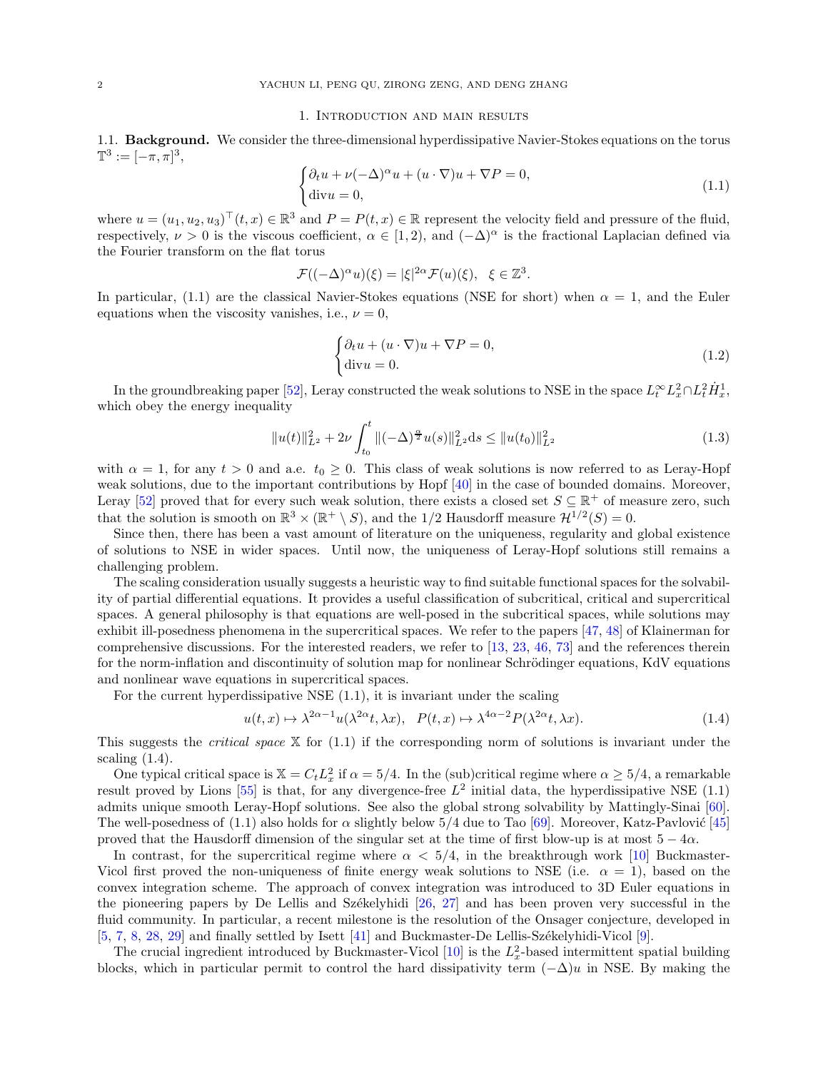## 1. Introduction and main results

### 1.1. Background.

**1.1. Background.** We consider the three-dimensional hyperdissipative Navier-Stokes equations on the torus $\mathbb{T}^3 := [-\pi, \pi]^3$,

$$
\begin{cases}
\partial_t u + \nu(-\Delta)^\alpha u + (u \cdot \nabla)u + \nabla P = 0, \\
\operatorname{div} u = 0,
\end{cases}
\tag{1.1}
$$

where $u = (u_1, u_2, u_3)^\top(t,x) \in \mathbb{R}^3$ and $P = P(t,x) \in \mathbb{R}$ represent the velocity field and pressure of the fluid, respectively, $\nu > 0$ is the viscous coefficient, $\alpha \in [1,2)$, and $(-\Delta)^\alpha$ is the fractional Laplacian defined via the Fourier transform on the flat torus

$$
\mathcal{F}((-\Delta)^\alpha u)(\xi) = |\xi|^{2\alpha}\mathcal{F}(u)(\xi), \quad \xi \in \mathbb{Z}^3.
$$

In particular, (1.1) are the classical Navier-Stokes equations (NSE for short) when $\alpha = 1$, and the Euler equations when the viscosity vanishes, i.e., $\nu = 0$,

$$
\begin{cases}
\partial_t u + (u \cdot \nabla)u + \nabla P = 0, \\
\operatorname{div} u = 0.
\end{cases}
\tag{1.2}
$$

In the groundbreaking paper [52], Leray constructed the weak solutions to NSE in the space $L^\infty_t L^2_x \cap L^2_t \dot{H}^1_x$, which obey the energy inequality

$$
\|u(t)\|_{L^2}^2 + 2\nu \int_{t_0}^t \|(-\Delta)^{\frac{\alpha}{2}} u(s)\|_{L^2}^2 \mathrm{d}s \le \|u(t_0)\|_{L^2}^2
\tag{1.3}
$$

with $\alpha = 1$, for any $t > 0$ and a.e. $t_0 \ge 0$. This class of weak solutions is now referred to as Leray-Hopf weak solutions, due to the important contributions by Hopf [40] in the case of bounded domains. Moreover, Leray [52] proved that for every such weak solution, there exists a closed set $S \subseteq \mathbb{R}^+$ of measure zero, such that the solution is smooth on $\mathbb{R}^3 \times (\mathbb{R}^+ \setminus S)$, and the $1/2$ Hausdorff measure $\mathcal{H}^{1/2}(S) = 0$.

Since then, there has been a vast amount of literature on the uniqueness, regularity and global existence of solutions to NSE in wider spaces. Until now, the uniqueness of Leray-Hopf solutions still remains a challenging problem.

The scaling consideration usually suggests a heuristic way to find suitable functional spaces for the solvability of partial differential equations. It provides a useful classification of subcritical, critical and supercritical spaces. A general philosophy is that equations are well-posed in the subcritical spaces, while solutions may exhibit ill-posedness phenomena in the supercritical spaces. We refer to the papers [47, 48] of Klainerman for comprehensive discussions. For the interested readers, we refer to [13, 23, 46, 73] and the references therein for the norm-inflation and discontinuity of solution map for nonlinear Schrödinger equations, KdV equations and nonlinear wave equations in supercritical spaces.

For the current hyperdissipative NSE (1.1), it is invariant under the scaling

$$
u(t,x) \mapsto \lambda^{2\alpha-1} u(\lambda^{2\alpha} t, \lambda x), \quad P(t,x) \mapsto \lambda^{4\alpha-2} P(\lambda^{2\alpha} t, \lambda x).
\tag{1.4}
$$

This suggests the *critical space* $\mathbb{X}$ for (1.1) if the corresponding norm of solutions is invariant under the scaling (1.4).

One typical critical space is $\mathbb{X} = C_t L^2_x$ if $\alpha = 5/4$. In the (sub)critical regime where $\alpha \ge 5/4$, a remarkable result proved by Lions [55] is that, for any divergence-free $L^2$ initial data, the hyperdissipative NSE (1.1) admits unique smooth Leray-Hopf solutions. See also the global strong solvability by Mattingly-Sinai [60]. The well-posedness of (1.1) also holds for $\alpha$ slightly below $5/4$ due to Tao [69]. Moreover, Katz-Pavlović [45] proved that the Hausdorff dimension of the singular set at the time of first blow-up is at most $5 - 4\alpha$.

In contrast, for the supercritical regime where $\alpha < 5/4$, in the breakthrough work [10] Buckmaster-Vicol first proved the non-uniqueness of finite energy weak solutions to NSE (i.e. $\alpha = 1$), based on the convex integration scheme. The approach of convex integration was introduced to 3D Euler equations in the pioneering papers by De Lellis and Székelyhidi [26, 27] and has been proven very successful in the fluid community. In particular, a recent milestone is the resolution of the Onsager conjecture, developed in [5, 7, 8, 28, 29] and finally settled by Isett [41] and Buckmaster-De Lellis-Székelyhidi-Vicol [9].

The crucial ingredient introduced by Buckmaster-Vicol [10] is the $L^2_x$-based intermittent spatial building blocks, which in particular permit to control the hard dissipativity term $(-\Delta)u$ in NSE. By making the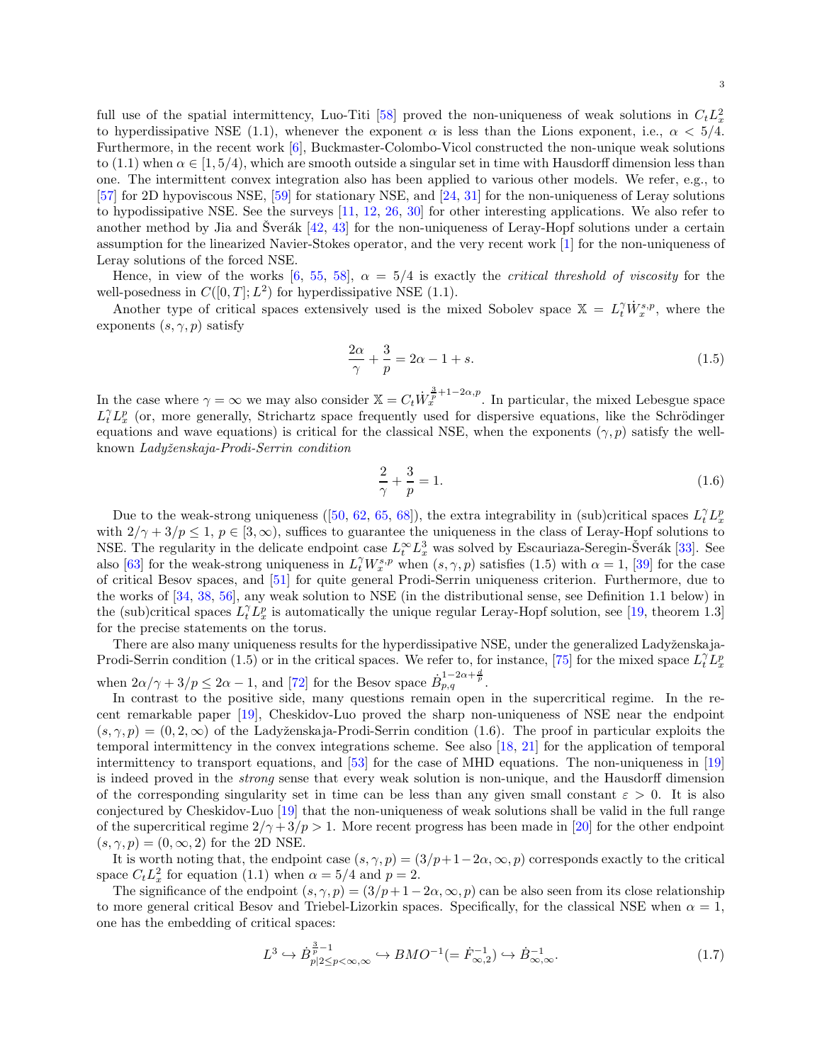full use of the spatial intermittency, Luo-Titi [58] proved the non-uniqueness of weak solutions in $C_tL^2_x$ to hyperdissipative NSE (1.1), whenever the exponent $\alpha$ is less than the Lions exponent, i.e., $\alpha < 5/4$. Furthermore, in the recent work [6], Buckmaster-Colombo-Vicol constructed the non-unique weak solutions to (1.1) when $\alpha \in [1, 5/4)$, which are smooth outside a singular set in time with Hausdorff dimension less than one. The intermittent convex integration also has been applied to various other models. We refer, e.g., to [57] for 2D hypoviscous NSE, [59] for stationary NSE, and [24, 31] for the non-uniqueness of Leray solutions to hypodissipative NSE. See the surveys [11, 12, 26, 30] for other interesting applications. We also refer to another method by Jia and Šverák [42, 43] for the non-uniqueness of Leray-Hopf solutions under a certain assumption for the linearized Navier-Stokes operator, and the very recent work [1] for the non-uniqueness of Leray solutions of the forced NSE.

Hence, in view of the works [6, 55, 58], $\alpha = 5/4$ is exactly the *critical threshold of viscosity* for the well-posedness in $C([0,T]; L^2)$ for hyperdissipative NSE (1.1).

Another type of critical spaces extensively used is the mixed Sobolev space $\mathbb{X} = L^\gamma_t \dot{W}^{s,p}_x$, where the exponents $(s, \gamma, p)$ satisfy

$$\frac{2\alpha}{\gamma} + \frac{3}{p} = 2\alpha - 1 + s. \tag{1.5}$$

In the case where $\gamma = \infty$ we may also consider $\mathbb{X} = C_t \dot{W}^{\frac{3}{p}+1-2\alpha,p}_x$. In particular, the mixed Lebesgue space $L^\gamma_t L^p_x$ (or, more generally, Strichartz space frequently used for dispersive equations, like the Schrödinger equations and wave equations) is critical for the classical NSE, when the exponents $(\gamma, p)$ satisfy the well-known *Ladyženskaja-Prodi-Serrin condition*

$$\frac{2}{\gamma} + \frac{3}{p} = 1. \tag{1.6}$$

Due to the weak-strong uniqueness ([50, 62, 65, 68]), the extra integrability in (sub)critical spaces $L^\gamma_t L^p_x$ with $2/\gamma + 3/p \le 1$, $p \in [3, \infty)$, suffices to guarantee the uniqueness in the class of Leray-Hopf solutions to NSE. The regularity in the delicate endpoint case $L^\infty_t L^3_x$ was solved by Escauriaza-Seregin-Šverák [33]. See also [63] for the weak-strong uniqueness in $L^\gamma_t W^{s,p}_x$ when $(s, \gamma, p)$ satisfies (1.5) with $\alpha = 1$, [39] for the case of critical Besov spaces, and [51] for quite general Prodi-Serrin uniqueness criterion. Furthermore, due to the works of [34, 38, 56], any weak solution to NSE (in the distributional sense, see Definition 1.1 below) in the (sub)critical spaces $L^\gamma_t L^p_x$ is automatically the unique regular Leray-Hopf solution, see [19, theorem 1.3] for the precise statements on the torus.

There are also many uniqueness results for the hyperdissipative NSE, under the generalized Ladyženskaja-Prodi-Serrin condition (1.5) or in the critical spaces. We refer to, for instance, [75] for the mixed space $L^\gamma_t L^p_x$ when $2\alpha/\gamma + 3/p \le 2\alpha - 1$, and [72] for the Besov space $\dot{B}^{1-2\alpha+\frac{d}{p}}_{p,q}$.

In contrast to the positive side, many questions remain open in the supercritical regime. In the recent remarkable paper [19], Cheskidov-Luo proved the sharp non-uniqueness of NSE near the endpoint $(s, \gamma, p) = (0, 2, \infty)$ of the Ladyženskaja-Prodi-Serrin condition (1.6). The proof in particular exploits the temporal intermittency in the convex integrations scheme. See also [18, 21] for the application of temporal intermittency to transport equations, and [53] for the case of MHD equations. The non-uniqueness in [19] is indeed proved in the *strong* sense that every weak solution is non-unique, and the Hausdorff dimension of the corresponding singularity set in time can be less than any given small constant $\varepsilon > 0$. It is also conjectured by Cheskidov-Luo [19] that the non-uniqueness of weak solutions shall be valid in the full range of the supercritical regime $2/\gamma + 3/p > 1$. More recent progress has been made in [20] for the other endpoint $(s, \gamma, p) = (0, \infty, 2)$ for the 2D NSE.

It is worth noting that, the endpoint case $(s, \gamma, p) = (3/p + 1 - 2\alpha, \infty, p)$ corresponds exactly to the critical space $C_tL^2_x$ for equation (1.1) when $\alpha = 5/4$ and $p = 2$.

The significance of the endpoint $(s, \gamma, p) = (3/p + 1 - 2\alpha, \infty, p)$ can be also seen from its close relationship to more general critical Besov and Triebel-Lizorkin spaces. Specifically, for the classical NSE when $\alpha = 1$, one has the embedding of critical spaces:

$$L^3 \hookrightarrow \dot{B}^{\frac{3}{p}-1}_{p|2\le p<\infty,\infty} \hookrightarrow BMO^{-1}(= \dot{F}^{-1}_{\infty,2}) \hookrightarrow \dot{B}^{-1}_{\infty,\infty}. \tag{1.7}$$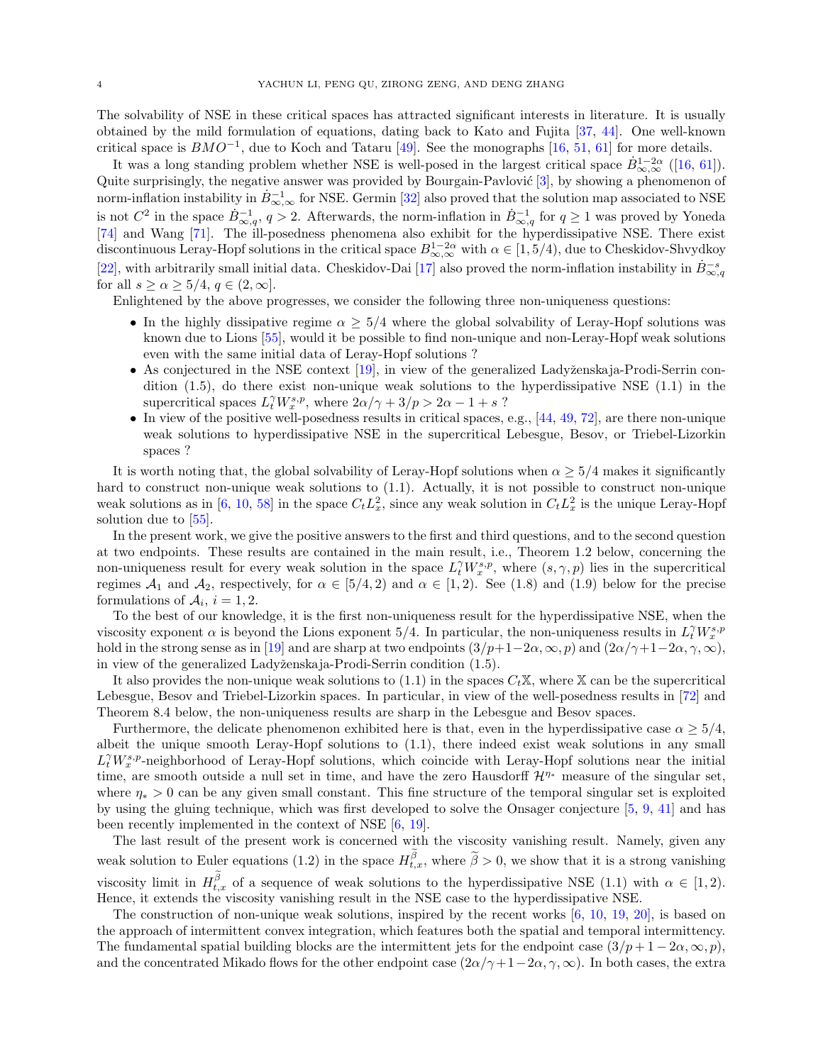The solvability of NSE in these critical spaces has attracted significant interests in literature. It is usually obtained by the mild formulation of equations, dating back to Kato and Fujita [37, 44]. One well-known critical space is $BMO^{-1}$, due to Koch and Tataru [49]. See the monographs [16, 51, 61] for more details.

It was a long standing problem whether NSE is well-posed in the largest critical space $\dot{B}^{1-2\alpha}_{\infty,\infty}$ ([16, 61]). Quite surprisingly, the negative answer was provided by Bourgain-Pavlović [3], by showing a phenomenon of norm-inflation instability in $\dot{B}^{-1}_{\infty,\infty}$ for NSE. Germin [32] also proved that the solution map associated to NSE is not $C^2$ in the space $\dot{B}^{-1}_{\infty,q}$, $q > 2$. Afterwards, the norm-inflation in $\dot{B}^{-1}_{\infty,q}$ for $q \geq 1$ was proved by Yoneda [74] and Wang [71]. The ill-posedness phenomena also exhibit for the hyperdissipative NSE. There exist discontinuous Leray-Hopf solutions in the critical space $B^{1-2\alpha}_{\infty,\infty}$ with $\alpha \in [1, 5/4)$, due to Cheskidov-Shvydkoy [22], with arbitrarily small initial data. Cheskidov-Dai [17] also proved the norm-inflation instability in $\dot{B}^{-s}_{\infty,q}$ for all $s \geq \alpha \geq 5/4$, $q \in (2, \infty]$.

Enlightened by the above progresses, we consider the following three non-uniqueness questions:

- In the highly dissipative regime $\alpha \geq 5/4$ where the global solvability of Leray-Hopf solutions was known due to Lions [55], would it be possible to find non-unique and non-Leray-Hopf weak solutions even with the same initial data of Leray-Hopf solutions ?
- As conjectured in the NSE context [19], in view of the generalized Ladyženskaja-Prodi-Serrin condition (1.5), do there exist non-unique weak solutions to the hyperdissipative NSE (1.1) in the supercritical spaces $L^\gamma_t W^{s,p}_x$, where $2\alpha/\gamma + 3/p > 2\alpha - 1 + s$ ?
- In view of the positive well-posedness results in critical spaces, e.g., [44, 49, 72], are there non-unique weak solutions to hyperdissipative NSE in the supercritical Lebesgue, Besov, or Triebel-Lizorkin spaces ?

It is worth noting that, the global solvability of Leray-Hopf solutions when $\alpha \geq 5/4$ makes it significantly hard to construct non-unique weak solutions to (1.1). Actually, it is not possible to construct non-unique weak solutions as in [6, 10, 58] in the space $C_tL^2_x$, since any weak solution in $C_tL^2_x$ is the unique Leray-Hopf solution due to [55].

In the present work, we give the positive answers to the first and third questions, and to the second question at two endpoints. These results are contained in the main result, i.e., Theorem 1.2 below, concerning the non-uniqueness result for every weak solution in the space $L^\gamma_t W^{s,p}_x$, where $(s, \gamma, p)$ lies in the supercritical regimes $\mathcal{A}_1$ and $\mathcal{A}_2$, respectively, for $\alpha \in [5/4, 2)$ and $\alpha \in [1, 2)$. See (1.8) and (1.9) below for the precise formulations of $\mathcal{A}_i$, $i = 1, 2$.

To the best of our knowledge, it is the first non-uniqueness result for the hyperdissipative NSE, when the viscosity exponent $\alpha$ is beyond the Lions exponent $5/4$. In particular, the non-uniqueness results in $L^\gamma_t W^{s,p}_x$ hold in the strong sense as in [19] and are sharp at two endpoints $(3/p+1-2\alpha, \infty, p)$ and $(2\alpha/\gamma+1-2\alpha, \gamma, \infty)$, in view of the generalized Ladyženskaja-Prodi-Serrin condition (1.5).

It also provides the non-unique weak solutions to (1.1) in the spaces $C_t\mathbb{X}$, where $\mathbb{X}$ can be the supercritical Lebesgue, Besov and Triebel-Lizorkin spaces. In particular, in view of the well-posedness results in [72] and Theorem 8.4 below, the non-uniqueness results are sharp in the Lebesgue and Besov spaces.

Furthermore, the delicate phenomenon exhibited here is that, even in the hyperdissipative case $\alpha \geq 5/4$, albeit the unique smooth Leray-Hopf solutions to (1.1), there indeed exist weak solutions in any small $L^\gamma_t W^{s,p}_x$-neighborhood of Leray-Hopf solutions, which coincide with Leray-Hopf solutions near the initial time, are smooth outside a null set in time, and have the zero Hausdorff $\mathcal{H}^{\eta_*}$ measure of the singular set, where $\eta_* > 0$ can be any given small constant. This fine structure of the temporal singular set is exploited by using the gluing technique, which was first developed to solve the Onsager conjecture [5, 9, 41] and has been recently implemented in the context of NSE [6, 19].

The last result of the present work is concerned with the viscosity vanishing result. Namely, given any weak solution to Euler equations (1.2) in the space $H^{\widetilde{\beta}}_{t,x}$, where $\widetilde{\beta} > 0$, we show that it is a strong vanishing viscosity limit in $H^{\widetilde{\beta}}_{t,x}$ of a sequence of weak solutions to the hyperdissipative NSE (1.1) with $\alpha \in [1, 2)$. Hence, it extends the viscosity vanishing result in the NSE case to the hyperdissipative NSE.

The construction of non-unique weak solutions, inspired by the recent works [6, 10, 19, 20], is based on the approach of intermittent convex integration, which features both the spatial and temporal intermittency. The fundamental spatial building blocks are the intermittent jets for the endpoint case $(3/p+1-2\alpha, \infty, p)$, and the concentrated Mikado flows for the other endpoint case $(2\alpha/\gamma+1-2\alpha, \gamma, \infty)$. In both cases, the extra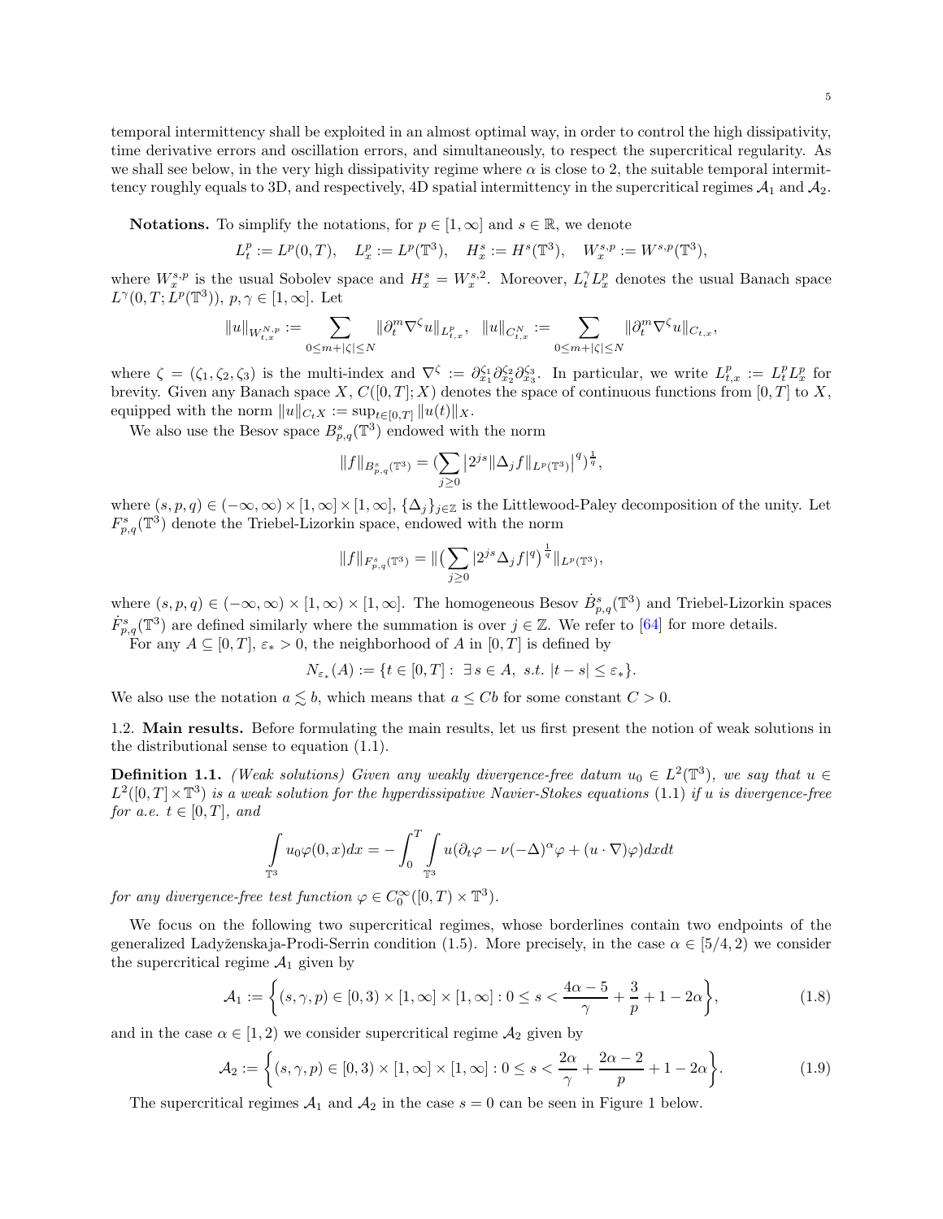temporal intermittency shall be exploited in an almost optimal way, in order to control the high dissipativity, time derivative errors and oscillation errors, and simultaneously, to respect the supercritical regularity. As we shall see below, in the very high dissipativity regime where $\alpha$ is close to 2, the suitable temporal intermittency roughly equals to 3D, and respectively, 4D spatial intermittency in the supercritical regimes $\mathcal{A}_1$ and $\mathcal{A}_2$.

**Notations.** To simplify the notations, for $p \in [1, \infty]$ and $s \in \mathbb{R}$, we denote

$$L^p_t := L^p(0,T), \quad L^p_x := L^p(\mathbb{T}^3), \quad H^s_x := H^s(\mathbb{T}^3), \quad W^{s,p}_x := W^{s,p}(\mathbb{T}^3),$$

where $W^{s,p}_x$ is the usual Sobolev space and $H^s_x = W^{s,2}_x$. Moreover, $L^\gamma_t L^p_x$ denotes the usual Banach space $L^\gamma(0,T; L^p(\mathbb{T}^3))$, $p, \gamma \in [1, \infty]$. Let

$$\|u\|_{W^{N,p}_{t,x}} := \sum_{0 \leq m + |\zeta| \leq N} \|\partial_t^m \nabla^\zeta u\|_{L^p_{t,x}}, \quad \|u\|_{C^N_{t,x}} := \sum_{0 \leq m + |\zeta| \leq N} \|\partial_t^m \nabla^\zeta u\|_{C_{t,x}},$$

where $\zeta = (\zeta_1, \zeta_2, \zeta_3)$ is the multi-index and $\nabla^\zeta := \partial_{x_1}^{\zeta_1} \partial_{x_2}^{\zeta_2} \partial_{x_3}^{\zeta_3}$. In particular, we write $L^p_{t,x} := L^p_t L^p_x$ for brevity. Given any Banach space $X$, $C([0,T]; X)$ denotes the space of continuous functions from $[0,T]$ to $X$, equipped with the norm $\|u\|_{C_t X} := \sup_{t \in [0,T]} \|u(t)\|_X$.

We also use the Besov space $B^s_{p,q}(\mathbb{T}^3)$ endowed with the norm

$$\|f\|_{B^s_{p,q}(\mathbb{T}^3)} = \Big(\sum_{j \geq 0} \big|2^{js} \|\Delta_j f\|_{L^p(\mathbb{T}^3)}\big|^q\Big)^{\frac{1}{q}},$$

where $(s,p,q) \in (-\infty, \infty) \times [1, \infty] \times [1, \infty]$, $\{\Delta_j\}_{j \in \mathbb{Z}}$ is the Littlewood-Paley decomposition of the unity. Let $F^s_{p,q}(\mathbb{T}^3)$ denote the Triebel-Lizorkin space, endowed with the norm

$$\|f\|_{F^s_{p,q}(\mathbb{T}^3)} = \Big\|\Big(\sum_{j \geq 0} |2^{js} \Delta_j f|^q\Big)^{\frac{1}{q}}\Big\|_{L^p(\mathbb{T}^3)},$$

where $(s,p,q) \in (-\infty, \infty) \times [1, \infty) \times [1, \infty]$. The homogeneous Besov $\dot{B}^s_{p,q}(\mathbb{T}^3)$ and Triebel-Lizorkin spaces $\dot{F}^s_{p,q}(\mathbb{T}^3)$ are defined similarly where the summation is over $j \in \mathbb{Z}$. We refer to [64] for more details.

For any $A \subseteq [0,T]$, $\varepsilon_* > 0$, the neighborhood of $A$ in $[0,T]$ is defined by

$$N_{\varepsilon_*}(A) := \{t \in [0,T] : \ \exists s \in A, \ s.t. \ |t - s| \leq \varepsilon_*\}.$$

We also use the notation $a \lesssim b$, which means that $a \leq Cb$ for some constant $C > 0$.

## 1.2. Main results.

Before formulating the main results, let us first present the notion of weak solutions in the distributional sense to equation (1.1).

**Definition 1.1.** *(Weak solutions) Given any weakly divergence-free datum $u_0 \in L^2(\mathbb{T}^3)$, we say that $u \in L^2([0,T] \times \mathbb{T}^3)$ is a weak solution for the hyperdissipative Navier-Stokes equations* (1.1) *if $u$ is divergence-free for a.e. $t \in [0,T]$, and*

$$\int_{\mathbb{T}^3} u_0 \varphi(0,x) dx = -\int_0^T \int_{\mathbb{T}^3} u(\partial_t \varphi - \nu(-\Delta)^\alpha \varphi + (u \cdot \nabla)\varphi) dx dt$$

*for any divergence-free test function $\varphi \in C_0^\infty([0,T) \times \mathbb{T}^3)$.*

We focus on the following two supercritical regimes, whose borderlines contain two endpoints of the generalized Ladyženskaja-Prodi-Serrin condition (1.5). More precisely, in the case $\alpha \in [5/4, 2)$ we consider the supercritical regime $\mathcal{A}_1$ given by

$$\mathcal{A}_1 := \left\{(s, \gamma, p) \in [0,3) \times [1, \infty] \times [1, \infty] : 0 \leq s < \frac{4\alpha - 5}{\gamma} + \frac{3}{p} + 1 - 2\alpha\right\}, \tag{1.8}$$

and in the case $\alpha \in [1, 2)$ we consider supercritical regime $\mathcal{A}_2$ given by

$$\mathcal{A}_2 := \left\{(s, \gamma, p) \in [0,3) \times [1, \infty] \times [1, \infty] : 0 \leq s < \frac{2\alpha}{\gamma} + \frac{2\alpha - 2}{p} + 1 - 2\alpha\right\}. \tag{1.9}$$

The supercritical regimes $\mathcal{A}_1$ and $\mathcal{A}_2$ in the case $s = 0$ can be seen in Figure 1 below.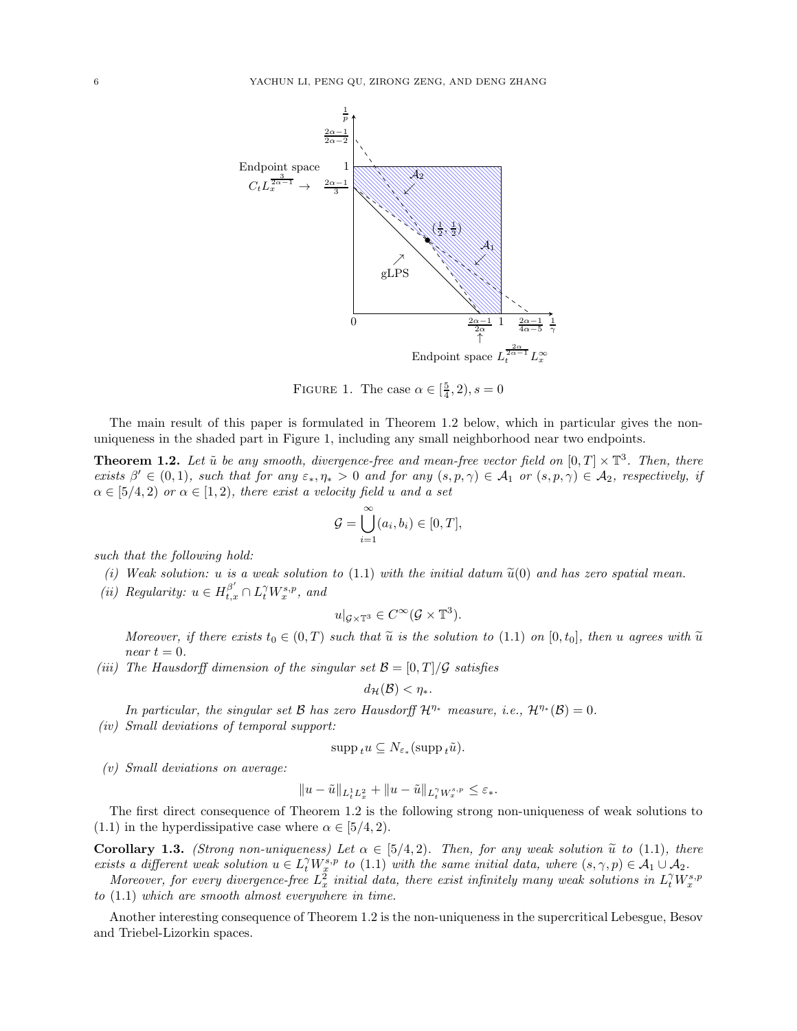FIGURE 1. The case $\alpha \in [\frac{5}{4}, 2), s = 0$

The main result of this paper is formulated in Theorem 1.2 below, which in particular gives the non-uniqueness in the shaded part in Figure 1, including any small neighborhood near two endpoints.

**Theorem 1.2.** *Let $\tilde{u}$ be any smooth, divergence-free and mean-free vector field on $[0,T] \times \mathbb{T}^3$. Then, there exists $\beta' \in (0,1)$, such that for any $\varepsilon_*, \eta_* > 0$ and for any $(s,p,\gamma) \in \mathcal{A}_1$ or $(s,p,\gamma) \in \mathcal{A}_2$, respectively, if $\alpha \in [5/4, 2)$ or $\alpha \in [1,2)$, there exist a velocity field $u$ and a set*

$$\mathcal{G} = \bigcup_{i=1}^{\infty} (a_i, b_i) \in [0,T],$$

*such that the following hold:*

*(i) Weak solution: $u$ is a weak solution to (1.1) with the initial datum $\widetilde{u}(0)$ and has zero spatial mean.*

*(ii) Regularity: $u \in H^{\beta'}_{t,x} \cap L^\gamma_t W^{s,p}_x$, and*

$$u|_{\mathcal{G} \times \mathbb{T}^3} \in C^\infty(\mathcal{G} \times \mathbb{T}^3).$$

*Moreover, if there exists $t_0 \in (0,T)$ such that $\widetilde{u}$ is the solution to (1.1) on $[0,t_0]$, then $u$ agrees with $\widetilde{u}$ near $t = 0$.*

*(iii) The Hausdorff dimension of the singular set $\mathcal{B} = [0,T]/\mathcal{G}$ satisfies*

$$d_{\mathcal{H}}(\mathcal{B}) < \eta_*.$$

*In particular, the singular set $\mathcal{B}$ has zero Hausdorff $\mathcal{H}^{\eta_*}$ measure, i.e., $\mathcal{H}^{\eta_*}(\mathcal{B}) = 0$.*

*(iv) Small deviations of temporal support:*

$$\operatorname{supp}_t u \subseteq N_{\varepsilon_*}(\operatorname{supp}_t \tilde{u}).$$

*(v) Small deviations on average:*

$$\|u - \tilde{u}\|_{L^1_t L^2_x} + \|u - \tilde{u}\|_{L^\gamma_t W^{s,p}_x} \leq \varepsilon_*.$$

The first direct consequence of Theorem 1.2 is the following strong non-uniqueness of weak solutions to (1.1) in the hyperdissipative case where $\alpha \in [5/4, 2)$.

**Corollary 1.3.** *(Strong non-uniqueness) Let $\alpha \in [5/4, 2)$. Then, for any weak solution $\widetilde{u}$ to (1.1), there exists a different weak solution $u \in L^\gamma_t W^{s,p}_x$ to (1.1) with the same initial data, where $(s,\gamma,p) \in \mathcal{A}_1 \cup \mathcal{A}_2$.*

*Moreover, for every divergence-free $L^2_x$ initial data, there exist infinitely many weak solutions in $L^\gamma_t W^{s,p}_x$ to (1.1) which are smooth almost everywhere in time.*

Another interesting consequence of Theorem 1.2 is the non-uniqueness in the supercritical Lebesgue, Besov and Triebel-Lizorkin spaces.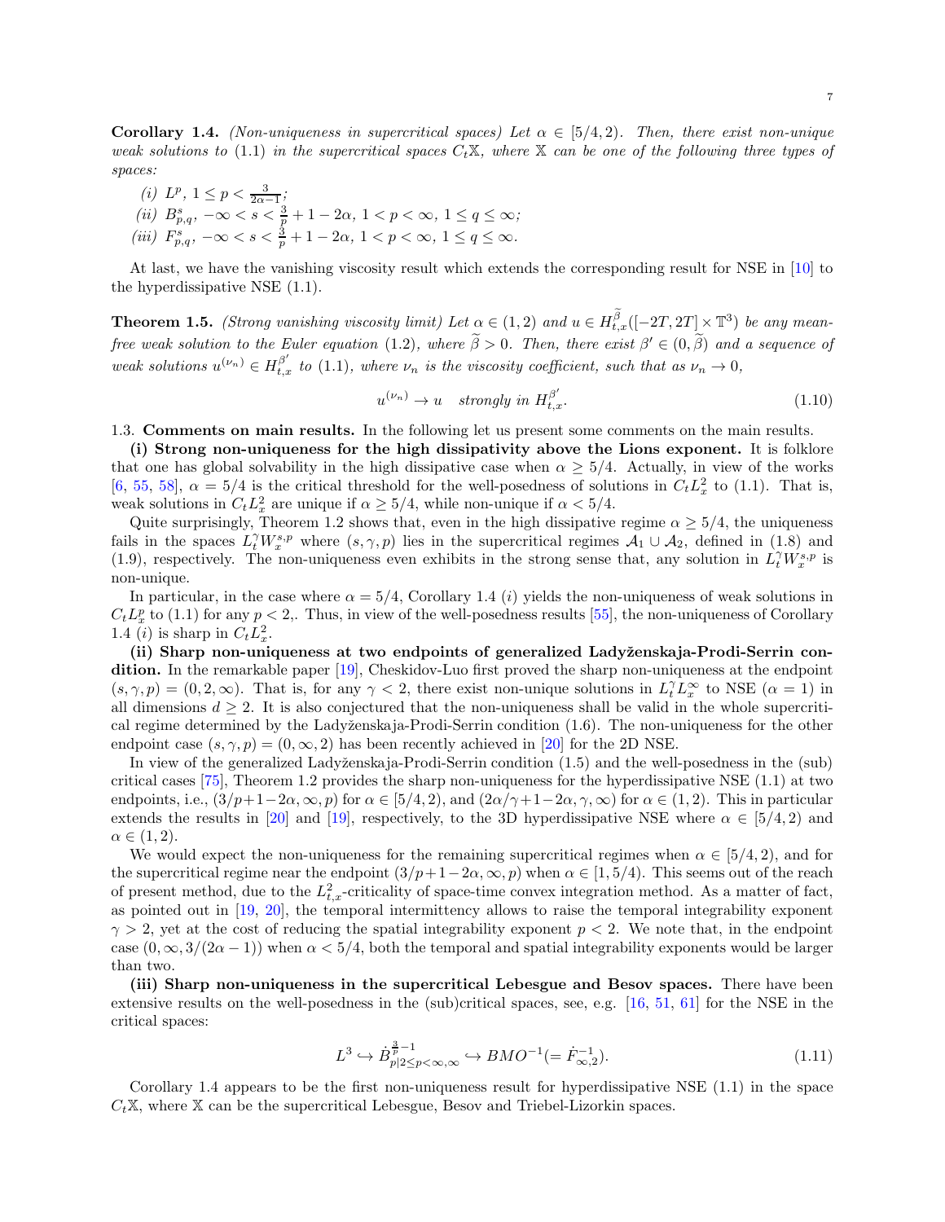**Corollary 1.4.** *(Non-uniqueness in supercritical spaces) Let $\alpha \in [5/4, 2)$. Then, there exist non-unique weak solutions to (1.1) in the supercritical spaces $C_t\mathbb{X}$, where $\mathbb{X}$ can be one of the following three types of spaces:*

*(i)* $L^p$, $1 \leq p < \frac{3}{2\alpha - 1}$;

*(ii)* $B^s_{p,q}$, $-\infty < s < \frac{3}{p} + 1 - 2\alpha$, $1 < p < \infty$, $1 \leq q \leq \infty$;

*(iii)* $F^s_{p,q}$, $-\infty < s < \frac{3}{p} + 1 - 2\alpha$, $1 < p < \infty$, $1 \leq q \leq \infty$.

At last, we have the vanishing viscosity result which extends the corresponding result for NSE in [10] to the hyperdissipative NSE (1.1).

**Theorem 1.5.** *(Strong vanishing viscosity limit) Let $\alpha \in (1, 2)$ and $u \in H^{\widetilde{\beta}}_{t,x}([-2T, 2T] \times \mathbb{T}^3)$ be any mean-free weak solution to the Euler equation (1.2), where $\widetilde{\beta} > 0$. Then, there exist $\beta' \in (0, \widetilde{\beta})$ and a sequence of weak solutions $u^{(\nu_n)} \in H^{\beta'}_{t,x}$ to (1.1), where $\nu_n$ is the viscosity coefficient, such that as $\nu_n \to 0$,*

$$u^{(\nu_n)} \to u \quad \textit{strongly in } H^{\beta'}_{t,x}. \tag{1.10}$$

1.3. **Comments on main results.** In the following let us present some comments on the main results.

**(i) Strong non-uniqueness for the high dissipativity above the Lions exponent.** It is folklore that one has global solvability in the high dissipative case when $\alpha \geq 5/4$. Actually, in view of the works [6, 55, 58], $\alpha = 5/4$ is the critical threshold for the well-posedness of solutions in $C_tL^2_x$ to (1.1). That is, weak solutions in $C_tL^2_x$ are unique if $\alpha \geq 5/4$, while non-unique if $\alpha < 5/4$.

Quite surprisingly, Theorem 1.2 shows that, even in the high dissipative regime $\alpha \geq 5/4$, the uniqueness fails in the spaces $L^\gamma_t W^{s,p}_x$ where $(s, \gamma, p)$ lies in the supercritical regimes $\mathcal{A}_1 \cup \mathcal{A}_2$, defined in (1.8) and (1.9), respectively. The non-uniqueness even exhibits in the strong sense that, any solution in $L^\gamma_t W^{s,p}_x$ is non-unique.

In particular, in the case where $\alpha = 5/4$, Corollary 1.4 $(i)$ yields the non-uniqueness of weak solutions in $C_tL^p_x$ to (1.1) for any $p < 2$,. Thus, in view of the well-posedness results [55], the non-uniqueness of Corollary 1.4 $(i)$ is sharp in $C_tL^2_x$.

**(ii) Sharp non-uniqueness at two endpoints of generalized Ladyženskaja-Prodi-Serrin condition.** In the remarkable paper [19], Cheskidov-Luo first proved the sharp non-uniqueness at the endpoint $(s, \gamma, p) = (0, 2, \infty)$. That is, for any $\gamma < 2$, there exist non-unique solutions in $L^\gamma_t L^\infty_x$ to NSE ($\alpha = 1$) in all dimensions $d \geq 2$. It is also conjectured that the non-uniqueness shall be valid in the whole supercritical regime determined by the Ladyženskaja-Prodi-Serrin condition (1.6). The non-uniqueness for the other endpoint case $(s, \gamma, p) = (0, \infty, 2)$ has been recently achieved in [20] for the 2D NSE.

In view of the generalized Ladyženskaja-Prodi-Serrin condition (1.5) and the well-posedness in the (sub) critical cases [75], Theorem 1.2 provides the sharp non-uniqueness for the hyperdissipative NSE (1.1) at two endpoints, i.e., $(3/p + 1 - 2\alpha, \infty, p)$ for $\alpha \in [5/4, 2)$, and $(2\alpha/\gamma + 1 - 2\alpha, \gamma, \infty)$ for $\alpha \in (1, 2)$. This in particular extends the results in [20] and [19], respectively, to the 3D hyperdissipative NSE where $\alpha \in [5/4, 2)$ and $\alpha \in (1, 2)$.

We would expect the non-uniqueness for the remaining supercritical regimes when $\alpha \in [5/4, 2)$, and for the supercritical regime near the endpoint $(3/p + 1 - 2\alpha, \infty, p)$ when $\alpha \in [1, 5/4)$. This seems out of the reach of present method, due to the $L^2_{t,x}$-criticality of space-time convex integration method. As a matter of fact, as pointed out in [19, 20], the temporal intermittency allows to raise the temporal integrability exponent $\gamma > 2$, yet at the cost of reducing the spatial integrability exponent $p < 2$. We note that, in the endpoint case $(0, \infty, 3/(2\alpha - 1))$ when $\alpha < 5/4$, both the temporal and spatial integrability exponents would be larger than two.

**(iii) Sharp non-uniqueness in the supercritical Lebesgue and Besov spaces.** There have been extensive results on the well-posedness in the (sub)critical spaces, see, e.g. [16, 51, 61] for the NSE in the critical spaces:

$$L^3 \hookrightarrow \dot{B}^{\frac{3}{p}-1}_{p|2\leq p<\infty, \infty} \hookrightarrow BMO^{-1} (= \dot{F}^{-1}_{\infty,2}). \tag{1.11}$$

Corollary 1.4 appears to be the first non-uniqueness result for hyperdissipative NSE (1.1) in the space $C_t\mathbb{X}$, where $\mathbb{X}$ can be the supercritical Lebesgue, Besov and Triebel-Lizorkin spaces.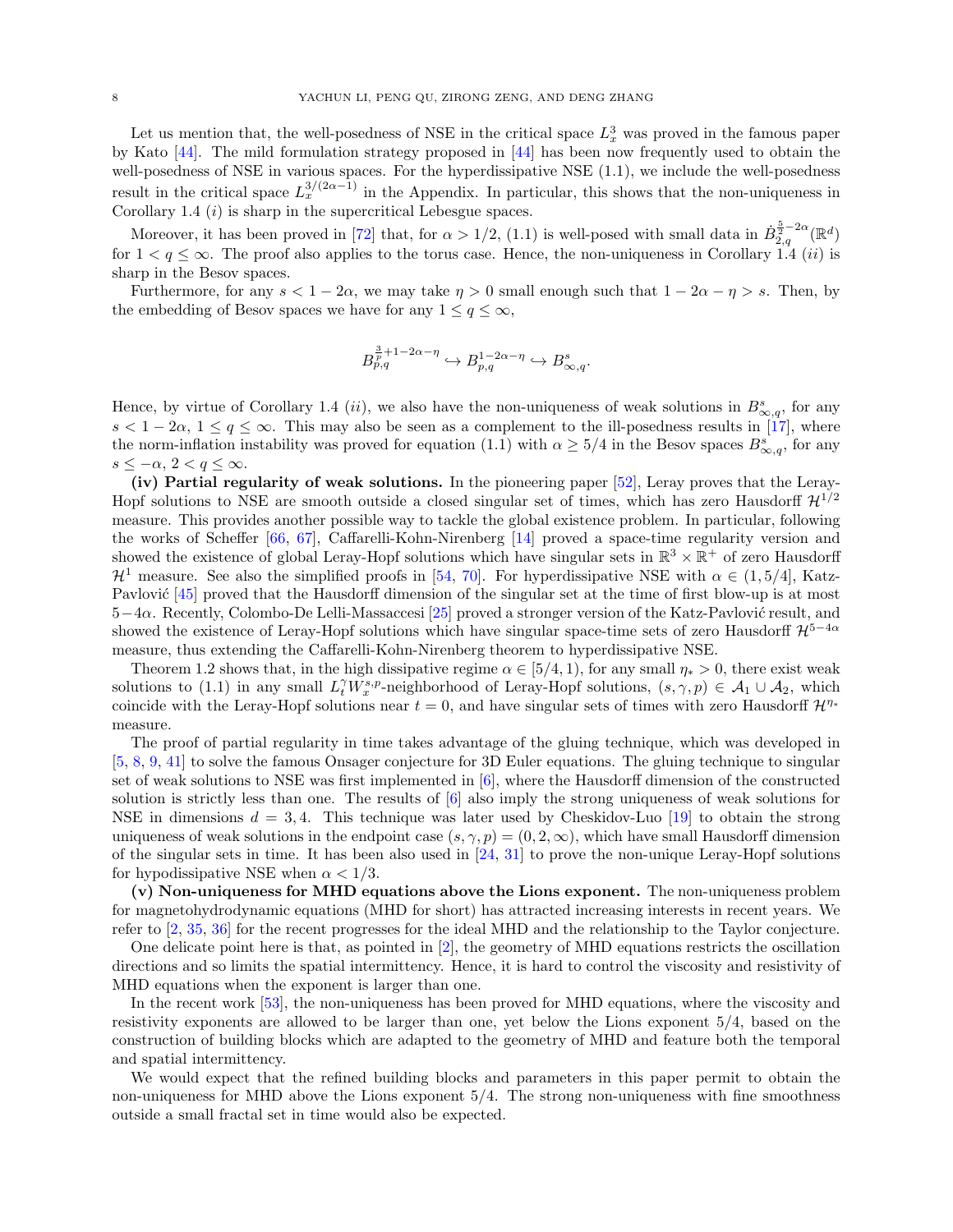Let us mention that, the well-posedness of NSE in the critical space $L^3_x$ was proved in the famous paper by Kato [44]. The mild formulation strategy proposed in [44] has been now frequently used to obtain the well-posedness of NSE in various spaces. For the hyperdissipative NSE (1.1), we include the well-posedness result in the critical space $L_x^{3/(2\alpha-1)}$ in the Appendix. In particular, this shows that the non-uniqueness in Corollary 1.4 $(i)$ is sharp in the supercritical Lebesgue spaces.

Moreover, it has been proved in [72] that, for $\alpha > 1/2$, (1.1) is well-posed with small data in $\dot{B}^{\frac{5}{2}-2\alpha}_{2,q}(\mathbb{R}^d)$ for $1 < q \leq \infty$. The proof also applies to the torus case. Hence, the non-uniqueness in Corollary 1.4 $(ii)$ is sharp in the Besov spaces.

Furthermore, for any $s < 1-2\alpha$, we may take $\eta > 0$ small enough such that $1-2\alpha-\eta > s$. Then, by the embedding of Besov spaces we have for any $1 \leq q \leq \infty$,

$$
B^{\frac{3}{p}+1-2\alpha-\eta}_{p,q} \hookrightarrow B^{1-2\alpha-\eta}_{p,q} \hookrightarrow B^{s}_{\infty,q}.
$$

Hence, by virtue of Corollary 1.4 $(ii)$, we also have the non-uniqueness of weak solutions in $B^s_{\infty,q}$, for any $s < 1-2\alpha$, $1 \leq q \leq \infty$. This may also be seen as a complement to the ill-posedness results in [17], where the norm-inflation instability was proved for equation (1.1) with $\alpha \geq 5/4$ in the Besov spaces $B^s_{\infty,q}$, for any $s \leq -\alpha$, $2 < q \leq \infty$.

**(iv) Partial regularity of weak solutions.** In the pioneering paper [52], Leray proves that the Leray-Hopf solutions to NSE are smooth outside a closed singular set of times, which has zero Hausdorff $\mathcal{H}^{1/2}$ measure. This provides another possible way to tackle the global existence problem. In particular, following the works of Scheffer [66, 67], Caffarelli-Kohn-Nirenberg [14] proved a space-time regularity version and showed the existence of global Leray-Hopf solutions which have singular sets in $\mathbb{R}^3 \times \mathbb{R}^+$ of zero Hausdorff $\mathcal{H}^1$ measure. See also the simplified proofs in [54, 70]. For hyperdissipative NSE with $\alpha \in (1, 5/4]$, Katz-Pavlović [45] proved that the Hausdorff dimension of the singular set at the time of first blow-up is at most $5-4\alpha$. Recently, Colombo-De Lelli-Massaccesi [25] proved a stronger version of the Katz-Pavlović result, and showed the existence of Leray-Hopf solutions which have singular space-time sets of zero Hausdorff $\mathcal{H}^{5-4\alpha}$ measure, thus extending the Caffarelli-Kohn-Nirenberg theorem to hyperdissipative NSE.

Theorem 1.2 shows that, in the high dissipative regime $\alpha \in [5/4, 1)$, for any small $\eta_* > 0$, there exist weak solutions to (1.1) in any small $L^\gamma_t W^{s,p}_x$-neighborhood of Leray-Hopf solutions, $(s, \gamma, p) \in \mathcal{A}_1 \cup \mathcal{A}_2$, which coincide with the Leray-Hopf solutions near $t = 0$, and have singular sets of times with zero Hausdorff $\mathcal{H}^{\eta_*}$ measure.

The proof of partial regularity in time takes advantage of the gluing technique, which was developed in [5, 8, 9, 41] to solve the famous Onsager conjecture for 3D Euler equations. The gluing technique to singular set of weak solutions to NSE was first implemented in [6], where the Hausdorff dimension of the constructed solution is strictly less than one. The results of [6] also imply the strong uniqueness of weak solutions for NSE in dimensions $d = 3, 4$. This technique was later used by Cheskidov-Luo [19] to obtain the strong uniqueness of weak solutions in the endpoint case $(s, \gamma, p) = (0, 2, \infty)$, which have small Hausdorff dimension of the singular sets in time. It has been also used in [24, 31] to prove the non-unique Leray-Hopf solutions for hypodissipative NSE when $\alpha < 1/3$.

**(v) Non-uniqueness for MHD equations above the Lions exponent.** The non-uniqueness problem for magnetohydrodynamic equations (MHD for short) has attracted increasing interests in recent years. We refer to [2, 35, 36] for the recent progresses for the ideal MHD and the relationship to the Taylor conjecture.

One delicate point here is that, as pointed in [2], the geometry of MHD equations restricts the oscillation directions and so limits the spatial intermittency. Hence, it is hard to control the viscosity and resistivity of MHD equations when the exponent is larger than one.

In the recent work [53], the non-uniqueness has been proved for MHD equations, where the viscosity and resistivity exponents are allowed to be larger than one, yet below the Lions exponent $5/4$, based on the construction of building blocks which are adapted to the geometry of MHD and feature both the temporal and spatial intermittency.

We would expect that the refined building blocks and parameters in this paper permit to obtain the non-uniqueness for MHD above the Lions exponent $5/4$. The strong non-uniqueness with fine smoothness outside a small fractal set in time would also be expected.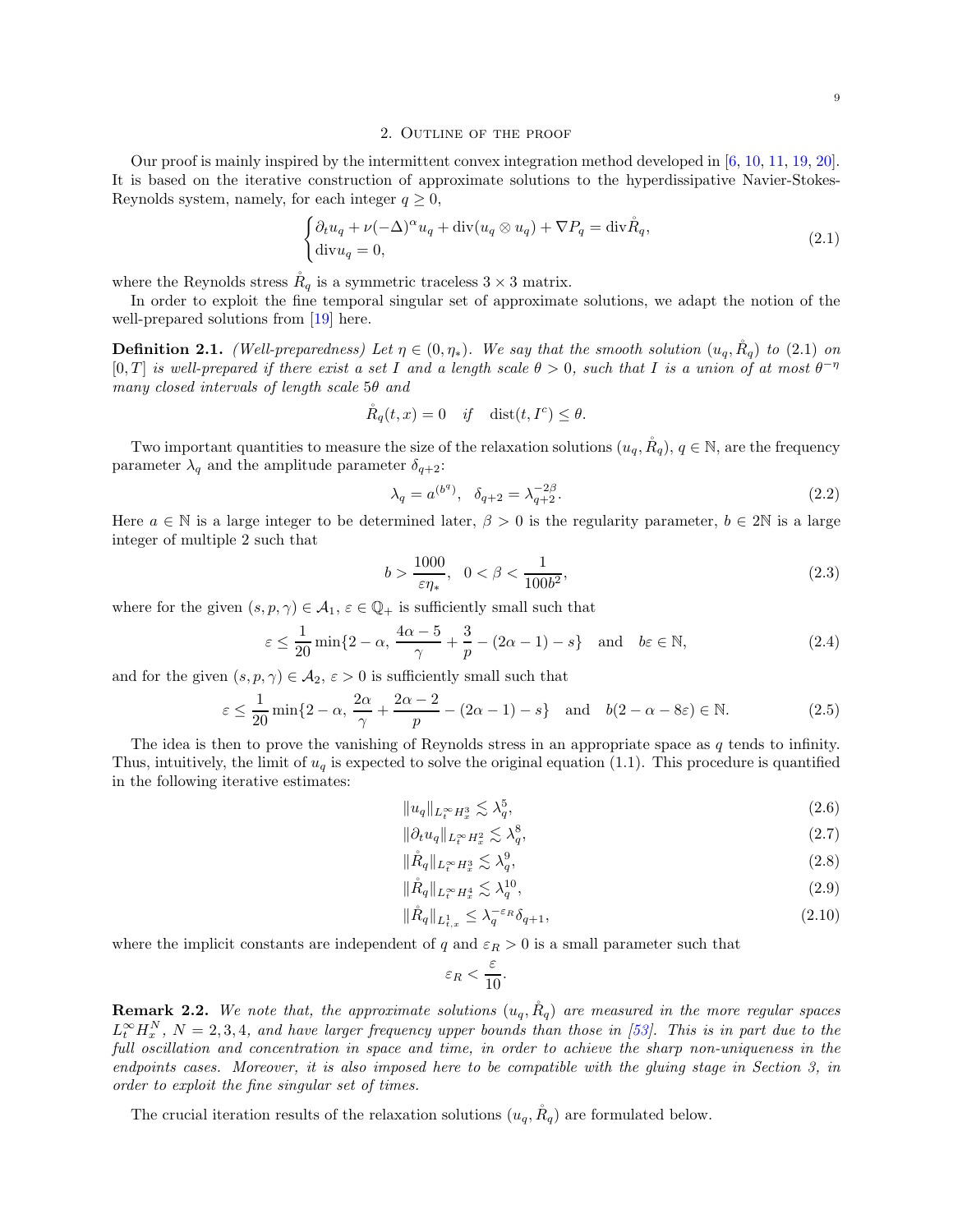## 2. Outline of the proof

Our proof is mainly inspired by the intermittent convex integration method developed in [6, 10, 11, 19, 20]. It is based on the iterative construction of approximate solutions to the hyperdissipative Navier-Stokes-Reynolds system, namely, for each integer $q \geq 0$,

$$
\begin{cases}
\partial_t u_q + \nu(-\Delta)^\alpha u_q + \operatorname{div}(u_q \otimes u_q) + \nabla P_q = \operatorname{div} \mathring{R}_q, \\
\operatorname{div} u_q = 0,
\end{cases}
\tag{2.1}
$$

where the Reynolds stress $\mathring{R}_q$ is a symmetric traceless $3 \times 3$ matrix.

In order to exploit the fine temporal singular set of approximate solutions, we adapt the notion of the well-prepared solutions from [19] here.

**Definition 2.1.** *(Well-preparedness) Let $\eta \in (0, \eta_*)$. We say that the smooth solution $(u_q, \mathring{R}_q)$ to (2.1) on $[0,T]$ is well-prepared if there exist a set $I$ and a length scale $\theta > 0$, such that $I$ is a union of at most $\theta^{-\eta}$ many closed intervals of length scale $5\theta$ and*

$$
\mathring{R}_q(t,x) = 0 \quad \text{if} \quad \operatorname{dist}(t, I^c) \leq \theta.
$$

Two important quantities to measure the size of the relaxation solutions $(u_q, \mathring{R}_q)$, $q \in \mathbb{N}$, are the frequency parameter $\lambda_q$ and the amplitude parameter $\delta_{q+2}$:

$$
\lambda_q = a^{(b^q)}, \quad \delta_{q+2} = \lambda_{q+2}^{-2\beta}. \tag{2.2}
$$

Here $a \in \mathbb{N}$ is a large integer to be determined later, $\beta > 0$ is the regularity parameter, $b \in 2\mathbb{N}$ is a large integer of multiple 2 such that

$$
b > \frac{1000}{\varepsilon \eta_*}, \quad 0 < \beta < \frac{1}{100 b^2}, \tag{2.3}
$$

where for the given $(s,p,\gamma) \in \mathcal{A}_1$, $\varepsilon \in \mathbb{Q}_+$ is sufficiently small such that

$$
\varepsilon \leq \frac{1}{20} \min\{2-\alpha, \frac{4\alpha - 5}{\gamma} + \frac{3}{p} - (2\alpha - 1) - s\} \quad \text{and} \quad b\varepsilon \in \mathbb{N}, \tag{2.4}
$$

and for the given $(s,p,\gamma) \in \mathcal{A}_2$, $\varepsilon > 0$ is sufficiently small such that

$$
\varepsilon \leq \frac{1}{20} \min\{2-\alpha, \frac{2\alpha}{\gamma} + \frac{2\alpha - 2}{p} - (2\alpha - 1) - s\} \quad \text{and} \quad b(2 - \alpha - 8\varepsilon) \in \mathbb{N}. \tag{2.5}
$$

The idea is then to prove the vanishing of Reynolds stress in an appropriate space as $q$ tends to infinity. Thus, intuitively, the limit of $u_q$ is expected to solve the original equation (1.1). This procedure is quantified in the following iterative estimates:

$$
\|u_q\|_{L^\infty_t H^3_x} \lesssim \lambda_q^5, \tag{2.6}
$$

$$
\|\partial_t u_q\|_{L^\infty_t H^2_x} \lesssim \lambda_q^8, \tag{2.7}
$$

$$
\|\mathring{R}_q\|_{L^\infty_t H^3_x} \lesssim \lambda_q^9, \tag{2.8}
$$

$$
\|\mathring{R}_q\|_{L^\infty_t H^4_x} \lesssim \lambda_q^{10}, \tag{2.9}
$$

$$
\|\mathring{R}_q\|_{L^1_{t,x}} \leq \lambda_q^{-\varepsilon_R} \delta_{q+1}, \tag{2.10}
$$

where the implicit constants are independent of $q$ and $\varepsilon_R > 0$ is a small parameter such that

$$
\varepsilon_R < \frac{\varepsilon}{10}.
$$

**Remark 2.2.** *We note that, the approximate solutions $(u_q, \mathring{R}_q)$ are measured in the more regular spaces $L^\infty_t H^N_x$, $N = 2, 3, 4$, and have larger frequency upper bounds than those in [53]. This is in part due to the full oscillation and concentration in space and time, in order to achieve the sharp non-uniqueness in the endpoints cases. Moreover, it is also imposed here to be compatible with the gluing stage in Section 3, in order to exploit the fine singular set of times.*

The crucial iteration results of the relaxation solutions $(u_q, \mathring{R}_q)$ are formulated below.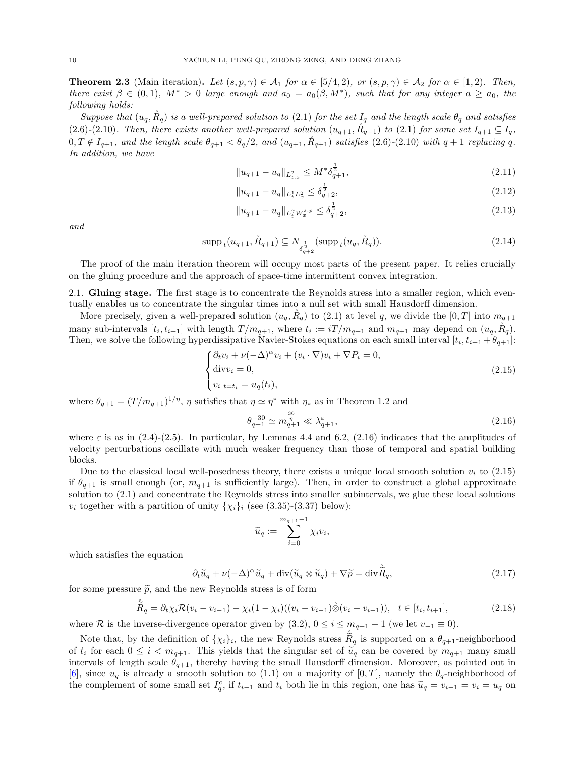**Theorem 2.3** (Main iteration)**.** *Let $(s,p,\gamma)\in\mathcal{A}_1$ for $\alpha\in[5/4,2)$, or $(s,p,\gamma)\in\mathcal{A}_2$ for $\alpha\in[1,2)$. Then, there exist $\beta\in(0,1)$, $M^*>0$ large enough and $a_0=a_0(\beta,M^*)$, such that for any integer $a\geq a_0$, the following holds:*

*Suppose that $(u_q,\mathring{R}_q)$ is a well-prepared solution to (2.1) for the set $I_q$ and the length scale $\theta_q$ and satisfies (2.6)-(2.10). Then, there exists another well-prepared solution $(u_{q+1},\mathring{R}_{q+1})$ to (2.1) for some set $I_{q+1}\subseteq I_q$, $0,T\notin I_{q+1}$, and the length scale $\theta_{q+1}<\theta_q/2$, and $(u_{q+1},\mathring{R}_{q+1})$ satisfies (2.6)-(2.10) with $q+1$ replacing $q$. In addition, we have*

$$\|u_{q+1}-u_q\|_{L^2_{t,x}}\leq M^*\delta_{q+1}^{\frac12}, \tag{2.11}$$

$$\|u_{q+1}-u_q\|_{L^1_tL^2_x}\leq \delta_{q+2}^{\frac12}, \tag{2.12}$$

$$\|u_{q+1}-u_q\|_{L^\gamma_tW^{s,p}_x}\leq \delta_{q+2}^{\frac12}, \tag{2.13}$$

*and*

$$\operatorname{supp}_t(u_{q+1},\mathring{R}_{q+1})\subseteq N_{\delta_{q+2}^{\frac12}}(\operatorname{supp}_t(u_q,\mathring{R}_q)). \tag{2.14}$$

The proof of the main iteration theorem will occupy most parts of the present paper. It relies crucially on the gluing procedure and the approach of space-time intermittent convex integration.

## 2.1. Gluing stage.

The first stage is to concentrate the Reynolds stress into a smaller region, which eventually enables us to concentrate the singular times into a null set with small Hausdorff dimension.

More precisely, given a well-prepared solution $(u_q,\mathring{R}_q)$ to (2.1) at level $q$, we divide the $[0,T]$ into $m_{q+1}$ many sub-intervals $[t_i,t_{i+1}]$ with length $T/m_{q+1}$, where $t_i:=iT/m_{q+1}$ and $m_{q+1}$ may depend on $(u_q,\mathring{R}_q)$. Then, we solve the following hyperdissipative Navier-Stokes equations on each small interval $[t_i,t_{i+1}+\theta_{q+1}]$:

$$\begin{cases}\partial_t v_i+\nu(-\Delta)^\alpha v_i+(v_i\cdot\nabla)v_i+\nabla P_i=0,\\ \operatorname{div} v_i=0,\\ v_i|_{t=t_i}=u_q(t_i),\end{cases} \tag{2.15}$$

where $\theta_{q+1}=(T/m_{q+1})^{1/\eta}$, $\eta$ satisfies that $\eta\simeq\eta^*$ with $\eta_*$ as in Theorem 1.2 and

$$\theta_{q+1}^{-30}\simeq m_{q+1}^{\frac{30}{\eta}}\ll\lambda_{q+1}^{\varepsilon}, \tag{2.16}$$

where $\varepsilon$ is as in (2.4)-(2.5). In particular, by Lemmas 4.4 and 6.2, (2.16) indicates that the amplitudes of velocity perturbations oscillate with much weaker frequency than those of temporal and spatial building blocks.

Due to the classical local well-posedness theory, there exists a unique local smooth solution $v_i$ to (2.15) if $\theta_{q+1}$ is small enough (or, $m_{q+1}$ is sufficiently large). Then, in order to construct a global approximate solution to (2.1) and concentrate the Reynolds stress into smaller subintervals, we glue these local solutions $v_i$ together with a partition of unity $\{\chi_i\}_i$ (see (3.35)-(3.37) below):

$$\widetilde{u}_q:=\sum_{i=0}^{m_{q+1}-1}\chi_i v_i,$$

which satisfies the equation

$$\partial_t\widetilde{u}_q+\nu(-\Delta)^\alpha\widetilde{u}_q+\operatorname{div}(\widetilde{u}_q\otimes\widetilde{u}_q)+\nabla\widetilde{p}=\operatorname{div}\mathring{\widetilde{R}}_q, \tag{2.17}$$

for some pressure $\widetilde{p}$, and the new Reynolds stress is of form

$$\mathring{\widetilde{R}}_q=\partial_t\chi_i\mathcal{R}(v_i-v_{i-1})-\chi_i(1-\chi_i)((v_i-v_{i-1})\mathring{\otimes}(v_i-v_{i-1})),\quad t\in[t_i,t_{i+1}], \tag{2.18}$$

where $\mathcal{R}$ is the inverse-divergence operator given by (3.2), $0\leq i\leq m_{q+1}-1$ (we let $v_{-1}\equiv 0$).

Note that, by the definition of $\{\chi_i\}_i$, the new Reynolds stress $\mathring{\widetilde{R}}_q$ is supported on a $\theta_{q+1}$-neighborhood of $t_i$ for each $0\leq i<m_{q+1}$. This yields that the singular set of $\widetilde{u}_q$ can be covered by $m_{q+1}$ many small intervals of length scale $\theta_{q+1}$, thereby having the small Hausdorff dimension. Moreover, as pointed out in [6], since $u_q$ is already a smooth solution to (1.1) on a majority of $[0,T]$, namely the $\theta_q$-neighborhood of the complement of some small set $I_q^c$, if $t_{i-1}$ and $t_i$ both lie in this region, one has $\widetilde{u}_q=v_{i-1}=v_i=u_q$ on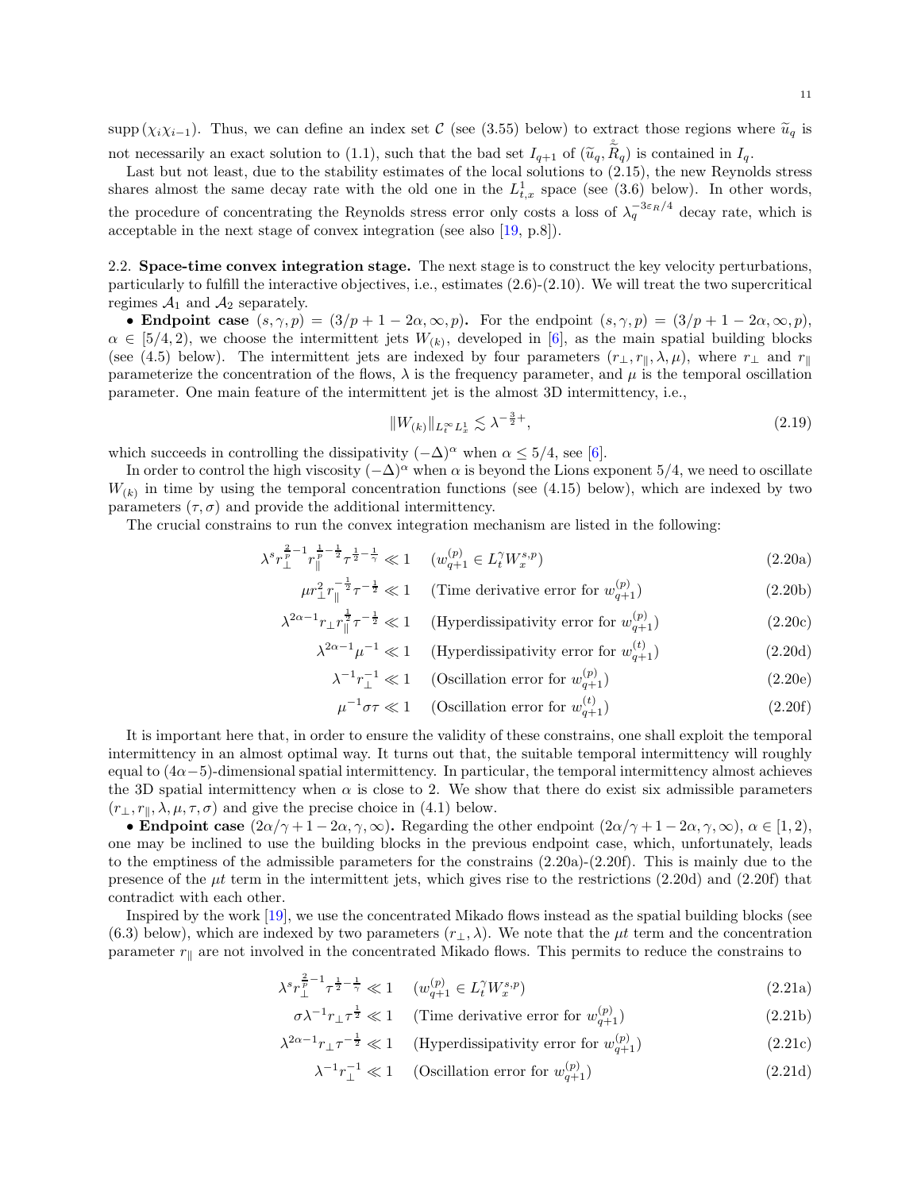supp $(\chi_i\chi_{i-1})$. Thus, we can define an index set $\mathcal{C}$ (see (3.55) below) to extract those regions where $\widetilde{u}_q$ is not necessarily an exact solution to (1.1), such that the bad set $I_{q+1}$ of $(\widetilde{u}_q, \mathring{\widetilde{R}}_q)$ is contained in $I_q$.

Last but not least, due to the stability estimates of the local solutions to (2.15), the new Reynolds stress shares almost the same decay rate with the old one in the $L^1_{t,x}$ space (see (3.6) below). In other words, the procedure of concentrating the Reynolds stress error only costs a loss of $\lambda_q^{-3\varepsilon_R/4}$ decay rate, which is acceptable in the next stage of convex integration (see also [19, p.8]).

2.2. **Space-time convex integration stage.** The next stage is to construct the key velocity perturbations, particularly to fulfill the interactive objectives, i.e., estimates (2.6)-(2.10). We will treat the two supercritical regimes $\mathcal{A}_1$ and $\mathcal{A}_2$ separately.

• **Endpoint case** $(s,\gamma,p) = (3/p + 1 - 2\alpha, \infty, p)$**.** For the endpoint $(s,\gamma,p) = (3/p+1-2\alpha,\infty,p)$, $\alpha \in [5/4, 2)$, we choose the intermittent jets $W_{(k)}$, developed in [6], as the main spatial building blocks (see (4.5) below). The intermittent jets are indexed by four parameters $(r_\perp, r_\parallel, \lambda, \mu)$, where $r_\perp$ and $r_\parallel$ parameterize the concentration of the flows, $\lambda$ is the frequency parameter, and $\mu$ is the temporal oscillation parameter. One main feature of the intermittent jet is the almost 3D intermittency, i.e.,

$$\|W_{(k)}\|_{L^\infty_t L^1_x} \lesssim \lambda^{-\frac{3}{2}+}, \tag{2.19}$$

which succeeds in controlling the dissipativity $(-\Delta)^\alpha$ when $\alpha \leq 5/4$, see [6].

In order to control the high viscosity $(-\Delta)^\alpha$ when $\alpha$ is beyond the Lions exponent 5/4, we need to oscillate $W_{(k)}$ in time by using the temporal concentration functions (see (4.15) below), which are indexed by two parameters $(\tau,\sigma)$ and provide the additional intermittency.

The crucial constrains to run the convex integration mechanism are listed in the following:

$$\lambda^s r_\perp^{\frac{2}{p}-1} r_\parallel^{\frac{1}{p}-\frac{1}{2}} \tau^{\frac{1}{2}-\frac{1}{\gamma}} \ll 1 \quad (w^{(p)}_{q+1} \in L^\gamma_t W^{s,p}_x) \tag{2.20a}$$

$$\mu r_\perp^2 r_\parallel^{-\frac{1}{2}} \tau^{-\frac{1}{2}} \ll 1 \quad \text{(Time derivative error for } w^{(p)}_{q+1}) \tag{2.20b}$$

$$\lambda^{2\alpha-1} r_\perp r_\parallel^{\frac{1}{2}} \tau^{-\frac{1}{2}} \ll 1 \quad \text{(Hyperdissipativity error for } w^{(p)}_{q+1}) \tag{2.20c}$$

$$\lambda^{2\alpha-1}\mu^{-1} \ll 1 \quad \text{(Hyperdissipativity error for } w^{(t)}_{q+1}) \tag{2.20d}$$

$$\lambda^{-1} r_\perp^{-1} \ll 1 \quad \text{(Oscillation error for } w^{(p)}_{q+1}) \tag{2.20e}$$

$$\mu^{-1}\sigma\tau \ll 1 \quad \text{(Oscillation error for } w^{(t)}_{q+1}) \tag{2.20f}$$

It is important here that, in order to ensure the validity of these constrains, one shall exploit the temporal intermittency in an almost optimal way. It turns out that, the suitable temporal intermittency will roughly equal to $(4\alpha-5)$-dimensional spatial intermittency. In particular, the temporal intermittency almost achieves the 3D spatial intermittency when $\alpha$ is close to 2. We show that there do exist six admissible parameters $(r_\perp, r_\parallel, \lambda, \mu, \tau, \sigma)$ and give the precise choice in (4.1) below.

• **Endpoint case** $(2\alpha/\gamma + 1 - 2\alpha, \gamma, \infty)$**.** Regarding the other endpoint $(2\alpha/\gamma+1-2\alpha,\gamma,\infty)$, $\alpha \in [1,2)$, one may be inclined to use the building blocks in the previous endpoint case, which, unfortunately, leads to the emptiness of the admissible parameters for the constrains (2.20a)-(2.20f). This is mainly due to the presence of the $\mu t$ term in the intermittent jets, which gives rise to the restrictions (2.20d) and (2.20f) that contradict with each other.

Inspired by the work [19], we use the concentrated Mikado flows instead as the spatial building blocks (see (6.3) below), which are indexed by two parameters $(r_\perp, \lambda)$. We note that the $\mu t$ term and the concentration parameter $r_\parallel$ are not involved in the concentrated Mikado flows. This permits to reduce the constrains to

$$\lambda^s r_\perp^{\frac{2}{p}-1} \tau^{\frac{1}{2}-\frac{1}{\gamma}} \ll 1 \quad (w^{(p)}_{q+1} \in L^\gamma_t W^{s,p}_x) \tag{2.21a}$$

$$\sigma\lambda^{-1} r_\perp \tau^{\frac{1}{2}} \ll 1 \quad \text{(Time derivative error for } w^{(p)}_{q+1}) \tag{2.21b}$$

$$\lambda^{2\alpha-1} r_\perp \tau^{-\frac{1}{2}} \ll 1 \quad \text{(Hyperdissipativity error for } w^{(p)}_{q+1}) \tag{2.21c}$$

$$\lambda^{-1} r_\perp^{-1} \ll 1 \quad \text{(Oscillation error for } w^{(p)}_{q+1}) \tag{2.21d}$$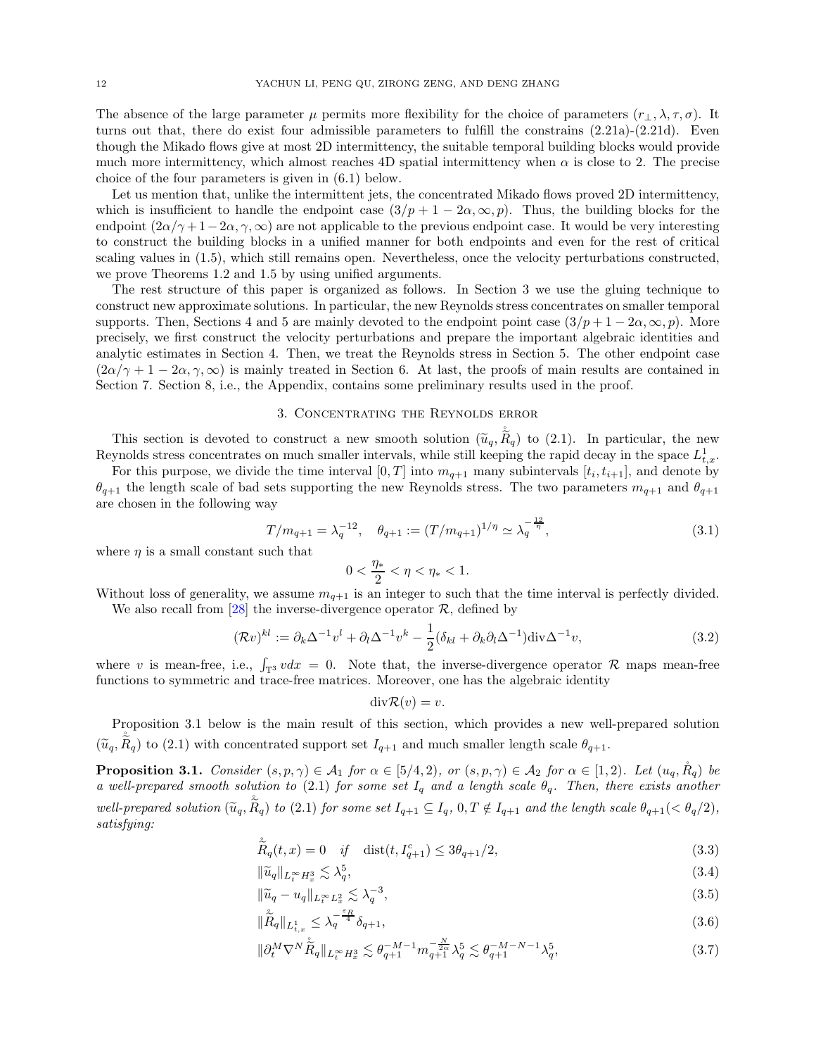The absence of the large parameter $\mu$ permits more flexibility for the choice of parameters $(r_\perp, \lambda, \tau, \sigma)$. It turns out that, there do exist four admissible parameters to fulfill the constrains (2.21a)-(2.21d). Even though the Mikado flows give at most 2D intermittency, the suitable temporal building blocks would provide much more intermittency, which almost reaches 4D spatial intermittency when $\alpha$ is close to 2. The precise choice of the four parameters is given in (6.1) below.

Let us mention that, unlike the intermittent jets, the concentrated Mikado flows proved 2D intermittency, which is insufficient to handle the endpoint case $(3/p + 1 - 2\alpha, \infty, p)$. Thus, the building blocks for the endpoint $(2\alpha/\gamma + 1 - 2\alpha, \gamma, \infty)$ are not applicable to the previous endpoint case. It would be very interesting to construct the building blocks in a unified manner for both endpoints and even for the rest of critical scaling values in (1.5), which still remains open. Nevertheless, once the velocity perturbations constructed, we prove Theorems 1.2 and 1.5 by using unified arguments.

The rest structure of this paper is organized as follows. In Section 3 we use the gluing technique to construct new approximate solutions. In particular, the new Reynolds stress concentrates on smaller temporal supports. Then, Sections 4 and 5 are mainly devoted to the endpoint point case $(3/p + 1 - 2\alpha, \infty, p)$. More precisely, we first construct the velocity perturbations and prepare the important algebraic identities and analytic estimates in Section 4. Then, we treat the Reynolds stress in Section 5. The other endpoint case $(2\alpha/\gamma + 1 - 2\alpha, \gamma, \infty)$ is mainly treated in Section 6. At last, the proofs of main results are contained in Section 7. Section 8, i.e., the Appendix, contains some preliminary results used in the proof.

## 3. Concentrating the Reynolds error

This section is devoted to construct a new smooth solution $(\widetilde{u}_q, \mathring{\widetilde{R}}_q)$ to (2.1). In particular, the new Reynolds stress concentrates on much smaller intervals, while still keeping the rapid decay in the space $L^1_{t,x}$.

For this purpose, we divide the time interval $[0, T]$ into $m_{q+1}$ many subintervals $[t_i, t_{i+1}]$, and denote by $\theta_{q+1}$ the length scale of bad sets supporting the new Reynolds stress. The two parameters $m_{q+1}$ and $\theta_{q+1}$ are chosen in the following way

$$T/m_{q+1} = \lambda_q^{-12}, \quad \theta_{q+1} := (T/m_{q+1})^{1/\eta} \simeq \lambda_q^{-\frac{12}{\eta}}, \tag{3.1}$$

where $\eta$ is a small constant such that

$$0 < \frac{\eta_*}{2} < \eta < \eta_* < 1.$$

Without loss of generality, we assume $m_{q+1}$ is an integer to such that the time interval is perfectly divided.

We also recall from [28] the inverse-divergence operator $\mathcal{R}$, defined by

$$(\mathcal{R}v)^{kl} := \partial_k \Delta^{-1} v^l + \partial_l \Delta^{-1} v^k - \frac{1}{2}(\delta_{kl} + \partial_k \partial_l \Delta^{-1}) \mathrm{div} \Delta^{-1} v, \tag{3.2}$$

where $v$ is mean-free, i.e., $\int_{\mathbb{T}^3} v dx = 0$. Note that, the inverse-divergence operator $\mathcal{R}$ maps mean-free functions to symmetric and trace-free matrices. Moreover, one has the algebraic identity

$$\mathrm{div} \mathcal{R}(v) = v.$$

Proposition 3.1 below is the main result of this section, which provides a new well-prepared solution $(\widetilde{u}_q, \mathring{\widetilde{R}}_q)$ to (2.1) with concentrated support set $I_{q+1}$ and much smaller length scale $\theta_{q+1}$.

**Proposition 3.1.** *Consider $(s, p, \gamma) \in \mathcal{A}_1$ for $\alpha \in [5/4, 2)$, or $(s, p, \gamma) \in \mathcal{A}_2$ for $\alpha \in [1, 2)$. Let $(u_q, \mathring{R}_q)$ be a well-prepared smooth solution to (2.1) for some set $I_q$ and a length scale $\theta_q$. Then, there exists another well-prepared solution $(\widetilde{u}_q, \mathring{\widetilde{R}}_q)$ to (2.1) for some set $I_{q+1} \subseteq I_q$, $0, T \notin I_{q+1}$ and the length scale $\theta_{q+1} (< \theta_q/2)$, satisfying:*

$$\mathring{\widetilde{R}}_q(t, x) = 0 \quad \text{if} \quad \mathrm{dist}(t, I^c_{q+1}) \leq 3\theta_{q+1}/2, \tag{3.3}$$

$$\|\widetilde{u}_q\|_{L^\infty_t H^3_x} \lesssim \lambda_q^5, \tag{3.4}$$

$$\|\widetilde{u}_q - u_q\|_{L^\infty_t L^2_x} \lesssim \lambda_q^{-3}, \tag{3.5}$$

$$\|\mathring{\widetilde{R}}_q\|_{L^1_{t,x}} \leq \lambda_q^{-\frac{\varepsilon_R}{4}} \delta_{q+1}, \tag{3.6}$$

$$\|\partial_t^M \nabla^N \mathring{\widetilde{R}}_q\|_{L^\infty_t H^3_x} \lesssim \theta_{q+1}^{-M-1} m_{q+1}^{-\frac{N}{2\alpha}} \lambda_q^5 \lesssim \theta_{q+1}^{-M-N-1} \lambda_q^5, \tag{3.7}$$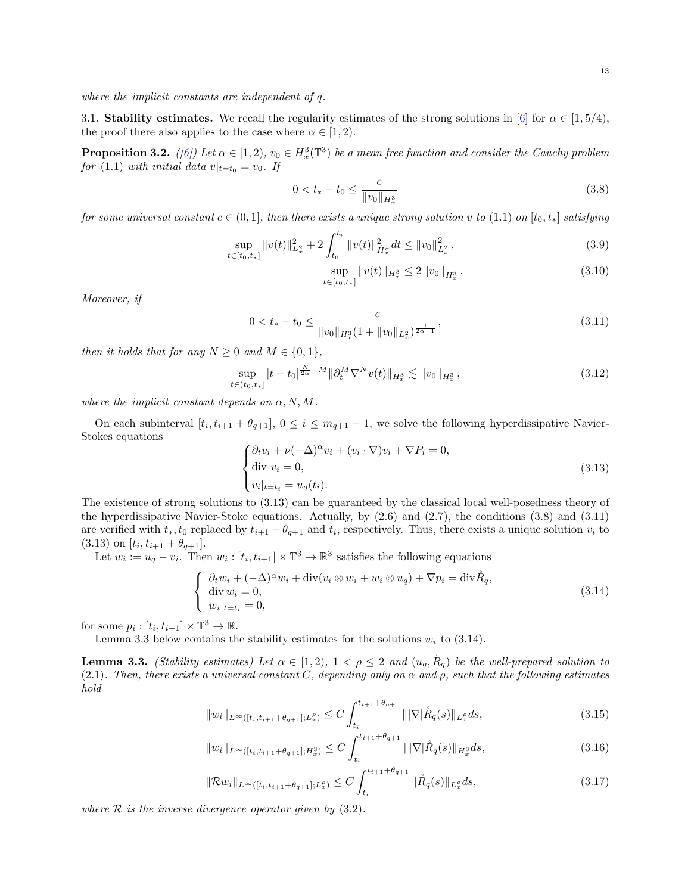*where the implicit constants are independent of $q$.*

3.1. **Stability estimates.** We recall the regularity estimates of the strong solutions in [6] for $\alpha \in [1, 5/4)$, the proof there also applies to the case where $\alpha \in [1, 2)$.

**Proposition 3.2.** *([6]) Let $\alpha \in [1, 2)$, $v_0 \in H^3_x(\mathbb{T}^3)$ be a mean free function and consider the Cauchy problem for (1.1) with initial data $v|_{t=t_0} = v_0$. If*

$$0 < t_* - t_0 \le \frac{c}{\|v_0\|_{H^3_x}} \tag{3.8}$$

*for some universal constant $c \in (0, 1]$, then there exists a unique strong solution $v$ to (1.1) on $[t_0, t_*]$ satisfying*

$$\sup_{t \in [t_0, t_*]} \|v(t)\|^2_{L^2_x} + 2\int_{t_0}^{t_*} \|v(t)\|^2_{\dot{H}^\alpha_x} dt \le \|v_0\|^2_{L^2_x}, \tag{3.9}$$

$$\sup_{t \in [t_0, t_*]} \|v(t)\|_{H^3_x} \le 2\|v_0\|_{H^3_x}. \tag{3.10}$$

*Moreover, if*

$$0 < t_* - t_0 \le \frac{c}{\|v_0\|_{H^3_x}(1 + \|v_0\|_{L^2_x})^{\frac{1}{2\alpha - 1}}}, \tag{3.11}$$

*then it holds that for any $N \ge 0$ and $M \in \{0, 1\}$,*

$$\sup_{t \in (t_0, t_*]} |t - t_0|^{\frac{N}{2\alpha} + M} \|\partial_t^M \nabla^N v(t)\|_{H^3_x} \lesssim \|v_0\|_{H^3_x}, \tag{3.12}$$

*where the implicit constant depends on $\alpha, N, M$.*

On each subinterval $[t_i, t_{i+1} + \theta_{q+1}]$, $0 \le i \le m_{q+1} - 1$, we solve the following hyperdissipative Navier-Stokes equations

$$\begin{cases} \partial_t v_i + \nu(-\Delta)^\alpha v_i + (v_i \cdot \nabla) v_i + \nabla P_i = 0, \\ \operatorname{div} v_i = 0, \\ v_i|_{t=t_i} = u_q(t_i). \end{cases} \tag{3.13}$$

The existence of strong solutions to (3.13) can be guaranteed by the classical local well-posedness theory of the hyperdissipative Navier-Stoke equations. Actually, by (2.6) and (2.7), the conditions (3.8) and (3.11) are verified with $t_*, t_0$ replaced by $t_{i+1} + \theta_{q+1}$ and $t_i$, respectively. Thus, there exists a unique solution $v_i$ to (3.13) on $[t_i, t_{i+1} + \theta_{q+1}]$.

Let $w_i := u_q - v_i$. Then $w_i : [t_i, t_{i+1}] \times \mathbb{T}^3 \to \mathbb{R}^3$ satisfies the following equations

$$\begin{cases} \partial_t w_i + (-\Delta)^\alpha w_i + \operatorname{div}(v_i \otimes w_i + w_i \otimes u_q) + \nabla p_i = \operatorname{div} \mathring{R}_q, \\ \operatorname{div} w_i = 0, \\ w_i|_{t=t_i} = 0, \end{cases} \tag{3.14}$$

for some $p_i : [t_i, t_{i+1}] \times \mathbb{T}^3 \to \mathbb{R}$.

Lemma 3.3 below contains the stability estimates for the solutions $w_i$ to (3.14).

**Lemma 3.3.** *(Stability estimates) Let $\alpha \in [1, 2)$, $1 < \rho \le 2$ and $(u_q, \mathring{R}_q)$ be the well-prepared solution to (2.1). Then, there exists a universal constant $C$, depending only on $\alpha$ and $\rho$, such that the following estimates hold*

$$\|w_i\|_{L^\infty([t_i, t_{i+1} + \theta_{q+1}]; L^\rho_x)} \le C \int_{t_i}^{t_{i+1} + \theta_{q+1}} \||\nabla| \mathring{R}_q(s)\|_{L^\rho_x} ds, \tag{3.15}$$

$$\|w_i\|_{L^\infty([t_i, t_{i+1} + \theta_{q+1}]; H^3_x)} \le C \int_{t_i}^{t_{i+1} + \theta_{q+1}} \||\nabla| \mathring{R}_q(s)\|_{H^3_x} ds, \tag{3.16}$$

$$\|\mathcal{R} w_i\|_{L^\infty([t_i, t_{i+1} + \theta_{q+1}]; L^\rho_x)} \le C \int_{t_i}^{t_{i+1} + \theta_{q+1}} \|\mathring{R}_q(s)\|_{L^\rho_x} ds, \tag{3.17}$$

*where $\mathcal{R}$ is the inverse divergence operator given by (3.2).*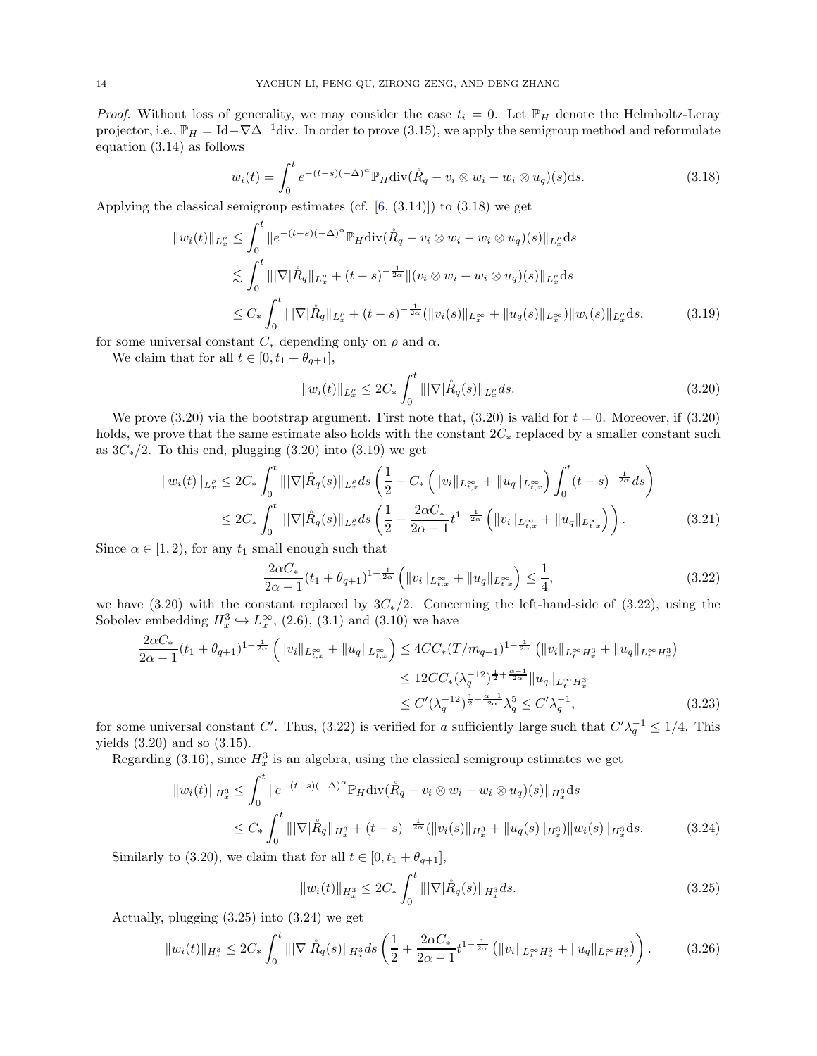*Proof.* Without loss of generality, we may consider the case $t_i = 0$. Let $\mathbb{P}_H$ denote the Helmholtz-Leray projector, i.e., $\mathbb{P}_H = \mathrm{Id} - \nabla\Delta^{-1}\mathrm{div}$. In order to prove (3.15), we apply the semigroup method and reformulate equation (3.14) as follows

$$
w_i(t) = \int_0^t e^{-(t-s)(-\Delta)^\alpha}\mathbb{P}_H \mathrm{div}(\mathring{R}_q - v_i \otimes w_i - w_i \otimes u_q)(s)\mathrm{d}s. \tag{3.18}
$$

Applying the classical semigroup estimates (cf. [6, (3.14)]) to (3.18) we get

$$
\begin{aligned}
\|w_i(t)\|_{L^\rho_x} &\leq \int_0^t \|e^{-(t-s)(-\Delta)^\alpha}\mathbb{P}_H \mathrm{div}(\mathring{R}_q - v_i \otimes w_i - w_i \otimes u_q)(s)\|_{L^\rho_x}\mathrm{d}s \\
&\lesssim \int_0^t \||\nabla|\mathring{R}_q\|_{L^\rho_x} + (t-s)^{-\frac{1}{2\alpha}}\|(v_i \otimes w_i + w_i \otimes u_q)(s)\|_{L^\rho_x}\mathrm{d}s \\
&\leq C_* \int_0^t \||\nabla|\mathring{R}_q\|_{L^\rho_x} + (t-s)^{-\frac{1}{2\alpha}}(\|v_i(s)\|_{L^\infty_x} + \|u_q(s)\|_{L^\infty_x})\|w_i(s)\|_{L^\rho_x}\mathrm{d}s,
\end{aligned} \tag{3.19}
$$

for some universal constant $C_*$ depending only on $\rho$ and $\alpha$.

We claim that for all $t \in [0, t_1 + \theta_{q+1}]$,

$$
\|w_i(t)\|_{L^\rho_x} \leq 2C_* \int_0^t \||\nabla|\mathring{R}_q(s)\|_{L^\rho_x} ds. \tag{3.20}
$$

We prove (3.20) via the bootstrap argument. First note that, (3.20) is valid for $t = 0$. Moreover, if (3.20) holds, we prove that the same estimate also holds with the constant $2C_*$ replaced by a smaller constant such as $3C_*/2$. To this end, plugging (3.20) into (3.19) we get

$$
\begin{aligned}
\|w_i(t)\|_{L^\rho_x} &\leq 2C_* \int_0^t \||\nabla|\mathring{R}_q(s)\|_{L^\rho_x} ds \left(\frac{1}{2} + C_* \left(\|v_i\|_{L^\infty_{t,x}} + \|u_q\|_{L^\infty_{t,x}}\right) \int_0^t (t-s)^{-\frac{1}{2\alpha}} ds\right) \\
&\leq 2C_* \int_0^t \||\nabla|\mathring{R}_q(s)\|_{L^\rho_x} ds \left(\frac{1}{2} + \frac{2\alpha C_*}{2\alpha - 1} t^{1-\frac{1}{2\alpha}} \left(\|v_i\|_{L^\infty_{t,x}} + \|u_q\|_{L^\infty_{t,x}}\right)\right).
\end{aligned} \tag{3.21}
$$

Since $\alpha \in [1, 2)$, for any $t_1$ small enough such that

$$
\frac{2\alpha C_*}{2\alpha - 1}(t_1 + \theta_{q+1})^{1-\frac{1}{2\alpha}} \left(\|v_i\|_{L^\infty_{t,x}} + \|u_q\|_{L^\infty_{t,x}}\right) \leq \frac{1}{4}, \tag{3.22}
$$

we have (3.20) with the constant replaced by $3C_*/2$. Concerning the left-hand-side of (3.22), using the Sobolev embedding $H^3_x \hookrightarrow L^\infty_x$, (2.6), (3.1) and (3.10) we have

$$
\begin{aligned}
\frac{2\alpha C_*}{2\alpha - 1}(t_1 + \theta_{q+1})^{1-\frac{1}{2\alpha}} \left(\|v_i\|_{L^\infty_{t,x}} + \|u_q\|_{L^\infty_{t,x}}\right) &\leq 4CC_*(T/m_{q+1})^{1-\frac{1}{2\alpha}} \left(\|v_i\|_{L^\infty_t H^3_x} + \|u_q\|_{L^\infty_t H^3_x}\right) \\
&\leq 12CC_*(\lambda_q^{-12})^{\frac{1}{2}+\frac{\alpha-1}{2\alpha}}\|u_q\|_{L^\infty_t H^3_x} \\
&\leq C'(\lambda_q^{-12})^{\frac{1}{2}+\frac{\alpha-1}{2\alpha}}\lambda_q^5 \leq C'\lambda_q^{-1},
\end{aligned} \tag{3.23}
$$

for some universal constant $C'$. Thus, (3.22) is verified for $a$ sufficiently large such that $C'\lambda_q^{-1} \leq 1/4$. This yields (3.20) and so (3.15).

Regarding (3.16), since $H^3_x$ is an algebra, using the classical semigroup estimates we get

$$
\begin{aligned}
\|w_i(t)\|_{H^3_x} &\leq \int_0^t \|e^{-(t-s)(-\Delta)^\alpha}\mathbb{P}_H \mathrm{div}(\mathring{R}_q - v_i \otimes w_i - w_i \otimes u_q)(s)\|_{H^3_x}\mathrm{d}s \\
&\leq C_* \int_0^t \||\nabla|\mathring{R}_q\|_{H^3_x} + (t-s)^{-\frac{1}{2\alpha}}(\|v_i(s)\|_{H^3_x} + \|u_q(s)\|_{H^3_x})\|w_i(s)\|_{H^3_x}\mathrm{d}s.
\end{aligned} \tag{3.24}
$$

Similarly to (3.20), we claim that for all $t \in [0, t_1 + \theta_{q+1}]$,

$$
\|w_i(t)\|_{H^3_x} \leq 2C_* \int_0^t \||\nabla|\mathring{R}_q(s)\|_{H^3_x} ds. \tag{3.25}
$$

Actually, plugging (3.25) into (3.24) we get

$$
\|w_i(t)\|_{H^3_x} \leq 2C_* \int_0^t \||\nabla|\mathring{R}_q(s)\|_{H^3_x} ds \left(\frac{1}{2} + \frac{2\alpha C_*}{2\alpha - 1} t^{1-\frac{1}{2\alpha}} \left(\|v_i\|_{L^\infty_t H^3_x} + \|u_q\|_{L^\infty_t H^3_x}\right)\right). \tag{3.26}
$$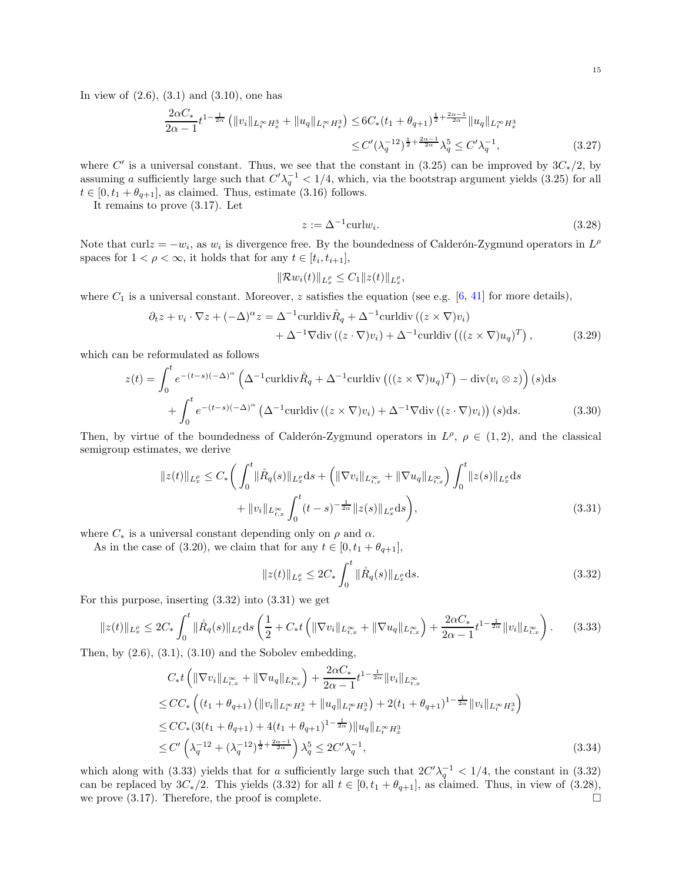In view of (2.6), (3.1) and (3.10), one has

$$
\begin{aligned}
\frac{2\alpha C_*}{2\alpha-1} t^{1-\frac{1}{2\alpha}} \left( \|v_i\|_{L_t^\infty H_x^3} + \|u_q\|_{L_t^\infty H_x^3} \right) &\leq 6C_* (t_1+\theta_{q+1})^{\frac{1}{2}+\frac{2\alpha-1}{2\alpha}} \|u_q\|_{L_t^\infty H_x^3} \\
&\leq C' (\lambda_q^{-12})^{\frac{1}{2}+\frac{2\alpha-1}{2\alpha}} \lambda_q^5 \leq C' \lambda_q^{-1}, \qquad (3.27)
\end{aligned}
$$

where $C'$ is a universal constant. Thus, we see that the constant in (3.25) can be improved by $3C_*/2$, by assuming $a$ sufficiently large such that $C'\lambda_q^{-1} < 1/4$, which, via the bootstrap argument yields (3.25) for all $t \in [0, t_1+\theta_{q+1}]$, as claimed. Thus, estimate (3.16) follows.

It remains to prove (3.17). Let

$$
z := \Delta^{-1} \mathrm{curl} w_i. \qquad (3.28)
$$

Note that $\mathrm{curl} z = -w_i$, as $w_i$ is divergence free. By the boundedness of Calderón-Zygmund operators in $L^\rho$ spaces for $1<\rho<\infty$, it holds that for any $t \in [t_i, t_{i+1}]$,

$$
\|\mathcal{R} w_i(t)\|_{L_x^\rho} \leq C_1 \|z(t)\|_{L_x^\rho},
$$

where $C_1$ is a universal constant. Moreover, $z$ satisfies the equation (see e.g. [6, 41] for more details),

$$
\begin{aligned}
\partial_t z + v_i \cdot \nabla z + (-\Delta)^\alpha z = \Delta^{-1}\mathrm{curl}\mathrm{div} \mathring{R}_q + \Delta^{-1}\mathrm{curl}\mathrm{div}\left( (z\times\nabla) v_i \right) \\
+ \Delta^{-1}\nabla \mathrm{div}\left( (z\cdot\nabla) v_i \right) + \Delta^{-1}\mathrm{curl}\mathrm{div}\left( ((z\times\nabla)u_q)^T \right), \qquad (3.29)
\end{aligned}
$$

which can be reformulated as follows

$$
\begin{aligned}
z(t) = &\int_0^t e^{-(t-s)(-\Delta)^\alpha} \left( \Delta^{-1}\mathrm{curl}\mathrm{div}\mathring{R}_q + \Delta^{-1}\mathrm{curl}\mathrm{div}\left( ((z\times\nabla)u_q)^T \right) - \mathrm{div}(v_i \otimes z) \right)(s) \mathrm{d}s \\
&+ \int_0^t e^{-(t-s)(-\Delta)^\alpha} \left( \Delta^{-1}\mathrm{curl}\mathrm{div}\left( (z\times\nabla)v_i \right) + \Delta^{-1}\nabla\mathrm{div}\left( (z\cdot\nabla)v_i \right) \right)(s)\mathrm{d}s. \qquad (3.30)
\end{aligned}
$$

Then, by virtue of the boundedness of Calderón-Zygmund operators in $L^\rho$, $\rho \in (1,2)$, and the classical semigroup estimates, we derive

$$
\begin{aligned}
\|z(t)\|_{L_x^\rho} \leq C_* \bigg( &\int_0^t \|\mathring{R}_q(s)\|_{L_x^\rho} \mathrm{d}s + \left( \|\nabla v_i\|_{L_{t,x}^\infty} + \|\nabla u_q\|_{L_{t,x}^\infty} \right) \int_0^t \|z(s)\|_{L_x^\rho} \mathrm{d}s \\
&+ \|v_i\|_{L_{t,x}^\infty} \int_0^t (t-s)^{-\frac{1}{2\alpha}} \|z(s)\|_{L_x^\rho} \mathrm{d}s \bigg), \qquad (3.31)
\end{aligned}
$$

where $C_*$ is a universal constant depending only on $\rho$ and $\alpha$.

As in the case of (3.20), we claim that for any $t \in [0, t_1+\theta_{q+1}]$,

$$
\|z(t)\|_{L_x^\rho} \leq 2C_* \int_0^t \|\mathring{R}_q(s)\|_{L_x^\rho} \mathrm{d}s. \qquad (3.32)
$$

For this purpose, inserting (3.32) into (3.31) we get

$$
\|z(t)\|_{L_x^\rho} \leq 2C_* \int_0^t \|\mathring{R}_q(s)\|_{L_x^\rho}\mathrm{d}s \left( \frac{1}{2} + C_* t \left( \|\nabla v_i\|_{L_{t,x}^\infty} + \|\nabla u_q\|_{L_{t,x}^\infty} \right) + \frac{2\alpha C_*}{2\alpha-1} t^{1-\frac{1}{2\alpha}} \|v_i\|_{L_{t,x}^\infty} \right). \qquad (3.33)
$$

Then, by (2.6), (3.1), (3.10) and the Sobolev embedding,

$$
\begin{aligned}
&C_* t \left( \|\nabla v_i\|_{L_{t,x}^\infty} + \|\nabla u_q\|_{L_{t,x}^\infty} \right) + \frac{2\alpha C_*}{2\alpha-1} t^{1-\frac{1}{2\alpha}} \|v_i\|_{L_{t,x}^\infty} \\
\leq\, &C C_* \left( (t_1+\theta_{q+1}) \left( \|v_i\|_{L_t^\infty H_x^3} + \|u_q\|_{L_t^\infty H_x^3} \right) + 2(t_1+\theta_{q+1})^{1-\frac{1}{2\alpha}} \|v_i\|_{L_t^\infty H_x^3} \right) \\
\leq\, &C C_* (3(t_1+\theta_{q+1}) + 4(t_1+\theta_{q+1})^{1-\frac{1}{2\alpha}}) \|u_q\|_{L_t^\infty H_x^3} \\
\leq\, &C' \left( \lambda_q^{-12} + (\lambda_q^{-12})^{\frac{1}{2}+\frac{2\alpha-1}{2\alpha}} \right) \lambda_q^5 \leq 2C'\lambda_q^{-1}, \qquad (3.34)
\end{aligned}
$$

which along with (3.33) yields that for $a$ sufficiently large such that $2C'\lambda_q^{-1} < 1/4$, the constant in (3.32) can be replaced by $3C_*/2$. This yields (3.32) for all $t \in [0, t_1+\theta_{q+1}]$, as claimed. Thus, in view of (3.28), we prove (3.17). Therefore, the proof is complete. $\square$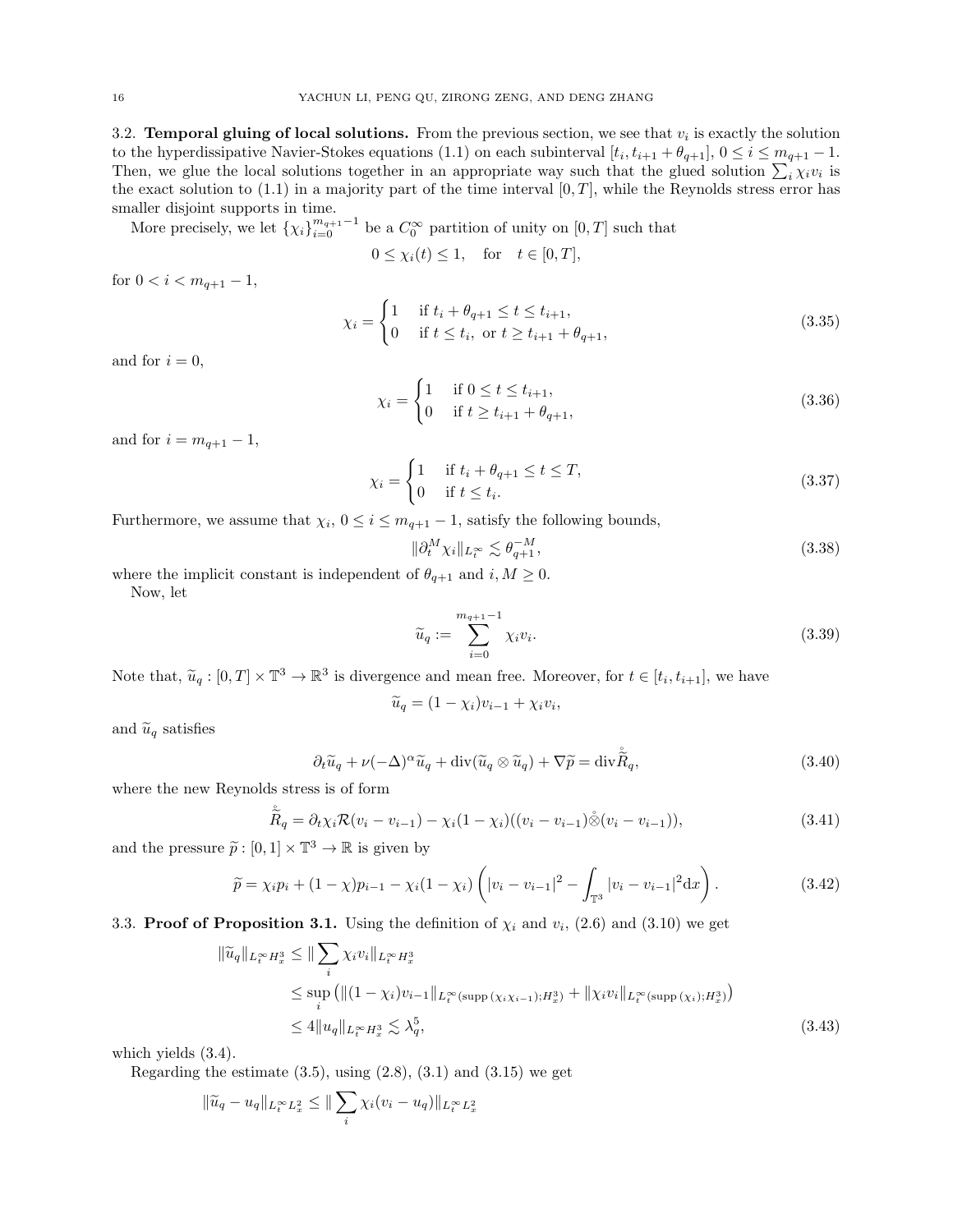3.2. **Temporal gluing of local solutions.** From the previous section, we see that $v_i$ is exactly the solution to the hyperdissipative Navier-Stokes equations (1.1) on each subinterval $[t_i, t_{i+1}+\theta_{q+1}]$, $0 \le i \le m_{q+1}-1$. Then, we glue the local solutions together in an appropriate way such that the glued solution $\sum_i \chi_i v_i$ is the exact solution to (1.1) in a majority part of the time interval $[0,T]$, while the Reynolds stress error has smaller disjoint supports in time.

More precisely, we let $\{\chi_i\}_{i=0}^{m_{q+1}-1}$ be a $C_0^\infty$ partition of unity on $[0,T]$ such that

$$0 \le \chi_i(t) \le 1, \quad \text{for} \quad t \in [0,T],$$

for $0 < i < m_{q+1}-1$,

$$\chi_i = \begin{cases} 1 & \text{if } t_i + \theta_{q+1} \le t \le t_{i+1}, \\ 0 & \text{if } t \le t_i, \text{ or } t \ge t_{i+1}+\theta_{q+1}, \end{cases} \tag{3.35}$$

and for $i=0$,

$$\chi_i = \begin{cases} 1 & \text{if } 0 \le t \le t_{i+1}, \\ 0 & \text{if } t \ge t_{i+1}+\theta_{q+1}, \end{cases} \tag{3.36}$$

and for $i = m_{q+1}-1$,

$$\chi_i = \begin{cases} 1 & \text{if } t_i + \theta_{q+1} \le t \le T, \\ 0 & \text{if } t \le t_i. \end{cases} \tag{3.37}$$

Furthermore, we assume that $\chi_i$, $0 \le i \le m_{q+1}-1$, satisfy the following bounds,

$$\|\partial_t^M \chi_i\|_{L_t^\infty} \lesssim \theta_{q+1}^{-M}, \tag{3.38}$$

where the implicit constant is independent of $\theta_{q+1}$ and $i, M \ge 0$.

Now, let

$$\widetilde{u}_q := \sum_{i=0}^{m_{q+1}-1} \chi_i v_i. \tag{3.39}$$

Note that, $\widetilde{u}_q : [0,T] \times \mathbb{T}^3 \to \mathbb{R}^3$ is divergence and mean free. Moreover, for $t \in [t_i, t_{i+1}]$, we have

$$\widetilde{u}_q = (1-\chi_i)v_{i-1} + \chi_i v_i,$$

and $\widetilde{u}_q$ satisfies

$$\partial_t \widetilde{u}_q + \nu(-\Delta)^\alpha \widetilde{u}_q + \operatorname{div}(\widetilde{u}_q \otimes \widetilde{u}_q) + \nabla \widetilde{p} = \operatorname{div} \mathring{\widetilde{R}}_q, \tag{3.40}$$

where the new Reynolds stress is of form

$$\mathring{\widetilde{R}}_q = \partial_t \chi_i \mathcal{R}(v_i - v_{i-1}) - \chi_i(1-\chi_i)((v_i - v_{i-1}) \mathring{\otimes} (v_i - v_{i-1})), \tag{3.41}$$

and the pressure $\widetilde{p} : [0,1] \times \mathbb{T}^3 \to \mathbb{R}$ is given by

$$\widetilde{p} = \chi_i p_i + (1-\chi)p_{i-1} - \chi_i(1-\chi_i)\left(|v_i - v_{i-1}|^2 - \int_{\mathbb{T}^3} |v_i - v_{i-1}|^2 \mathrm{d}x\right). \tag{3.42}$$

3.3. **Proof of Proposition 3.1.** Using the definition of $\chi_i$ and $v_i$, (2.6) and (3.10) we get

$$\begin{aligned} \|\widetilde{u}_q\|_{L_t^\infty H_x^3} &\le \|\sum_i \chi_i v_i\|_{L_t^\infty H_x^3} \\ &\le \sup_i \left( \|(1-\chi_i)v_{i-1}\|_{L_t^\infty(\operatorname{supp}(\chi_i \chi_{i-1}); H_x^3)} + \|\chi_i v_i\|_{L_t^\infty(\operatorname{supp}(\chi_i); H_x^3)} \right) \\ &\le 4\|u_q\|_{L_t^\infty H_x^3} \lesssim \lambda_q^5, \end{aligned} \tag{3.43}$$

which yields (3.4).

Regarding the estimate (3.5), using (2.8), (3.1) and (3.15) we get

$$\|\widetilde{u}_q - u_q\|_{L_t^\infty L_x^2} \le \|\sum_i \chi_i (v_i - u_q)\|_{L_t^\infty L_x^2}$$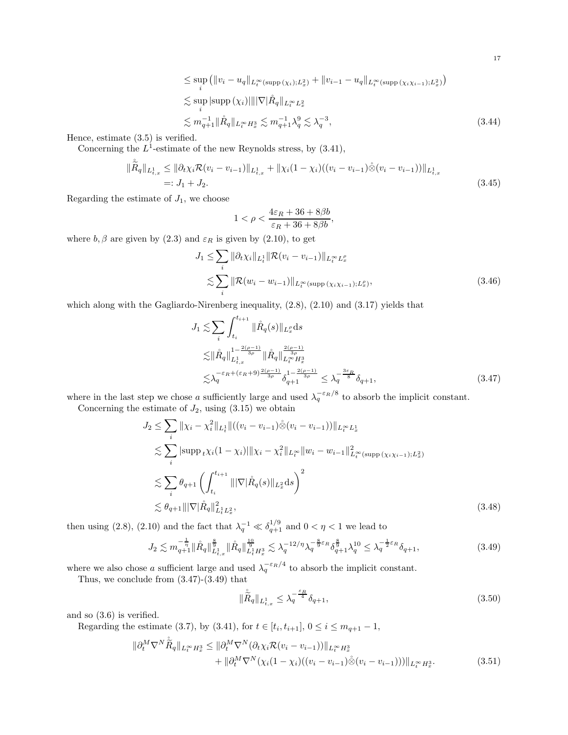$$
\begin{aligned}
&\leq \sup_i \left( \|v_i - u_q\|_{L_t^\infty(\operatorname{supp}(\chi_i);L_x^2)} + \|v_{i-1} - u_q\|_{L_t^\infty(\operatorname{supp}(\chi_i\chi_{i-1});L_x^2)} \right) \\
&\lesssim \sup_i |\operatorname{supp}(\chi_i)| \||\nabla|\mathring{R}_q\|_{L_t^\infty L_x^2} \\
&\lesssim m_{q+1}^{-1} \|\mathring{R}_q\|_{L_t^\infty H_x^3} \lesssim m_{q+1}^{-1}\lambda_q^9 \lesssim \lambda_q^{-3},
\end{aligned} \tag{3.44}
$$

Hence, estimate (3.5) is verified.

Concerning the $L^1$-estimate of the new Reynolds stress, by (3.41),

$$
\begin{aligned}
\|\mathring{\widetilde{R}}_q\|_{L^1_{t,x}} &\leq \|\partial_t \chi_i \mathcal{R}(v_i - v_{i-1})\|_{L^1_{t,x}} + \|\chi_i(1-\chi_i)((v_i - v_{i-1})\mathring{\otimes}(v_i - v_{i-1}))\|_{L^1_{t,x}} \\
&=: J_1 + J_2.
\end{aligned} \tag{3.45}
$$

Regarding the estimate of $J_1$, we choose

$$
1 < \rho < \frac{4\varepsilon_R + 36 + 8\beta b}{\varepsilon_R + 36 + 8\beta b},
$$

where $b, \beta$ are given by (2.3) and $\varepsilon_R$ is given by (2.10), to get

$$
\begin{aligned}
J_1 &\leq \sum_i \|\partial_t \chi_i\|_{L^1_t} \|\mathcal{R}(v_i - v_{i-1})\|_{L_t^\infty L_x^\rho} \\
&\lesssim \sum_i \|\mathcal{R}(w_i - w_{i-1})\|_{L_t^\infty(\operatorname{supp}(\chi_i\chi_{i-1});L_x^\rho)},
\end{aligned} \tag{3.46}
$$

which along with the Gagliardo-Nirenberg inequality, (2.8), (2.10) and (3.17) yields that

$$
\begin{aligned}
J_1 &\lesssim \sum_i \int_{t_i}^{t_{i+1}} \|\mathring{R}_q(s)\|_{L_x^\rho} \mathrm{d}s \\
&\lesssim \|\mathring{R}_q\|_{L^1_{t,x}}^{1-\frac{2(\rho-1)}{3\rho}} \|\mathring{R}_q\|_{L_t^\infty H_x^3}^{\frac{2(\rho-1)}{3\rho}} \\
&\lesssim \lambda_q^{-\varepsilon_R + (\varepsilon_R+9)\frac{2(\rho-1)}{3\rho}} \delta_{q+1}^{1-\frac{2(\rho-1)}{3\rho}} \leq \lambda_q^{-\frac{3\varepsilon_R}{8}} \delta_{q+1},
\end{aligned} \tag{3.47}
$$

where in the last step we chose $a$ sufficiently large and used $\lambda_q^{-\varepsilon_R/8}$ to absorb the implicit constant.

Concerning the estimate of $J_2$, using (3.15) we obtain

$$
\begin{aligned}
J_2 &\leq \sum_i \|\chi_i - \chi_i^2\|_{L^1_t} \|((v_i - v_{i-1})\mathring{\otimes}(v_i - v_{i-1}))\|_{L_t^\infty L_x^1} \\
&\lesssim \sum_i |\operatorname{supp}_t \chi_i(1-\chi_i)| \|\chi_i - \chi_i^2\|_{L_t^\infty} \|w_i - w_{i-1}\|^2_{L_t^\infty(\operatorname{supp}(\chi_i\chi_{i-1});L_x^2)} \\
&\lesssim \sum_i \theta_{q+1} \left( \int_{t_i}^{t_{i+1}} \||\nabla|\mathring{R}_q(s)\|_{L_x^2} \mathrm{d}s \right)^2 \\
&\lesssim \theta_{q+1} \||\nabla|\mathring{R}_q\|^2_{L_t^1 L_x^2},
\end{aligned} \tag{3.48}
$$

then using (2.8), (2.10) and the fact that $\lambda_q^{-1} \ll \delta_{q+1}^{1/9}$ and $0 < \eta < 1$ we lead to

$$
J_2 \lesssim m_{q+1}^{-\frac{1}{\eta}} \|\mathring{R}_q\|_{L^1_{t,x}}^{\frac{8}{9}} \|\mathring{R}_q\|_{L_t^1 H_x^3}^{\frac{10}{9}} \lesssim \lambda_q^{-12/\eta} \lambda_q^{-\frac{8}{9}\varepsilon_R} \delta_{q+1}^{\frac{8}{9}} \lambda_q^{10} \leq \lambda_q^{-\frac{1}{2}\varepsilon_R} \delta_{q+1}, \tag{3.49}
$$

where we also chose $a$ sufficient large and used $\lambda_q^{-\varepsilon_R/4}$ to absorb the implicit constant.

Thus, we conclude from (3.47)-(3.49) that

$$
\|\mathring{\widetilde{R}}_q\|_{L^1_{t,x}} \leq \lambda_q^{-\frac{\varepsilon_R}{4}} \delta_{q+1}, \tag{3.50}
$$

and so (3.6) is verified.

Regarding the estimate (3.7), by (3.41), for $t \in [t_i, t_{i+1}]$, $0 \leq i \leq m_{q+1} - 1$,

$$
\begin{aligned}
\|\partial_t^M \nabla^N \mathring{\widetilde{R}}_q\|_{L_t^\infty H_x^3} \leq& \|\partial_t^M \nabla^N (\partial_t \chi_i \mathcal{R}(v_i - v_{i-1}))\|_{L_t^\infty H_x^3} \\
&+ \|\partial_t^M \nabla^N (\chi_i(1-\chi_i)((v_i - v_{i-1})\mathring{\otimes}(v_i - v_{i-1})))\|_{L_t^\infty H_x^3}.
\end{aligned} \tag{3.51}
$$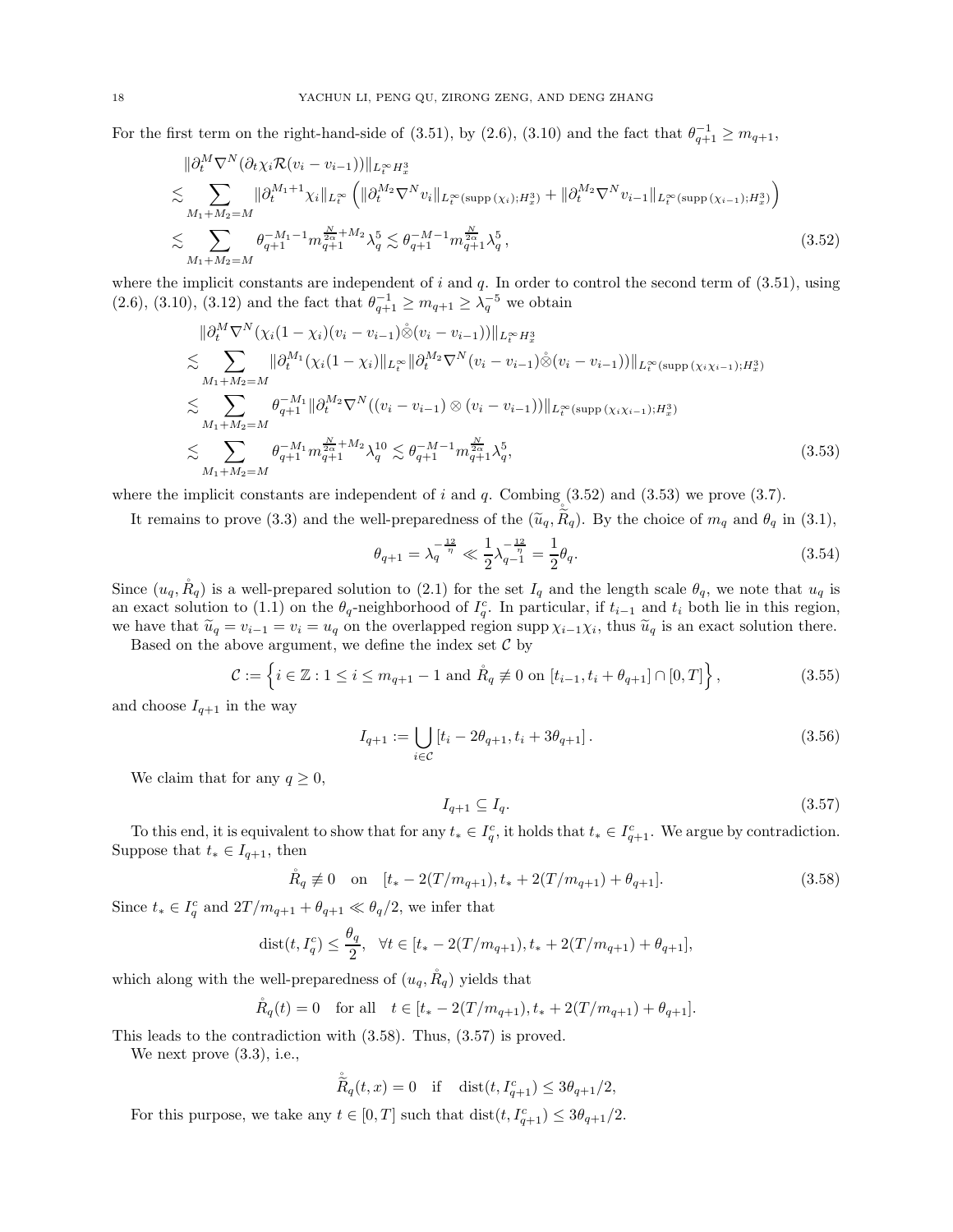For the first term on the right-hand-side of (3.51), by (2.6), (3.10) and the fact that $\theta_{q+1}^{-1} \geq m_{q+1}$,

$$
\begin{aligned}
&\|\partial_t^M \nabla^N (\partial_t \chi_i \mathcal{R}(v_i - v_{i-1}))\|_{L_t^\infty H_x^3} \\
&\lesssim \sum_{M_1+M_2=M} \|\partial_t^{M_1+1}\chi_i\|_{L_t^\infty} \left( \|\partial_t^{M_2}\nabla^N v_i\|_{L_t^\infty(\mathrm{supp}\,(\chi_i);H_x^3)} + \|\partial_t^{M_2}\nabla^N v_{i-1}\|_{L_t^\infty(\mathrm{supp}\,(\chi_{i-1});H_x^3)} \right) \\
&\lesssim \sum_{M_1+M_2=M} \theta_{q+1}^{-M_1-1} m_{q+1}^{\frac{N}{2\alpha}+M_2} \lambda_q^5 \lesssim \theta_{q+1}^{-M-1} m_{q+1}^{\frac{N}{2\alpha}} \lambda_q^5, 
\end{aligned} \tag{3.52}
$$

where the implicit constants are independent of $i$ and $q$. In order to control the second term of (3.51), using (2.6), (3.10), (3.12) and the fact that $\theta_{q+1}^{-1} \geq m_{q+1} \geq \lambda_q^{-5}$ we obtain

$$
\begin{aligned}
&\|\partial_t^M \nabla^N (\chi_i(1-\chi_i)(v_i - v_{i-1}) \mathring{\otimes} (v_i - v_{i-1}))\|_{L_t^\infty H_x^3} \\
&\lesssim \sum_{M_1+M_2=M} \|\partial_t^{M_1}(\chi_i(1-\chi_i))\|_{L_t^\infty} \|\partial_t^{M_2}\nabla^N (v_i - v_{i-1})\mathring{\otimes}(v_i - v_{i-1}))\|_{L_t^\infty(\mathrm{supp}\,(\chi_i\chi_{i-1});H_x^3)} \\
&\lesssim \sum_{M_1+M_2=M} \theta_{q+1}^{-M_1} \|\partial_t^{M_2}\nabla^N ((v_i - v_{i-1})\otimes(v_i - v_{i-1}))\|_{L_t^\infty(\mathrm{supp}\,(\chi_i\chi_{i-1});H_x^3)} \\
&\lesssim \sum_{M_1+M_2=M} \theta_{q+1}^{-M_1} m_{q+1}^{\frac{N}{2\alpha}+M_2} \lambda_q^{10} \lesssim \theta_{q+1}^{-M-1} m_{q+1}^{\frac{N}{2\alpha}} \lambda_q^5,
\end{aligned} \tag{3.53}
$$

where the implicit constants are independent of $i$ and $q$. Combing (3.52) and (3.53) we prove (3.7).

It remains to prove (3.3) and the well-preparedness of the $(\widetilde{u}_q, \mathring{\widetilde{R}}_q)$. By the choice of $m_q$ and $\theta_q$ in (3.1),

$$
\theta_{q+1} = \lambda_q^{-\frac{12}{\eta}} \ll \frac{1}{2}\lambda_{q-1}^{-\frac{12}{\eta}} = \frac{1}{2}\theta_q. \tag{3.54}
$$

Since $(u_q, \mathring{R}_q)$ is a well-prepared solution to (2.1) for the set $I_q$ and the length scale $\theta_q$, we note that $u_q$ is an exact solution to (1.1) on the $\theta_q$-neighborhood of $I_q^c$. In particular, if $t_{i-1}$ and $t_i$ both lie in this region, we have that $\widetilde{u}_q = v_{i-1} = v_i = u_q$ on the overlapped region $\mathrm{supp}\,\chi_{i-1}\chi_i$, thus $\widetilde{u}_q$ is an exact solution there.

Based on the above argument, we define the index set $\mathcal{C}$ by

$$
\mathcal{C} := \left\{ i \in \mathbb{Z} : 1 \leq i \leq m_{q+1} - 1 \text{ and } \mathring{R}_q \not\equiv 0 \text{ on } [t_{i-1}, t_i + \theta_{q+1}] \cap [0, T] \right\}, \tag{3.55}
$$

and choose $I_{q+1}$ in the way

$$
I_{q+1} := \bigcup_{i \in \mathcal{C}} [t_i - 2\theta_{q+1}, t_i + 3\theta_{q+1}]. \tag{3.56}
$$

We claim that for any $q \geq 0$,

$$
I_{q+1} \subseteq I_q. \tag{3.57}
$$

To this end, it is equivalent to show that for any $t_* \in I_q^c$, it holds that $t_* \in I_{q+1}^c$. We argue by contradiction. Suppose that $t_* \in I_{q+1}$, then

$$
\mathring{R}_q \not\equiv 0 \quad \text{on} \quad [t_* - 2(T/m_{q+1}), t_* + 2(T/m_{q+1}) + \theta_{q+1}]. \tag{3.58}
$$

Since $t_* \in I_q^c$ and $2T/m_{q+1} + \theta_{q+1} \ll \theta_q/2$, we infer that

$$
\mathrm{dist}(t, I_q^c) \leq \frac{\theta_q}{2}, \quad \forall t \in [t_* - 2(T/m_{q+1}), t_* + 2(T/m_{q+1}) + \theta_{q+1}],
$$

which along with the well-preparedness of $(u_q, \mathring{R}_q)$ yields that

$$
\mathring{R}_q(t) = 0 \quad \text{for all} \quad t \in [t_* - 2(T/m_{q+1}), t_* + 2(T/m_{q+1}) + \theta_{q+1}].
$$

This leads to the contradiction with (3.58). Thus, (3.57) is proved.

We next prove (3.3), i.e.,

$$
\mathring{\widetilde{R}}_q(t, x) = 0 \quad \text{if} \quad \mathrm{dist}(t, I_{q+1}^c) \leq 3\theta_{q+1}/2,
$$

For this purpose, we take any $t \in [0, T]$ such that $\mathrm{dist}(t, I_{q+1}^c) \leq 3\theta_{q+1}/2$.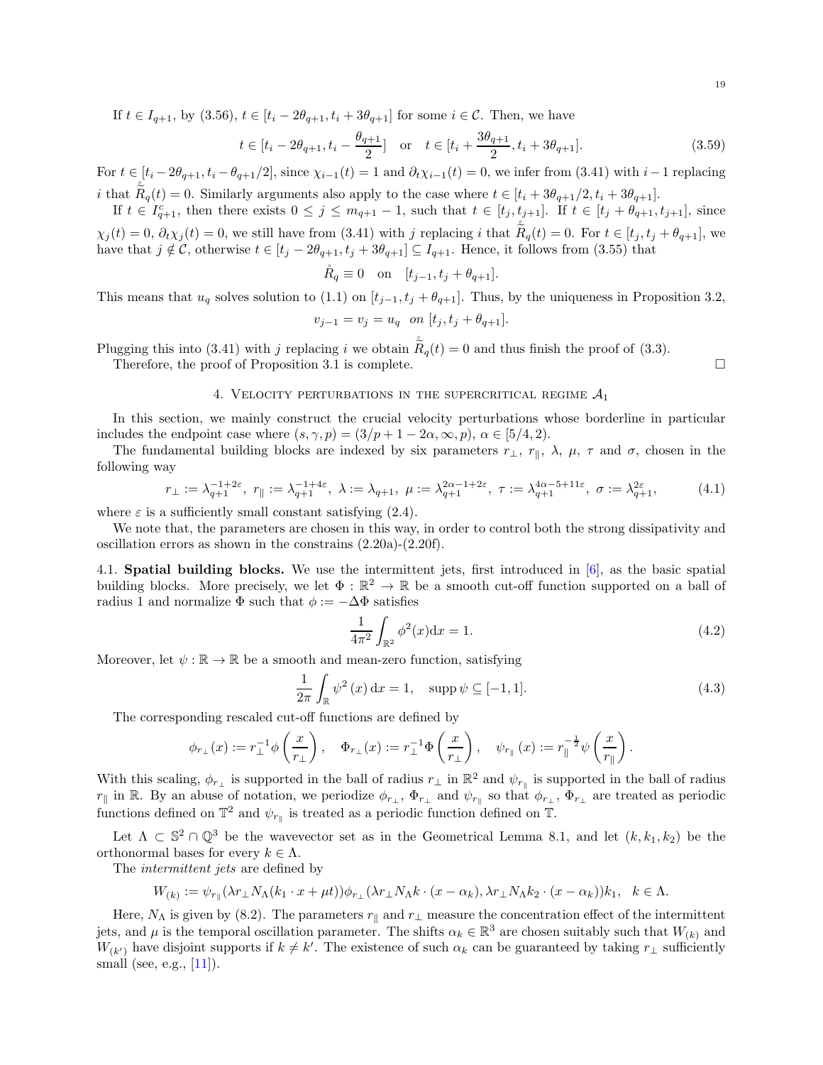If $t \in I_{q+1}$, by (3.56), $t \in [t_i - 2\theta_{q+1}, t_i + 3\theta_{q+1}]$ for some $i \in \mathcal{C}$. Then, we have

$$t \in [t_i - 2\theta_{q+1}, t_i - \frac{\theta_{q+1}}{2}] \quad \text{or} \quad t \in [t_i + \frac{3\theta_{q+1}}{2}, t_i + 3\theta_{q+1}]. \tag{3.59}$$

For $t \in [t_i - 2\theta_{q+1}, t_i - \theta_{q+1}/2]$, since $\chi_{i-1}(t) = 1$ and $\partial_t \chi_{i-1}(t) = 0$, we infer from (3.41) with $i-1$ replacing $i$ that $\mathring{\widetilde{R}}_q(t) = 0$. Similarly arguments also apply to the case where $t \in [t_i + 3\theta_{q+1}/2, t_i + 3\theta_{q+1}]$.

If $t \in I_{q+1}^c$, then there exists $0 \leq j \leq m_{q+1} - 1$, such that $t \in [t_j, t_{j+1}]$. If $t \in [t_j + \theta_{q+1}, t_{j+1}]$, since $\chi_j(t) = 0$, $\partial_t \chi_j(t) = 0$, we still have from (3.41) with $j$ replacing $i$ that $\mathring{\widetilde{R}}_q(t) = 0$. For $t \in [t_j, t_j + \theta_{q+1}]$, we have that $j \notin \mathcal{C}$, otherwise $t \in [t_j - 2\theta_{q+1}, t_j + 3\theta_{q+1}] \subseteq I_{q+1}$. Hence, it follows from (3.55) that

$$\mathring{R}_q \equiv 0 \quad \text{on} \quad [t_{j-1}, t_j + \theta_{q+1}].$$

This means that $u_q$ solves solution to (1.1) on $[t_{j-1}, t_j + \theta_{q+1}]$. Thus, by the uniqueness in Proposition 3.2,

$$v_{j-1} = v_j = u_q \quad \textit{on } [t_j, t_j + \theta_{q+1}].$$

Plugging this into (3.41) with $j$ replacing $i$ we obtain $\mathring{\widetilde{R}}_q(t) = 0$ and thus finish the proof of (3.3).

Therefore, the proof of Proposition 3.1 is complete. □

## 4. Velocity perturbations in the supercritical regime $\mathcal{A}_1$

In this section, we mainly construct the crucial velocity perturbations whose borderline in particular includes the endpoint case where $(s, \gamma, p) = (3/p + 1 - 2\alpha, \infty, p)$, $\alpha \in [5/4, 2)$.

The fundamental building blocks are indexed by six parameters $r_\perp$, $r_\parallel$, $\lambda$, $\mu$, $\tau$ and $\sigma$, chosen in the following way

$$r_\perp := \lambda_{q+1}^{-1+2\varepsilon},\ r_\parallel := \lambda_{q+1}^{-1+4\varepsilon},\ \lambda := \lambda_{q+1},\ \mu := \lambda_{q+1}^{2\alpha-1+2\varepsilon},\ \tau := \lambda_{q+1}^{4\alpha-5+11\varepsilon},\ \sigma := \lambda_{q+1}^{2\varepsilon}, \tag{4.1}$$

where $\varepsilon$ is a sufficiently small constant satisfying (2.4).

We note that, the parameters are chosen in this way, in order to control both the strong dissipativity and oscillation errors as shown in the constrains (2.20a)-(2.20f).

### 4.1. Spatial building blocks.

We use the intermittent jets, first introduced in [6], as the basic spatial building blocks. More precisely, we let $\Phi : \mathbb{R}^2 \to \mathbb{R}$ be a smooth cut-off function supported on a ball of radius 1 and normalize $\Phi$ such that $\phi := -\Delta \Phi$ satisfies

$$\frac{1}{4\pi^2} \int_{\mathbb{R}^2} \phi^2(x) \mathrm{d}x = 1. \tag{4.2}$$

Moreover, let $\psi : \mathbb{R} \to \mathbb{R}$ be a smooth and mean-zero function, satisfying

$$\frac{1}{2\pi} \int_{\mathbb{R}} \psi^2(x)\, \mathrm{d}x = 1, \quad \operatorname{supp} \psi \subseteq [-1, 1]. \tag{4.3}$$

The corresponding rescaled cut-off functions are defined by

$$\phi_{r_\perp}(x) := r_\perp^{-1} \phi\left(\frac{x}{r_\perp}\right), \quad \Phi_{r_\perp}(x) := r_\perp^{-1} \Phi\left(\frac{x}{r_\perp}\right), \quad \psi_{r_\parallel}(x) := r_\parallel^{-\frac{1}{2}} \psi\left(\frac{x}{r_\parallel}\right).$$

With this scaling, $\phi_{r_\perp}$ is supported in the ball of radius $r_\perp$ in $\mathbb{R}^2$ and $\psi_{r_\parallel}$ is supported in the ball of radius $r_\parallel$ in $\mathbb{R}$. By an abuse of notation, we periodize $\phi_{r_\perp}$, $\Phi_{r_\perp}$ and $\psi_{r_\parallel}$ so that $\phi_{r_\perp}$, $\Phi_{r_\perp}$ are treated as periodic functions defined on $\mathbb{T}^2$ and $\psi_{r_\parallel}$ is treated as a periodic function defined on $\mathbb{T}$.

Let $\Lambda \subset \mathbb{S}^2 \cap \mathbb{Q}^3$ be the wavevector set as in the Geometrical Lemma 8.1, and let $(k, k_1, k_2)$ be the orthonormal bases for every $k \in \Lambda$.

The *intermittent jets* are defined by

$$W_{(k)} := \psi_{r_\parallel}(\lambda r_\perp N_\Lambda (k_1 \cdot x + \mu t)) \phi_{r_\perp}(\lambda r_\perp N_\Lambda k \cdot (x - \alpha_k), \lambda r_\perp N_\Lambda k_2 \cdot (x - \alpha_k)) k_1, \quad k \in \Lambda.$$

Here, $N_\Lambda$ is given by (8.2). The parameters $r_\parallel$ and $r_\perp$ measure the concentration effect of the intermittent jets, and $\mu$ is the temporal oscillation parameter. The shifts $\alpha_k \in \mathbb{R}^3$ are chosen suitably such that $W_{(k)}$ and $W_{(k')}$ have disjoint supports if $k \neq k'$. The existence of such $\alpha_k$ can be guaranteed by taking $r_\perp$ sufficiently small (see, e.g., [11]).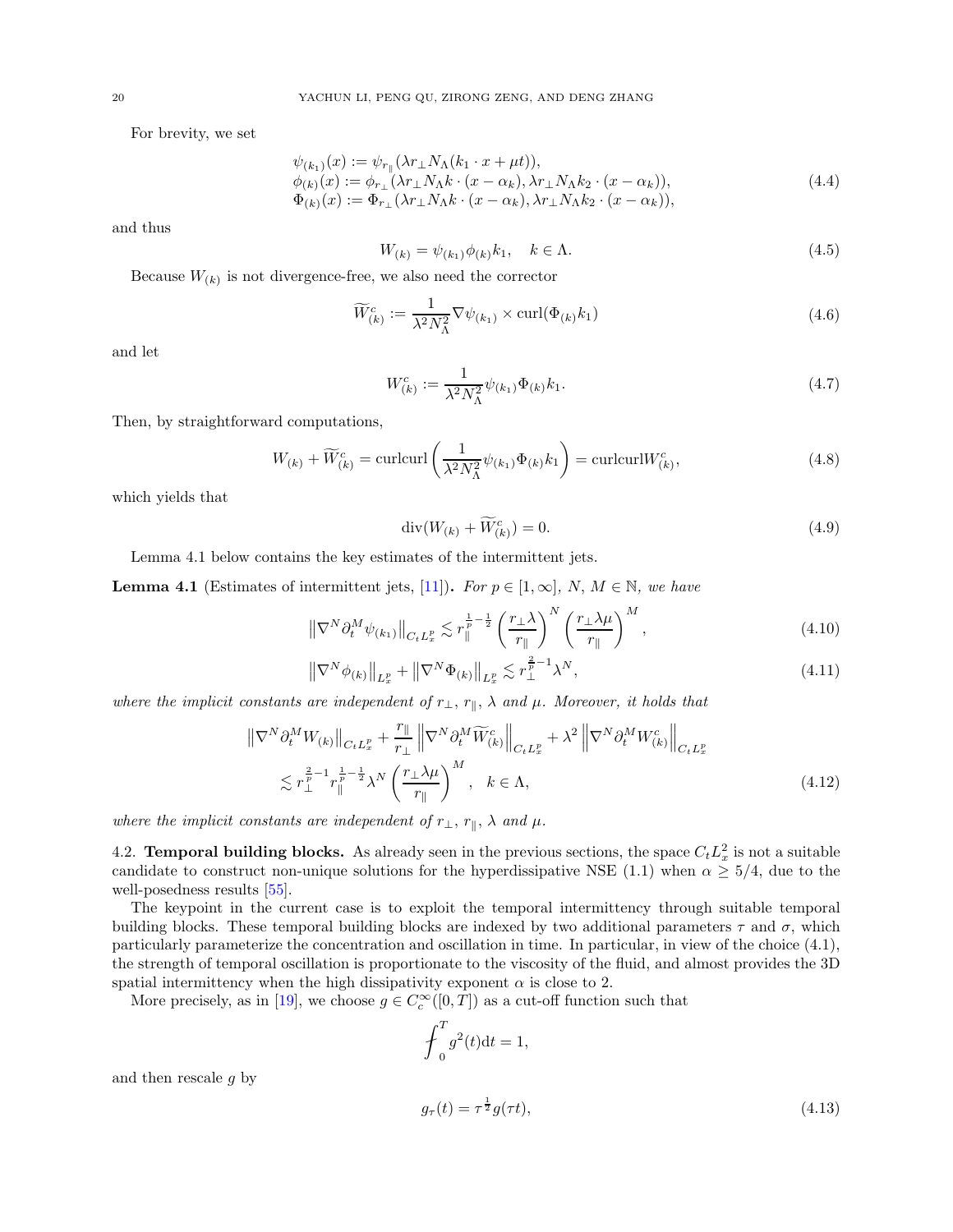For brevity, we set

$$
\begin{aligned}
&\psi_{(k_1)}(x) := \psi_{r_\parallel}(\lambda r_\perp N_\Lambda (k_1 \cdot x + \mu t)),\\
&\phi_{(k)}(x) := \phi_{r_\perp}(\lambda r_\perp N_\Lambda k \cdot (x-\alpha_k), \lambda r_\perp N_\Lambda k_2 \cdot (x-\alpha_k)),\\
&\Phi_{(k)}(x) := \Phi_{r_\perp}(\lambda r_\perp N_\Lambda k \cdot (x-\alpha_k), \lambda r_\perp N_\Lambda k_2 \cdot (x-\alpha_k)),
\end{aligned}
\tag{4.4}
$$

and thus

$$
W_{(k)} = \psi_{(k_1)} \phi_{(k)} k_1, \quad k \in \Lambda. \tag{4.5}
$$

Because $W_{(k)}$ is not divergence-free, we also need the corrector

$$
\widetilde{W}^c_{(k)} := \frac{1}{\lambda^2 N_\Lambda^2} \nabla \psi_{(k_1)} \times \mathrm{curl}(\Phi_{(k)} k_1) \tag{4.6}
$$

and let

$$
W^c_{(k)} := \frac{1}{\lambda^2 N_\Lambda^2} \psi_{(k_1)} \Phi_{(k)} k_1. \tag{4.7}
$$

Then, by straightforward computations,

$$
W_{(k)} + \widetilde{W}^c_{(k)} = \mathrm{curlcurl} \left( \frac{1}{\lambda^2 N_\Lambda^2} \psi_{(k_1)} \Phi_{(k)} k_1 \right) = \mathrm{curlcurl} W^c_{(k)}, \tag{4.8}
$$

which yields that

$$
\mathrm{div}(W_{(k)} + \widetilde{W}^c_{(k)}) = 0. \tag{4.9}
$$

Lemma 4.1 below contains the key estimates of the intermittent jets.

**Lemma 4.1** (Estimates of intermittent jets, [11])**.** *For $p \in [1,\infty]$, $N$, $M \in \mathbb{N}$, we have*

$$
\left\| \nabla^N \partial_t^M \psi_{(k_1)} \right\|_{C_t L^p_x} \lesssim r_\parallel^{\frac{1}{p}-\frac{1}{2}} \left( \frac{r_\perp \lambda}{r_\parallel} \right)^N \left( \frac{r_\perp \lambda \mu}{r_\parallel} \right)^M, \tag{4.10}
$$

$$
\left\| \nabla^N \phi_{(k)} \right\|_{L^p_x} + \left\| \nabla^N \Phi_{(k)} \right\|_{L^p_x} \lesssim r_\perp^{\frac{2}{p}-1} \lambda^N, \tag{4.11}
$$

*where the implicit constants are independent of $r_\perp$, $r_\parallel$, $\lambda$ and $\mu$. Moreover, it holds that*

$$
\begin{aligned}
&\left\| \nabla^N \partial_t^M W_{(k)} \right\|_{C_t L^p_x} + \frac{r_\parallel}{r_\perp} \left\| \nabla^N \partial_t^M \widetilde{W}^c_{(k)} \right\|_{C_t L^p_x} + \lambda^2 \left\| \nabla^N \partial_t^M W^c_{(k)} \right\|_{C_t L^p_x} \\
&\quad \lesssim r_\perp^{\frac{2}{p}-1} r_\parallel^{\frac{1}{p}-\frac{1}{2}} \lambda^N \left( \frac{r_\perp \lambda \mu}{r_\parallel} \right)^M, \quad k \in \Lambda,
\end{aligned}
\tag{4.12}
$$

*where the implicit constants are independent of $r_\perp$, $r_\parallel$, $\lambda$ and $\mu$.*

4.2. **Temporal building blocks.** As already seen in the previous sections, the space $C_t L^2_x$ is not a suitable candidate to construct non-unique solutions for the hyperdissipative NSE (1.1) when $\alpha \geq 5/4$, due to the well-posedness results [55].

The keypoint in the current case is to exploit the temporal intermittency through suitable temporal building blocks. These temporal building blocks are indexed by two additional parameters $\tau$ and $\sigma$, which particularly parameterize the concentration and oscillation in time. In particular, in view of the choice (4.1), the strength of temporal oscillation is proportionate to the viscosity of the fluid, and almost provides the 3D spatial intermittency when the high dissipativity exponent $\alpha$ is close to 2.

More precisely, as in [19], we choose $g \in C_c^\infty([0,T])$ as a cut-off function such that

$$
\fint_0^T g^2(t) \mathrm{d}t = 1,
$$

and then rescale $g$ by

$$
g_\tau(t) = \tau^{\frac{1}{2}} g(\tau t), \tag{4.13}
$$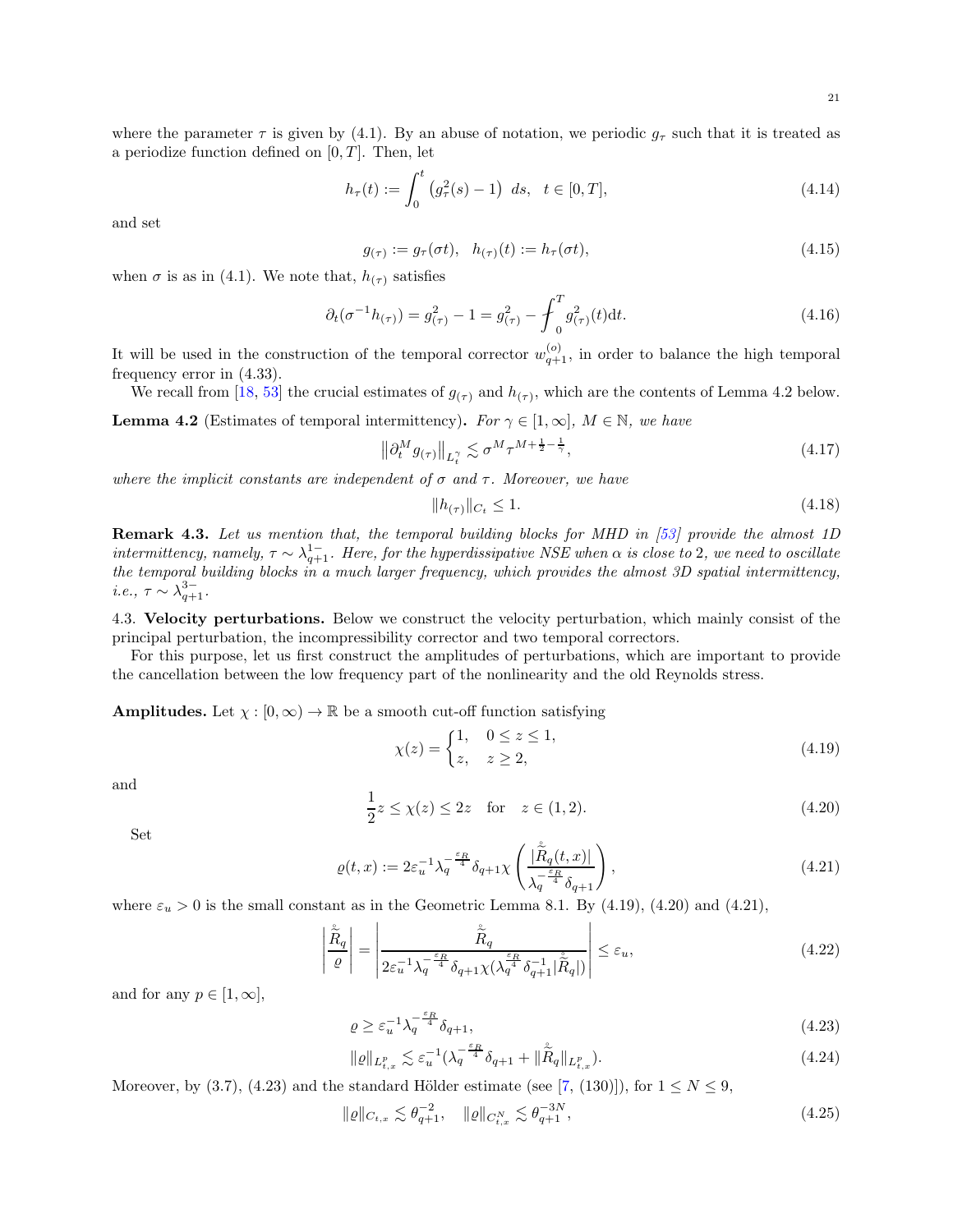where the parameter $\tau$ is given by (4.1). By an abuse of notation, we periodic $g_\tau$ such that it is treated as a periodize function defined on $[0,T]$. Then, let

$$h_\tau(t) := \int_0^t \left(g_\tau^2(s) - 1\right)\, ds, \quad t \in [0,T], \tag{4.14}$$

and set

$$g_{(\tau)} := g_\tau(\sigma t), \quad h_{(\tau)}(t) := h_\tau(\sigma t), \tag{4.15}$$

when $\sigma$ is as in (4.1). We note that, $h_{(\tau)}$ satisfies

$$\partial_t(\sigma^{-1} h_{(\tau)}) = g_{(\tau)}^2 - 1 = g_{(\tau)}^2 - \fint_0^T g_{(\tau)}^2(t)\mathrm{d}t. \tag{4.16}$$

It will be used in the construction of the temporal corrector $w_{q+1}^{(o)}$, in order to balance the high temporal frequency error in (4.33).

We recall from [18, 53] the crucial estimates of $g_{(\tau)}$ and $h_{(\tau)}$, which are the contents of Lemma 4.2 below.

**Lemma 4.2** (Estimates of temporal intermittency)**.** *For $\gamma \in [1,\infty]$, $M \in \mathbb{N}$, we have*

$$\left\|\partial_t^M g_{(\tau)}\right\|_{L_t^\gamma} \lesssim \sigma^M \tau^{M+\frac{1}{2}-\frac{1}{\gamma}}, \tag{4.17}$$

*where the implicit constants are independent of $\sigma$ and $\tau$. Moreover, we have*

$$\|h_{(\tau)}\|_{C_t} \le 1. \tag{4.18}$$

**Remark 4.3.** *Let us mention that, the temporal building blocks for MHD in [53] provide the almost 1D intermittency, namely, $\tau \sim \lambda_{q+1}^{1-}$. Here, for the hyperdissipative NSE when $\alpha$ is close to 2, we need to oscillate the temporal building blocks in a much larger frequency, which provides the almost 3D spatial intermittency, i.e., $\tau \sim \lambda_{q+1}^{3-}$.*

4.3. **Velocity perturbations.** Below we construct the velocity perturbation, which mainly consist of the principal perturbation, the incompressibility corrector and two temporal correctors.

For this purpose, let us first construct the amplitudes of perturbations, which are important to provide the cancellation between the low frequency part of the nonlinearity and the old Reynolds stress.

**Amplitudes.** Let $\chi : [0,\infty) \to \mathbb{R}$ be a smooth cut-off function satisfying

$$\chi(z) = \begin{cases} 1, & 0 \le z \le 1, \\ z, & z \ge 2, \end{cases} \tag{4.19}$$

and

$$\frac{1}{2} z \le \chi(z) \le 2z \quad \text{for} \quad z \in (1,2). \tag{4.20}$$

Set

$$\varrho(t,x) := 2\varepsilon_u^{-1} \lambda_q^{-\frac{\varepsilon_R}{4}} \delta_{q+1} \chi\left(\frac{|\mathring{\widetilde{R}}_q(t,x)|}{\lambda_q^{-\frac{\varepsilon_R}{4}} \delta_{q+1}}\right), \tag{4.21}$$

where $\varepsilon_u > 0$ is the small constant as in the Geometric Lemma 8.1. By (4.19), (4.20) and (4.21),

$$\left|\frac{\mathring{\widetilde{R}}_q}{\varrho}\right| = \left|\frac{\mathring{\widetilde{R}}_q}{2\varepsilon_u^{-1} \lambda_q^{-\frac{\varepsilon_R}{4}} \delta_{q+1} \chi(\lambda_q^{\frac{\varepsilon_R}{4}} \delta_{q+1}^{-1} |\mathring{\widetilde{R}}_q|)}\right| \le \varepsilon_u, \tag{4.22}$$

and for any $p \in [1,\infty]$,

$$\varrho \ge \varepsilon_u^{-1} \lambda_q^{-\frac{\varepsilon_R}{4}} \delta_{q+1}, \tag{4.23}$$

$$\|\varrho\|_{L_{t,x}^p} \lesssim \varepsilon_u^{-1}(\lambda_q^{-\frac{\varepsilon_R}{4}} \delta_{q+1} + \|\mathring{\widetilde{R}}_q\|_{L_{t,x}^p}). \tag{4.24}$$

Moreover, by (3.7), (4.23) and the standard Hölder estimate (see [7, (130)]), for $1 \le N \le 9$,

$$\|\varrho\|_{C_{t,x}} \lesssim \theta_{q+1}^{-2}, \quad \|\varrho\|_{C_{t,x}^N} \lesssim \theta_{q+1}^{-3N}, \tag{4.25}$$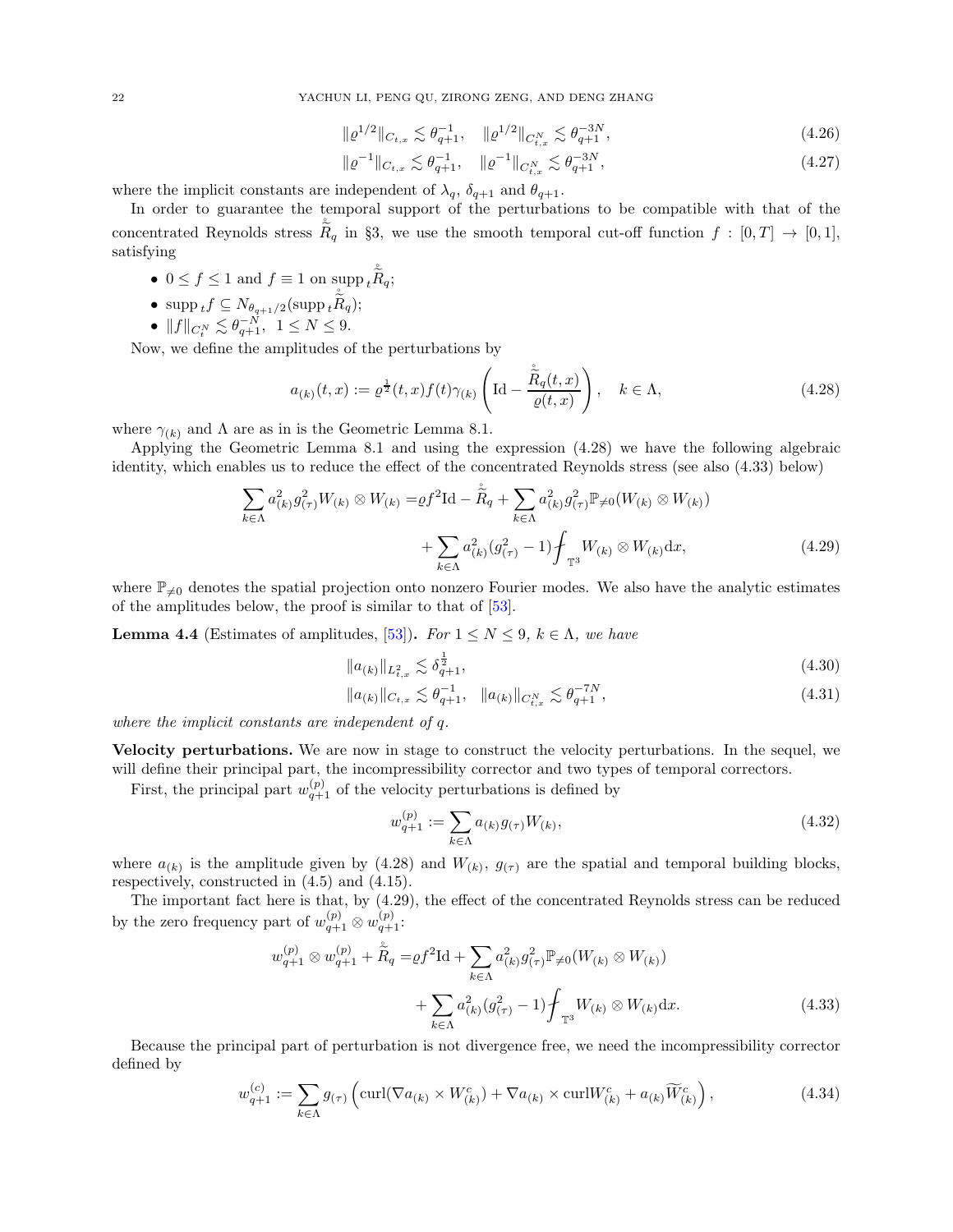$$
\|\varrho^{1/2}\|_{C_{t,x}} \lesssim \theta_{q+1}^{-1}, \quad \|\varrho^{1/2}\|_{C_{t,x}^N} \lesssim \theta_{q+1}^{-3N}, \tag{4.26}
$$

$$
\|\varrho^{-1}\|_{C_{t,x}} \lesssim \theta_{q+1}^{-1}, \quad \|\varrho^{-1}\|_{C_{t,x}^N} \lesssim \theta_{q+1}^{-3N}, \tag{4.27}
$$

where the implicit constants are independent of $\lambda_q$, $\delta_{q+1}$ and $\theta_{q+1}$.

In order to guarantee the temporal support of the perturbations to be compatible with that of the concentrated Reynolds stress $\mathring{\widetilde{R}}_q$ in §3, we use the smooth temporal cut-off function $f : [0,T] \to [0,1]$, satisfying

- $0 \leq f \leq 1$ and $f \equiv 1$ on $\operatorname{supp}_t \mathring{\widetilde{R}}_q$;
- $\operatorname{supp}_t f \subseteq N_{\theta_{q+1}/2}(\operatorname{supp}_t \mathring{\widetilde{R}}_q)$;
- $\|f\|_{C_t^N} \lesssim \theta_{q+1}^{-N}$, $1 \leq N \leq 9$.

Now, we define the amplitudes of the perturbations by

$$
a_{(k)}(t,x) := \varrho^{\frac{1}{2}}(t,x) f(t) \gamma_{(k)} \left( \mathrm{Id} - \frac{\mathring{\widetilde{R}}_q(t,x)}{\varrho(t,x)} \right), \quad k \in \Lambda, \tag{4.28}
$$

where $\gamma_{(k)}$ and $\Lambda$ are as in is the Geometric Lemma 8.1.

Applying the Geometric Lemma 8.1 and using the expression (4.28) we have the following algebraic identity, which enables us to reduce the effect of the concentrated Reynolds stress (see also (4.33) below)

$$
\begin{aligned}
\sum_{k\in\Lambda} a_{(k)}^2 g_{(\tau)}^2 W_{(k)} \otimes W_{(k)} =& \varrho f^2 \mathrm{Id} - \mathring{\widetilde{R}}_q + \sum_{k\in\Lambda} a_{(k)}^2 g_{(\tau)}^2 \mathbb{P}_{\neq 0}(W_{(k)} \otimes W_{(k)}) \\
&+ \sum_{k\in\Lambda} a_{(k)}^2 (g_{(\tau)}^2 - 1) \fint_{\mathbb{T}^3} W_{(k)} \otimes W_{(k)} \mathrm{d}x,
\end{aligned} \tag{4.29}
$$

where $\mathbb{P}_{\neq 0}$ denotes the spatial projection onto nonzero Fourier modes. We also have the analytic estimates of the amplitudes below, the proof is similar to that of [53].

**Lemma 4.4** (Estimates of amplitudes, [53])**.** *For $1 \leq N \leq 9$, $k \in \Lambda$, we have*

$$
\|a_{(k)}\|_{L^2_{t,x}} \lesssim \delta_{q+1}^{\frac{1}{2}}, \tag{4.30}
$$

$$
\|a_{(k)}\|_{C_{t,x}} \lesssim \theta_{q+1}^{-1}, \quad \|a_{(k)}\|_{C_{t,x}^N} \lesssim \theta_{q+1}^{-7N}, \tag{4.31}
$$

*where the implicit constants are independent of $q$.*

**Velocity perturbations.** We are now in stage to construct the velocity perturbations. In the sequel, we will define their principal part, the incompressibility corrector and two types of temporal correctors.

First, the principal part $w_{q+1}^{(p)}$ of the velocity perturbations is defined by

$$
w_{q+1}^{(p)} := \sum_{k\in\Lambda} a_{(k)} g_{(\tau)} W_{(k)}, \tag{4.32}
$$

where $a_{(k)}$ is the amplitude given by (4.28) and $W_{(k)}$, $g_{(\tau)}$ are the spatial and temporal building blocks, respectively, constructed in (4.5) and (4.15).

The important fact here is that, by (4.29), the effect of the concentrated Reynolds stress can be reduced by the zero frequency part of $w_{q+1}^{(p)} \otimes w_{q+1}^{(p)}$:

$$
\begin{aligned}
w_{q+1}^{(p)} \otimes w_{q+1}^{(p)} + \mathring{\widetilde{R}}_q =& \varrho f^2 \mathrm{Id} + \sum_{k\in\Lambda} a_{(k)}^2 g_{(\tau)}^2 \mathbb{P}_{\neq 0}(W_{(k)} \otimes W_{(k)}) \\
&+ \sum_{k\in\Lambda} a_{(k)}^2 (g_{(\tau)}^2 - 1) \fint_{\mathbb{T}^3} W_{(k)} \otimes W_{(k)} \mathrm{d}x.
\end{aligned} \tag{4.33}
$$

Because the principal part of perturbation is not divergence free, we need the incompressibility corrector defined by

$$
w_{q+1}^{(c)} := \sum_{k\in\Lambda} g_{(\tau)} \left( \mathrm{curl}(\nabla a_{(k)} \times W_{(k)}^c) + \nabla a_{(k)} \times \mathrm{curl} W_{(k)}^c + a_{(k)} \widetilde{W}_{(k)}^c \right), \tag{4.34}
$$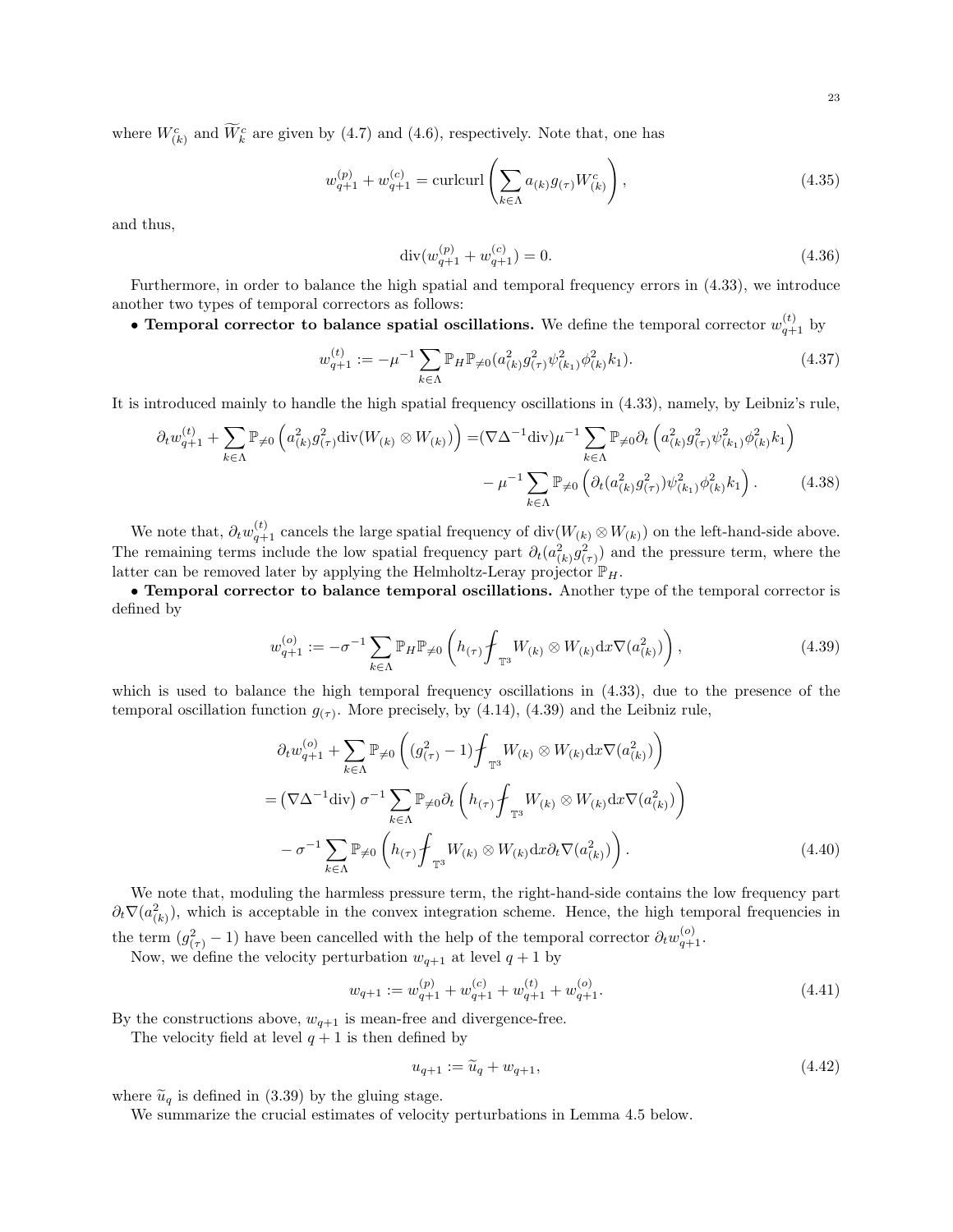where $W^c_{(k)}$ and $\widetilde{W}^c_k$ are given by (4.7) and (4.6), respectively. Note that, one has

$$
w^{(p)}_{q+1} + w^{(c)}_{q+1} = \mathrm{curlcurl}\left(\sum_{k\in\Lambda} a_{(k)} g_{(\tau)} W^c_{(k)}\right), \tag{4.35}
$$

and thus,

$$
\mathrm{div}(w^{(p)}_{q+1} + w^{(c)}_{q+1}) = 0. \tag{4.36}
$$

Furthermore, in order to balance the high spatial and temporal frequency errors in (4.33), we introduce another two types of temporal correctors as follows:

• **Temporal corrector to balance spatial oscillations.** We define the temporal corrector $w^{(t)}_{q+1}$ by

$$
w^{(t)}_{q+1} := -\mu^{-1} \sum_{k\in\Lambda} \mathbb{P}_H \mathbb{P}_{\neq 0} (a^2_{(k)} g^2_{(\tau)} \psi^2_{(k_1)} \phi^2_{(k)} k_1). \tag{4.37}
$$

It is introduced mainly to handle the high spatial frequency oscillations in (4.33), namely, by Leibniz's rule,

$$
\begin{aligned}
\partial_t w^{(t)}_{q+1} + \sum_{k\in\Lambda} \mathbb{P}_{\neq 0}\left(a^2_{(k)} g^2_{(\tau)} \mathrm{div}(W_{(k)} \otimes W_{(k)})\right) =& (\nabla \Delta^{-1} \mathrm{div}) \mu^{-1} \sum_{k\in\Lambda} \mathbb{P}_{\neq 0} \partial_t \left(a^2_{(k)} g^2_{(\tau)} \psi^2_{(k_1)} \phi^2_{(k)} k_1\right) \\
& - \mu^{-1} \sum_{k\in\Lambda} \mathbb{P}_{\neq 0} \left(\partial_t (a^2_{(k)} g^2_{(\tau)}) \psi^2_{(k_1)} \phi^2_{(k)} k_1\right).
\end{aligned} \tag{4.38}
$$

We note that, $\partial_t w^{(t)}_{q+1}$ cancels the large spatial frequency of $\mathrm{div}(W_{(k)} \otimes W_{(k)})$ on the left-hand-side above. The remaining terms include the low spatial frequency part $\partial_t(a^2_{(k)} g^2_{(\tau)})$ and the pressure term, where the latter can be removed later by applying the Helmholtz-Leray projector $\mathbb{P}_H$.

• **Temporal corrector to balance temporal oscillations.** Another type of the temporal corrector is defined by

$$
w^{(o)}_{q+1} := -\sigma^{-1} \sum_{k\in\Lambda} \mathbb{P}_H \mathbb{P}_{\neq 0} \left(h_{(\tau)} \fint_{\mathbb{T}^3} W_{(k)} \otimes W_{(k)} \mathrm{d}x \nabla (a^2_{(k)})\right), \tag{4.39}
$$

which is used to balance the high temporal frequency oscillations in (4.33), due to the presence of the temporal oscillation function $g_{(\tau)}$. More precisely, by (4.14), (4.39) and the Leibniz rule,

$$
\begin{aligned}
&\partial_t w^{(o)}_{q+1} + \sum_{k\in\Lambda} \mathbb{P}_{\neq 0} \left((g^2_{(\tau)} - 1) \fint_{\mathbb{T}^3} W_{(k)} \otimes W_{(k)} \mathrm{d}x \nabla (a^2_{(k)})\right) \\
&= \left(\nabla \Delta^{-1} \mathrm{div}\right) \sigma^{-1} \sum_{k\in\Lambda} \mathbb{P}_{\neq 0} \partial_t \left(h_{(\tau)} \fint_{\mathbb{T}^3} W_{(k)} \otimes W_{(k)} \mathrm{d}x \nabla (a^2_{(k)})\right) \\
&\quad - \sigma^{-1} \sum_{k\in\Lambda} \mathbb{P}_{\neq 0} \left(h_{(\tau)} \fint_{\mathbb{T}^3} W_{(k)} \otimes W_{(k)} \mathrm{d}x \partial_t \nabla (a^2_{(k)})\right).
\end{aligned} \tag{4.40}
$$

We note that, moduling the harmless pressure term, the right-hand-side contains the low frequency part $\partial_t \nabla (a^2_{(k)})$, which is acceptable in the convex integration scheme. Hence, the high temporal frequencies in the term $(g^2_{(\tau)} - 1)$ have been cancelled with the help of the temporal corrector $\partial_t w^{(o)}_{q+1}$.

Now, we define the velocity perturbation $w_{q+1}$ at level $q+1$ by

$$
w_{q+1} := w^{(p)}_{q+1} + w^{(c)}_{q+1} + w^{(t)}_{q+1} + w^{(o)}_{q+1}. \tag{4.41}
$$

By the constructions above, $w_{q+1}$ is mean-free and divergence-free.

The velocity field at level $q+1$ is then defined by

$$
u_{q+1} := \widetilde{u}_q + w_{q+1}, \tag{4.42}
$$

where $\widetilde{u}_q$ is defined in (3.39) by the gluing stage.

We summarize the crucial estimates of velocity perturbations in Lemma 4.5 below.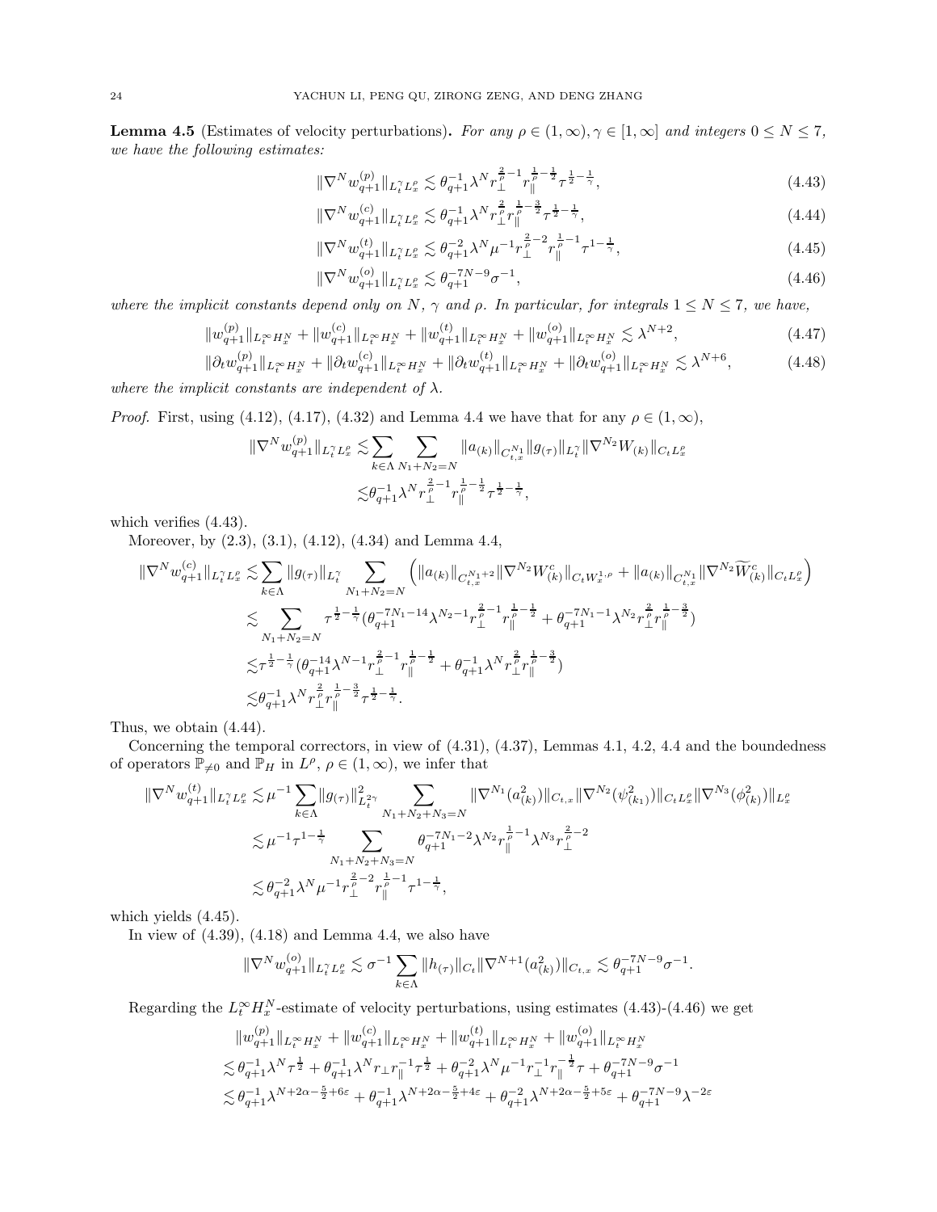**Lemma 4.5** (Estimates of velocity perturbations)**.** *For any $\rho \in (1,\infty), \gamma \in [1,\infty]$ and integers $0 \leq N \leq 7$, we have the following estimates:*

$$\|\nabla^N w^{(p)}_{q+1}\|_{L^\gamma_t L^\rho_x} \lesssim \theta_{q+1}^{-1} \lambda^N r_\perp^{\frac{2}{\rho}-1} r_\parallel^{\frac{1}{\rho}-\frac{1}{2}} \tau^{\frac{1}{2}-\frac{1}{\gamma}}, \tag{4.43}$$

$$\|\nabla^N w^{(c)}_{q+1}\|_{L^\gamma_t L^\rho_x} \lesssim \theta_{q+1}^{-1} \lambda^N r_\perp^{\frac{2}{\rho}} r_\parallel^{\frac{1}{\rho}-\frac{3}{2}} \tau^{\frac{1}{2}-\frac{1}{\gamma}}, \tag{4.44}$$

$$\|\nabla^N w^{(t)}_{q+1}\|_{L^\gamma_t L^\rho_x} \lesssim \theta_{q+1}^{-2} \lambda^N \mu^{-1} r_\perp^{\frac{2}{\rho}-2} r_\parallel^{\frac{1}{\rho}-1} \tau^{1-\frac{1}{\gamma}}, \tag{4.45}$$

$$\|\nabla^N w^{(o)}_{q+1}\|_{L^\gamma_t L^\rho_x} \lesssim \theta_{q+1}^{-7N-9} \sigma^{-1}, \tag{4.46}$$

*where the implicit constants depend only on $N$, $\gamma$ and $\rho$. In particular, for integrals $1 \leq N \leq 7$, we have,*

$$\|w^{(p)}_{q+1}\|_{L^\infty_t H^N_x} + \|w^{(c)}_{q+1}\|_{L^\infty_t H^N_x} + \|w^{(t)}_{q+1}\|_{L^\infty_t H^N_x} + \|w^{(o)}_{q+1}\|_{L^\infty_t H^N_x} \lesssim \lambda^{N+2}, \tag{4.47}$$

$$\|\partial_t w^{(p)}_{q+1}\|_{L^\infty_t H^N_x} + \|\partial_t w^{(c)}_{q+1}\|_{L^\infty_t H^N_x} + \|\partial_t w^{(t)}_{q+1}\|_{L^\infty_t H^N_x} + \|\partial_t w^{(o)}_{q+1}\|_{L^\infty_t H^N_x} \lesssim \lambda^{N+6}, \tag{4.48}$$

*where the implicit constants are independent of $\lambda$.*

*Proof.* First, using (4.12), (4.17), (4.32) and Lemma 4.4 we have that for any $\rho \in (1,\infty)$,

$$\begin{aligned}
\|\nabla^N w^{(p)}_{q+1}\|_{L^\gamma_t L^\rho_x} \lesssim & \sum_{k\in\Lambda} \sum_{N_1+N_2=N} \|a_{(k)}\|_{C^{N_1}_{t,x}} \|g_{(\tau)}\|_{L^\gamma_t} \|\nabla^{N_2} W_{(k)}\|_{C_t L^\rho_x} \\
\lesssim & \theta_{q+1}^{-1} \lambda^N r_\perp^{\frac{2}{\rho}-1} r_\parallel^{\frac{1}{\rho}-\frac{1}{2}} \tau^{\frac{1}{2}-\frac{1}{\gamma}},
\end{aligned}$$

which verifies (4.43).

Moreover, by (2.3), (3.1), (4.12), (4.34) and Lemma 4.4,

$$\begin{aligned}
\|\nabla^N w^{(c)}_{q+1}\|_{L^\gamma_t L^\rho_x} \lesssim & \sum_{k\in\Lambda} \|g_{(\tau)}\|_{L^\gamma_t} \sum_{N_1+N_2=N} \Big( \|a_{(k)}\|_{C^{N_1+2}_{t,x}} \|\nabla^{N_2} W^c_{(k)}\|_{C_t W^{1,\rho}_x} + \|a_{(k)}\|_{C^{N_1}_{t,x}} \|\nabla^{N_2} \widetilde{W}^c_{(k)}\|_{C_t L^\rho_x} \Big) \\
\lesssim & \sum_{N_1+N_2=N} \tau^{\frac{1}{2}-\frac{1}{\gamma}} (\theta_{q+1}^{-7N_1-14} \lambda^{N_2-1} r_\perp^{\frac{2}{\rho}-1} r_\parallel^{\frac{1}{\rho}-\frac{1}{2}} + \theta_{q+1}^{-7N_1-1} \lambda^{N_2} r_\perp^{\frac{2}{\rho}} r_\parallel^{\frac{1}{\rho}-\frac{3}{2}}) \\
\lesssim & \tau^{\frac{1}{2}-\frac{1}{\gamma}} (\theta_{q+1}^{-14} \lambda^{N-1} r_\perp^{\frac{2}{\rho}-1} r_\parallel^{\frac{1}{\rho}-\frac{1}{2}} + \theta_{q+1}^{-1} \lambda^{N} r_\perp^{\frac{2}{\rho}} r_\parallel^{\frac{1}{\rho}-\frac{3}{2}}) \\
\lesssim & \theta_{q+1}^{-1} \lambda^N r_\perp^{\frac{2}{\rho}} r_\parallel^{\frac{1}{\rho}-\frac{3}{2}} \tau^{\frac{1}{2}-\frac{1}{\gamma}}.
\end{aligned}$$

Thus, we obtain (4.44).

Concerning the temporal correctors, in view of (4.31), (4.37), Lemmas 4.1, 4.2, 4.4 and the boundedness of operators $\mathbb{P}_{\neq 0}$ and $\mathbb{P}_H$ in $L^\rho$, $\rho \in (1,\infty)$, we infer that

$$\begin{aligned}
\|\nabla^N w^{(t)}_{q+1}\|_{L^\gamma_t L^\rho_x} \lesssim & \mu^{-1} \sum_{k\in\Lambda} \|g_{(\tau)}\|^2_{L^{2\gamma}_t} \sum_{N_1+N_2+N_3=N} \|\nabla^{N_1}(a^2_{(k)})\|_{C_{t,x}} \|\nabla^{N_2}(\psi^2_{(k_1)})\|_{C_t L^\rho_x} \|\nabla^{N_3}(\phi^2_{(k)})\|_{L^\rho_x} \\
\lesssim & \mu^{-1} \tau^{1-\frac{1}{\gamma}} \sum_{N_1+N_2+N_3=N} \theta_{q+1}^{-7N_1-2} \lambda^{N_2} r_\parallel^{\frac{1}{\rho}-1} \lambda^{N_3} r_\perp^{\frac{2}{\rho}-2} \\
\lesssim & \theta_{q+1}^{-2} \lambda^N \mu^{-1} r_\perp^{\frac{2}{\rho}-2} r_\parallel^{\frac{1}{\rho}-1} \tau^{1-\frac{1}{\gamma}},
\end{aligned}$$

which yields (4.45).

In view of (4.39), (4.18) and Lemma 4.4, we also have

$$\|\nabla^N w^{(o)}_{q+1}\|_{L^\gamma_t L^\rho_x} \lesssim \sigma^{-1} \sum_{k\in\Lambda} \|h_{(\tau)}\|_{C_t} \|\nabla^{N+1}(a^2_{(k)})\|_{C_{t,x}} \lesssim \theta_{q+1}^{-7N-9} \sigma^{-1}.$$

Regarding the $L^\infty_t H^N_x$-estimate of velocity perturbations, using estimates (4.43)-(4.46) we get

$$\begin{aligned}
& \|w^{(p)}_{q+1}\|_{L^\infty_t H^N_x} + \|w^{(c)}_{q+1}\|_{L^\infty_t H^N_x} + \|w^{(t)}_{q+1}\|_{L^\infty_t H^N_x} + \|w^{(o)}_{q+1}\|_{L^\infty_t H^N_x} \\
\lesssim & \theta_{q+1}^{-1} \lambda^N \tau^{\frac{1}{2}} + \theta_{q+1}^{-1} \lambda^N r_\perp r_\parallel^{-1} \tau^{\frac{1}{2}} + \theta_{q+1}^{-2} \lambda^N \mu^{-1} r_\perp^{-1} r_\parallel^{-\frac{1}{2}} \tau + \theta_{q+1}^{-7N-9} \sigma^{-1} \\
\lesssim & \theta_{q+1}^{-1} \lambda^{N+2\alpha-\frac{5}{2}+6\varepsilon} + \theta_{q+1}^{-1} \lambda^{N+2\alpha-\frac{5}{2}+4\varepsilon} + \theta_{q+1}^{-2} \lambda^{N+2\alpha-\frac{5}{2}+5\varepsilon} + \theta_{q+1}^{-7N-9} \lambda^{-2\varepsilon}
\end{aligned}$$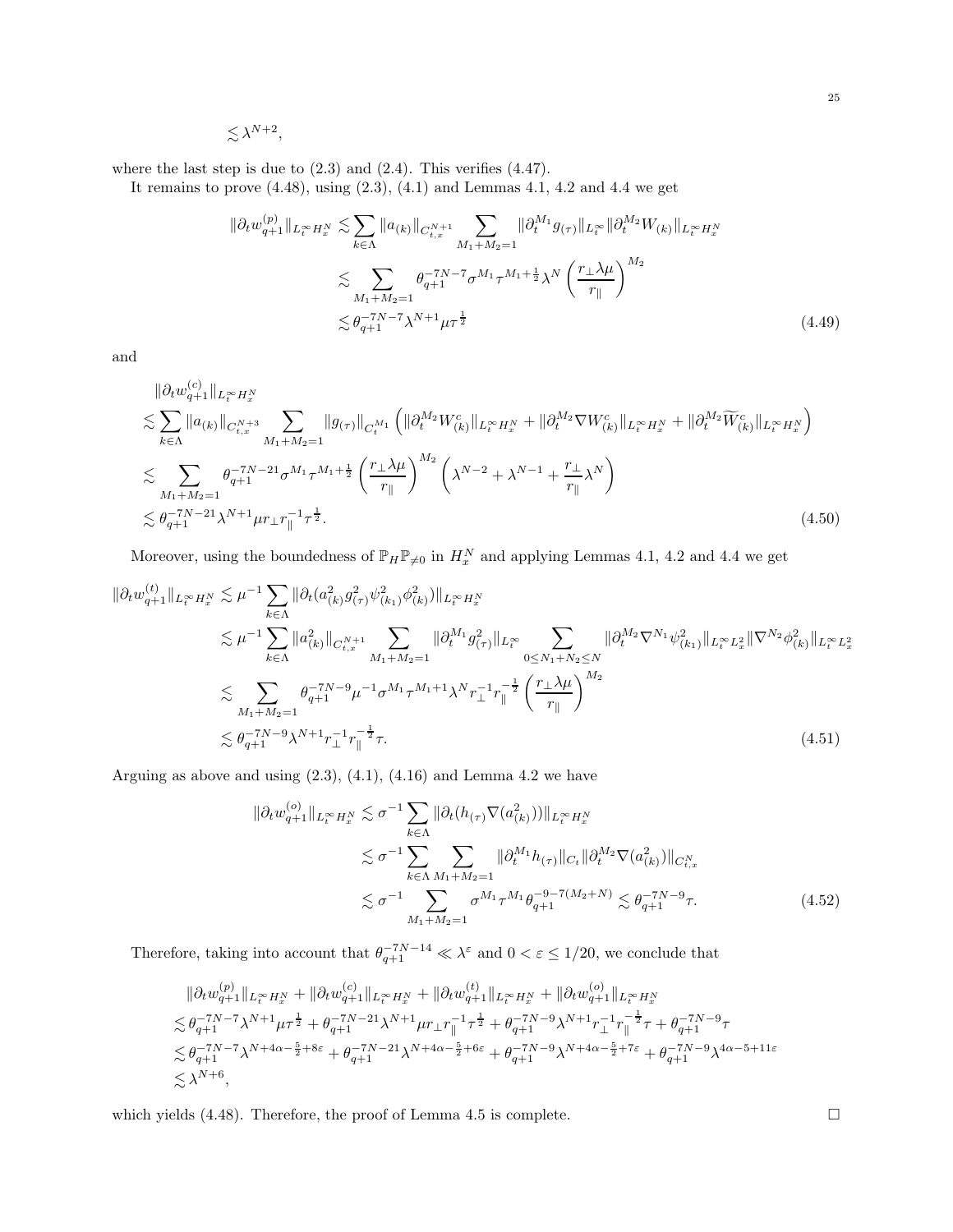$$\lesssim \lambda^{N+2},$$

where the last step is due to (2.3) and (2.4). This verifies (4.47).

It remains to prove (4.48), using (2.3), (4.1) and Lemmas 4.1, 4.2 and 4.4 we get

$$\begin{aligned}
\|\partial_t w^{(p)}_{q+1}\|_{L^\infty_t H^N_x} &\lesssim \sum_{k\in\Lambda} \|a_{(k)}\|_{C^{N+1}_{t,x}} \sum_{M_1+M_2=1} \|\partial_t^{M_1} g_{(\tau)}\|_{L^\infty_t} \|\partial_t^{M_2} W_{(k)}\|_{L^\infty_t H^N_x} \\
&\lesssim \sum_{M_1+M_2=1} \theta_{q+1}^{-7N-7} \sigma^{M_1} \tau^{M_1+\frac12} \lambda^N \left(\frac{r_\perp \lambda\mu}{r_\parallel}\right)^{M_2} \\
&\lesssim \theta_{q+1}^{-7N-7} \lambda^{N+1} \mu \tau^{\frac12}
\end{aligned} \tag{4.49}$$

and

$$\begin{aligned}
&\|\partial_t w^{(c)}_{q+1}\|_{L^\infty_t H^N_x} \\
&\lesssim \sum_{k\in\Lambda} \|a_{(k)}\|_{C^{N+3}_{t,x}} \sum_{M_1+M_2=1} \|g_{(\tau)}\|_{C^{M_1}_t} \left( \|\partial_t^{M_2} W^c_{(k)}\|_{L^\infty_t H^N_x} + \|\partial_t^{M_2} \nabla W^c_{(k)}\|_{L^\infty_t H^N_x} + \|\partial_t^{M_2} \widetilde{W}^c_{(k)}\|_{L^\infty_t H^N_x} \right) \\
&\lesssim \sum_{M_1+M_2=1} \theta_{q+1}^{-7N-21} \sigma^{M_1} \tau^{M_1+\frac12} \left(\frac{r_\perp \lambda\mu}{r_\parallel}\right)^{M_2} \left( \lambda^{N-2} + \lambda^{N-1} + \frac{r_\perp}{r_\parallel}\lambda^N \right) \\
&\lesssim \theta_{q+1}^{-7N-21} \lambda^{N+1} \mu r_\perp r_\parallel^{-1} \tau^{\frac12}.
\end{aligned} \tag{4.50}$$

Moreover, using the boundedness of $\mathbb{P}_H \mathbb{P}_{\neq 0}$ in $H^N_x$ and applying Lemmas 4.1, 4.2 and 4.4 we get

$$\begin{aligned}
\|\partial_t w^{(t)}_{q+1}\|_{L^\infty_t H^N_x} &\lesssim \mu^{-1} \sum_{k\in\Lambda} \|\partial_t (a^2_{(k)} g^2_{(\tau)} \psi^2_{(k_1)} \phi^2_{(k)})\|_{L^\infty_t H^N_x} \\
&\lesssim \mu^{-1} \sum_{k\in\Lambda} \|a^2_{(k)}\|_{C^{N+1}_{t,x}} \sum_{M_1+M_2=1} \|\partial_t^{M_1} g^2_{(\tau)}\|_{L^\infty_t} \sum_{0\le N_1+N_2\le N} \|\partial_t^{M_2} \nabla^{N_1} \psi^2_{(k_1)}\|_{L^\infty_t L^2_x} \|\nabla^{N_2} \phi^2_{(k)}\|_{L^\infty_t L^2_x} \\
&\lesssim \sum_{M_1+M_2=1} \theta_{q+1}^{-7N-9} \mu^{-1} \sigma^{M_1} \tau^{M_1+1} \lambda^N r_\perp^{-1} r_\parallel^{-\frac12} \left(\frac{r_\perp \lambda\mu}{r_\parallel}\right)^{M_2} \\
&\lesssim \theta_{q+1}^{-7N-9} \lambda^{N+1} r_\perp^{-1} r_\parallel^{-\frac12} \tau.
\end{aligned} \tag{4.51}$$

Arguing as above and using (2.3), (4.1), (4.16) and Lemma 4.2 we have

$$\begin{aligned}
\|\partial_t w^{(o)}_{q+1}\|_{L^\infty_t H^N_x} &\lesssim \sigma^{-1} \sum_{k\in\Lambda} \|\partial_t (h_{(\tau)} \nabla (a^2_{(k)}))\|_{L^\infty_t H^N_x} \\
&\lesssim \sigma^{-1} \sum_{k\in\Lambda} \sum_{M_1+M_2=1} \|\partial_t^{M_1} h_{(\tau)}\|_{C_t} \|\partial_t^{M_2} \nabla (a^2_{(k)})\|_{C^N_{t,x}} \\
&\lesssim \sigma^{-1} \sum_{M_1+M_2=1} \sigma^{M_1} \tau^{M_1} \theta_{q+1}^{-9-7(M_2+N)} \lesssim \theta_{q+1}^{-7N-9} \tau.
\end{aligned} \tag{4.52}$$

Therefore, taking into account that $\theta_{q+1}^{-7N-14} \ll \lambda^\varepsilon$ and $0<\varepsilon\le 1/20$, we conclude that

$$\begin{aligned}
&\|\partial_t w^{(p)}_{q+1}\|_{L^\infty_t H^N_x} + \|\partial_t w^{(c)}_{q+1}\|_{L^\infty_t H^N_x} + \|\partial_t w^{(t)}_{q+1}\|_{L^\infty_t H^N_x} + \|\partial_t w^{(o)}_{q+1}\|_{L^\infty_t H^N_x} \\
&\lesssim \theta_{q+1}^{-7N-7} \lambda^{N+1} \mu \tau^{\frac12} + \theta_{q+1}^{-7N-21} \lambda^{N+1} \mu r_\perp r_\parallel^{-1} \tau^{\frac12} + \theta_{q+1}^{-7N-9} \lambda^{N+1} r_\perp^{-1} r_\parallel^{-\frac12} \tau + \theta_{q+1}^{-7N-9} \tau \\
&\lesssim \theta_{q+1}^{-7N-7} \lambda^{N+4\alpha-\frac52+8\varepsilon} + \theta_{q+1}^{-7N-21} \lambda^{N+4\alpha-\frac52+6\varepsilon} + \theta_{q+1}^{-7N-9} \lambda^{N+4\alpha-\frac52+7\varepsilon} + \theta_{q+1}^{-7N-9} \lambda^{4\alpha-5+11\varepsilon} \\
&\lesssim \lambda^{N+6},
\end{aligned}$$

which yields (4.48). Therefore, the proof of Lemma 4.5 is complete. $\square$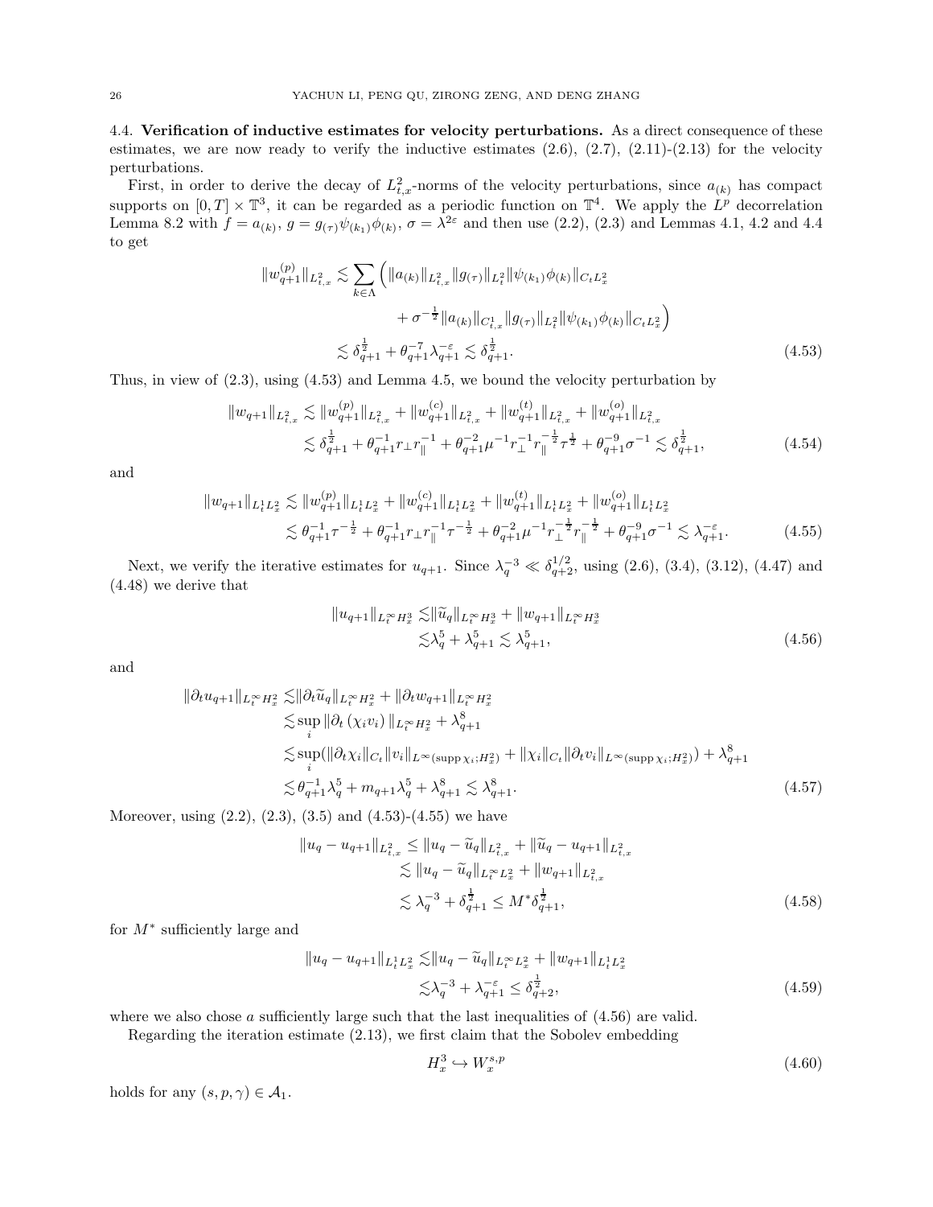**4.4. Verification of inductive estimates for velocity perturbations.** As a direct consequence of these estimates, we are now ready to verify the inductive estimates (2.6), (2.7), (2.11)-(2.13) for the velocity perturbations.

First, in order to derive the decay of $L^2_{t,x}$-norms of the velocity perturbations, since $a_{(k)}$ has compact supports on $[0,T]\times\mathbb{T}^3$, it can be regarded as a periodic function on $\mathbb{T}^4$. We apply the $L^p$ decorrelation Lemma 8.2 with $f = a_{(k)}$, $g = g_{(\tau)}\psi_{(k_1)}\phi_{(k)}$, $\sigma = \lambda^{2\varepsilon}$ and then use (2.2), (2.3) and Lemmas 4.1, 4.2 and 4.4 to get

$$
\begin{aligned}
\|w_{q+1}^{(p)}\|_{L^2_{t,x}} \lesssim \sum_{k\in\Lambda} \Big( & \|a_{(k)}\|_{L^2_{t,x}} \|g_{(\tau)}\|_{L^2_t} \|\psi_{(k_1)}\phi_{(k)}\|_{C_t L^2_x} \\
& + \sigma^{-\frac{1}{2}} \|a_{(k)}\|_{C^1_{t,x}} \|g_{(\tau)}\|_{L^2_t} \|\psi_{(k_1)}\phi_{(k)}\|_{C_t L^2_x} \Big) \\
\lesssim\ & \delta_{q+1}^{\frac{1}{2}} + \theta_{q+1}^{-7}\lambda_{q+1}^{-\varepsilon} \lesssim \delta_{q+1}^{\frac{1}{2}}.
\end{aligned} \tag{4.53}
$$

Thus, in view of (2.3), using (4.53) and Lemma 4.5, we bound the velocity perturbation by

$$
\begin{aligned}
\|w_{q+1}\|_{L^2_{t,x}} &\lesssim \|w_{q+1}^{(p)}\|_{L^2_{t,x}} + \|w_{q+1}^{(c)}\|_{L^2_{t,x}} + \|w_{q+1}^{(t)}\|_{L^2_{t,x}} + \|w_{q+1}^{(o)}\|_{L^2_{t,x}} \\
&\lesssim \delta_{q+1}^{\frac{1}{2}} + \theta_{q+1}^{-1} r_\perp r_\parallel^{-1} + \theta_{q+1}^{-2}\mu^{-1} r_\perp^{-1} r_\parallel^{-\frac{1}{2}} \tau^{\frac{1}{2}} + \theta_{q+1}^{-9}\sigma^{-1} \lesssim \delta_{q+1}^{\frac{1}{2}},
\end{aligned} \tag{4.54}
$$

and

$$
\begin{aligned}
\|w_{q+1}\|_{L^1_t L^2_x} &\lesssim \|w_{q+1}^{(p)}\|_{L^1_t L^2_x} + \|w_{q+1}^{(c)}\|_{L^1_t L^2_x} + \|w_{q+1}^{(t)}\|_{L^1_t L^2_x} + \|w_{q+1}^{(o)}\|_{L^1_t L^2_x} \\
&\lesssim \theta_{q+1}^{-1}\tau^{-\frac{1}{2}} + \theta_{q+1}^{-1} r_\perp r_\parallel^{-1} \tau^{-\frac{1}{2}} + \theta_{q+1}^{-2}\mu^{-1} r_\perp^{-\frac{1}{2}} r_\parallel^{-\frac{1}{2}} + \theta_{q+1}^{-9}\sigma^{-1} \lesssim \lambda_{q+1}^{-\varepsilon}.
\end{aligned} \tag{4.55}
$$

Next, we verify the iterative estimates for $u_{q+1}$. Since $\lambda_q^{-3} \ll \delta_{q+2}^{1/2}$, using (2.6), (3.4), (3.12), (4.47) and (4.48) we derive that

$$
\begin{aligned}
\|u_{q+1}\|_{L^\infty_t H^3_x} \lesssim& \|\widetilde{u}_q\|_{L^\infty_t H^3_x} + \|w_{q+1}\|_{L^\infty_t H^3_x} \\
\lesssim& \lambda_q^5 + \lambda_{q+1}^5 \lesssim \lambda_{q+1}^5,
\end{aligned} \tag{4.56}
$$

and

$$
\begin{aligned}
\|\partial_t u_{q+1}\|_{L^\infty_t H^2_x} \lesssim& \|\partial_t \widetilde{u}_q\|_{L^\infty_t H^2_x} + \|\partial_t w_{q+1}\|_{L^\infty_t H^2_x} \\
\lesssim& \sup_i \|\partial_t(\chi_i v_i)\|_{L^\infty_t H^2_x} + \lambda_{q+1}^8 \\
\lesssim& \sup_i (\|\partial_t \chi_i\|_{C_t} \|v_i\|_{L^\infty(\operatorname{supp}\chi_i; H^2_x)} + \|\chi_i\|_{C_t} \|\partial_t v_i\|_{L^\infty(\operatorname{supp}\chi_i; H^2_x)}) + \lambda_{q+1}^8 \\
\lesssim& \theta_{q+1}^{-1}\lambda_q^5 + m_{q+1}\lambda_q^5 + \lambda_{q+1}^8 \lesssim \lambda_{q+1}^8.
\end{aligned} \tag{4.57}
$$

Moreover, using (2.2), (2.3), (3.5) and (4.53)-(4.55) we have

$$
\begin{aligned}
\|u_q - u_{q+1}\|_{L^2_{t,x}} &\le \|u_q - \widetilde{u}_q\|_{L^2_{t,x}} + \|\widetilde{u}_q - u_{q+1}\|_{L^2_{t,x}} \\
&\lesssim \|u_q - \widetilde{u}_q\|_{L^\infty_t L^2_x} + \|w_{q+1}\|_{L^2_{t,x}} \\
&\lesssim \lambda_q^{-3} + \delta_{q+1}^{\frac{1}{2}} \le M^* \delta_{q+1}^{\frac{1}{2}},
\end{aligned} \tag{4.58}
$$

for $M^*$ sufficiently large and

$$
\begin{aligned}
\|u_q - u_{q+1}\|_{L^1_t L^2_x} \lesssim& \|u_q - \widetilde{u}_q\|_{L^\infty_t L^2_x} + \|w_{q+1}\|_{L^1_t L^2_x} \\
\lesssim& \lambda_q^{-3} + \lambda_{q+1}^{-\varepsilon} \le \delta_{q+2}^{\frac{1}{2}},
\end{aligned} \tag{4.59}
$$

where we also chose $a$ sufficiently large such that the last inequalities of (4.56) are valid.

Regarding the iteration estimate (2.13), we first claim that the Sobolev embedding

$$
H^3_x \hookrightarrow W^{s,p}_x \tag{4.60}
$$

holds for any $(s,p,\gamma) \in \mathcal{A}_1$.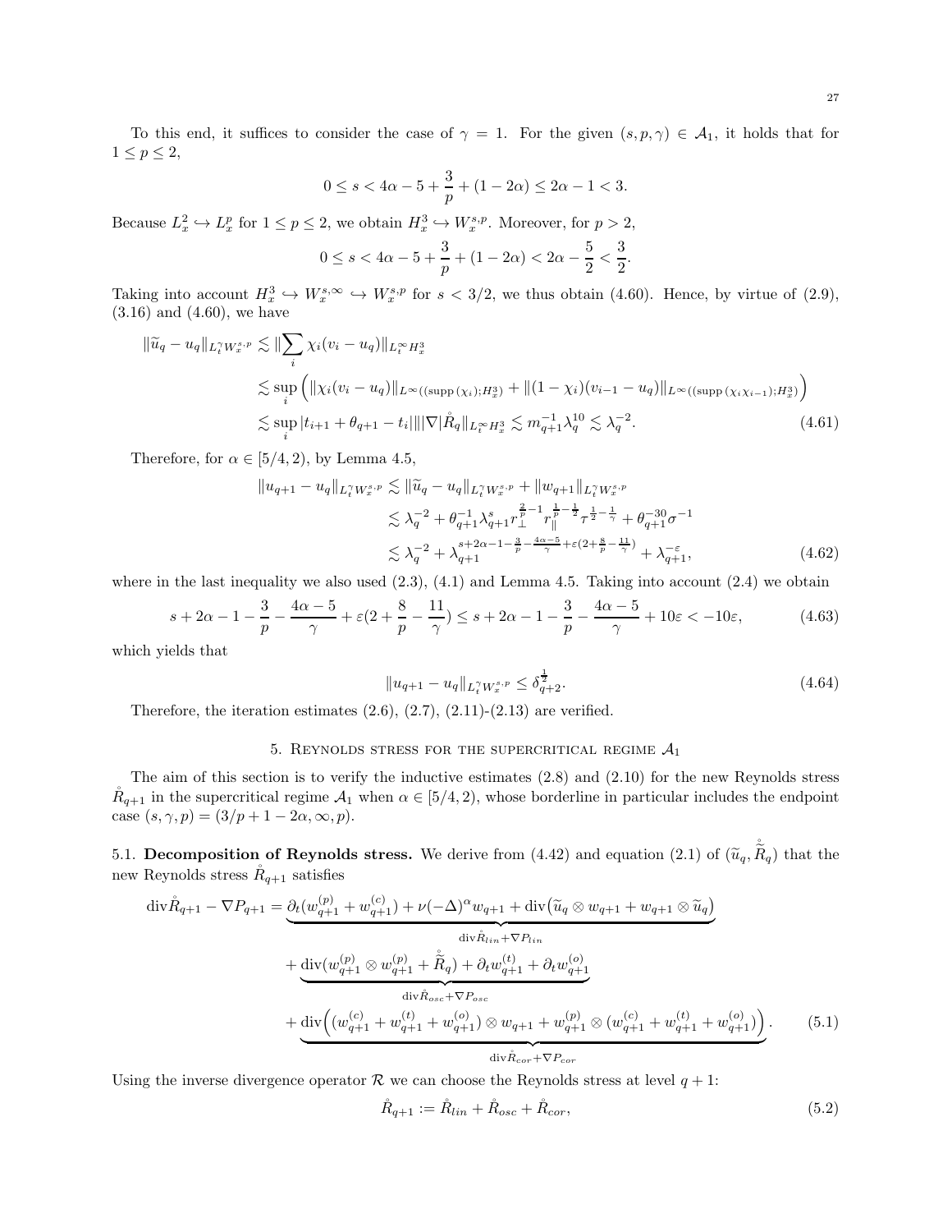To this end, it suffices to consider the case of $\gamma = 1$. For the given $(s, p, \gamma) \in \mathcal{A}_1$, it holds that for $1 \le p \le 2$,

$$0 \le s < 4\alpha - 5 + \frac{3}{p} + (1 - 2\alpha) \le 2\alpha - 1 < 3.$$

Because $L^2_x \hookrightarrow L^p_x$ for $1 \le p \le 2$, we obtain $H^3_x \hookrightarrow W^{s,p}_x$. Moreover, for $p > 2$,

$$0 \le s < 4\alpha - 5 + \frac{3}{p} + (1 - 2\alpha) < 2\alpha - \frac{5}{2} < \frac{3}{2}.$$

Taking into account $H^3_x \hookrightarrow W^{s,\infty}_x \hookrightarrow W^{s,p}_x$ for $s < 3/2$, we thus obtain (4.60). Hence, by virtue of (2.9), (3.16) and (4.60), we have

$$\begin{aligned}
\|\widetilde{u}_q - u_q\|_{L^\gamma_t W^{s,p}_x} &\lesssim \|\sum_i \chi_i (v_i - u_q)\|_{L^\infty_t H^3_x} \\
&\lesssim \sup_i \Big( \|\chi_i (v_i - u_q)\|_{L^\infty((\mathrm{supp}\,(\chi_i); H^3_x)} + \|(1-\chi_i)(v_{i-1} - u_q)\|_{L^\infty((\mathrm{supp}\,(\chi_i \chi_{i-1}); H^3_x)} \Big) \\
&\lesssim \sup_i |t_{i+1} + \theta_{q+1} - t_i| \| |\nabla| \mathring{R}_q \|_{L^\infty_t H^3_x} \lesssim m^{-1}_{q+1} \lambda^{10}_q \lesssim \lambda_q^{-2}. \qquad (4.61)
\end{aligned}$$

Therefore, for $\alpha \in [5/4, 2)$, by Lemma 4.5,

$$\begin{aligned}
\|u_{q+1} - u_q\|_{L^\gamma_t W^{s,p}_x} &\lesssim \|\widetilde{u}_q - u_q\|_{L^\gamma_t W^{s,p}_x} + \|w_{q+1}\|_{L^\gamma_t W^{s,p}_x} \\
&\lesssim \lambda_q^{-2} + \theta^{-1}_{q+1} \lambda^s_{q+1} r_\perp^{\frac{2}{p}-1} r_\parallel^{\frac{1}{p}-\frac{1}{2}} \tau^{\frac{1}{2}-\frac{1}{\gamma}} + \theta^{-30}_{q+1} \sigma^{-1} \\
&\lesssim \lambda_q^{-2} + \lambda_{q+1}^{s + 2\alpha - 1 - \frac{3}{p} - \frac{4\alpha - 5}{\gamma} + \varepsilon(2 + \frac{8}{p} - \frac{11}{\gamma})} + \lambda_{q+1}^{-\varepsilon}, \qquad (4.62)
\end{aligned}$$

where in the last inequality we also used (2.3), (4.1) and Lemma 4.5. Taking into account (2.4) we obtain

$$s + 2\alpha - 1 - \frac{3}{p} - \frac{4\alpha - 5}{\gamma} + \varepsilon(2 + \frac{8}{p} - \frac{11}{\gamma}) \le s + 2\alpha - 1 - \frac{3}{p} - \frac{4\alpha - 5}{\gamma} + 10\varepsilon < -10\varepsilon, \qquad (4.63)$$

which yields that

$$\|u_{q+1} - u_q\|_{L^\gamma_t W^{s,p}_x} \le \delta^{\frac{1}{2}}_{q+2}. \qquad (4.64)$$

Therefore, the iteration estimates (2.6), (2.7), (2.11)-(2.13) are verified.

## 5. Reynolds stress for the supercritical regime $\mathcal{A}_1$

The aim of this section is to verify the inductive estimates (2.8) and (2.10) for the new Reynolds stress $\mathring{R}_{q+1}$ in the supercritical regime $\mathcal{A}_1$ when $\alpha \in [5/4, 2)$, whose borderline in particular includes the endpoint case $(s, \gamma, p) = (3/p + 1 - 2\alpha, \infty, p)$.

**5.1. Decomposition of Reynolds stress.** We derive from (4.42) and equation (2.1) of $(\widetilde{u}_q, \mathring{\widetilde{R}}_q)$ that the new Reynolds stress $\mathring{R}_{q+1}$ satisfies

$$\begin{aligned}
\mathrm{div} \mathring{R}_{q+1} - \nabla P_{q+1} &= \underbrace{\partial_t (w^{(p)}_{q+1} + w^{(c)}_{q+1}) + \nu(-\Delta)^\alpha w_{q+1} + \mathrm{div}\big(\widetilde{u}_q \otimes w_{q+1} + w_{q+1} \otimes \widetilde{u}_q\big)}_{\mathrm{div} \mathring{R}_{lin} + \nabla P_{lin}} \\
&\quad + \underbrace{\mathrm{div}(w^{(p)}_{q+1} \otimes w^{(p)}_{q+1} + \mathring{\widetilde{R}}_q) + \partial_t w^{(t)}_{q+1} + \partial_t w^{(o)}_{q+1}}_{\mathrm{div} \mathring{R}_{osc} + \nabla P_{osc}} \\
&\quad + \underbrace{\mathrm{div}\Big( (w^{(c)}_{q+1} + w^{(t)}_{q+1} + w^{(o)}_{q+1}) \otimes w_{q+1} + w^{(p)}_{q+1} \otimes (w^{(c)}_{q+1} + w^{(t)}_{q+1} + w^{(o)}_{q+1}) \Big)}_{\mathrm{div} \mathring{R}_{cor} + \nabla P_{cor}}. \qquad (5.1)
\end{aligned}$$

Using the inverse divergence operator $\mathcal{R}$ we can choose the Reynolds stress at level $q+1$:

$$\mathring{R}_{q+1} := \mathring{R}_{lin} + \mathring{R}_{osc} + \mathring{R}_{cor}, \qquad (5.2)$$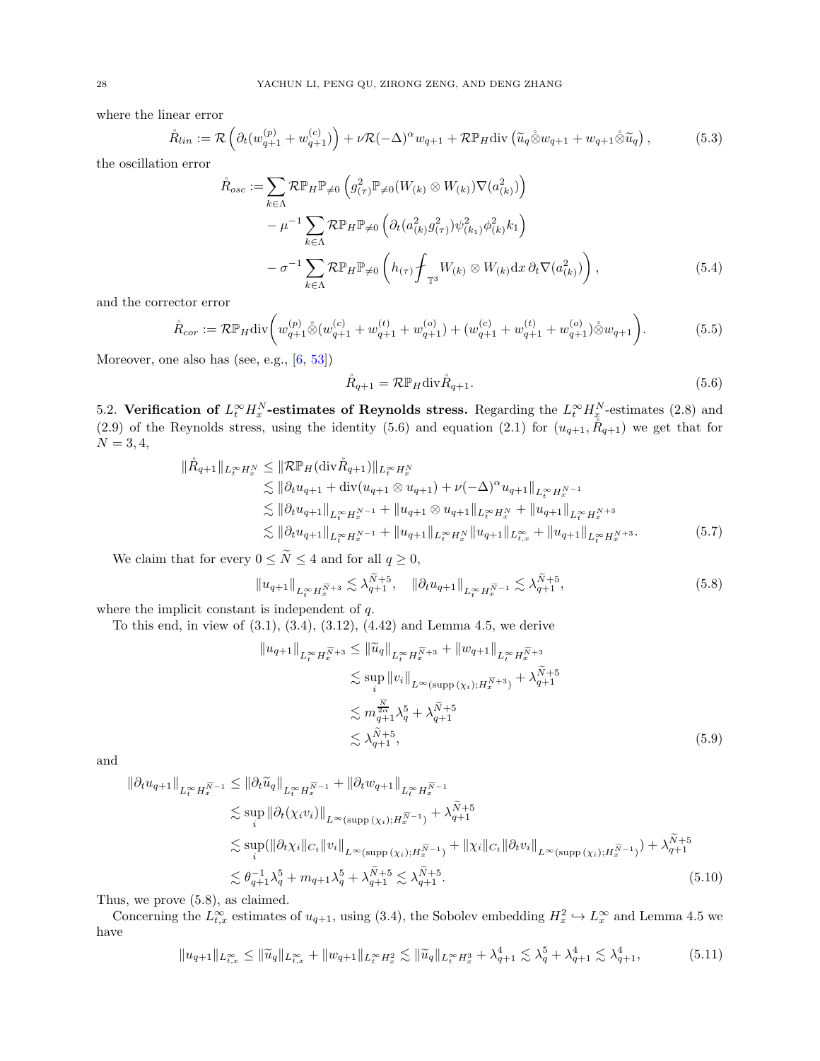where the linear error

$$\mathring{R}_{lin} := \mathcal{R}\left(\partial_t(w_{q+1}^{(p)} + w_{q+1}^{(c)})\right) + \nu\mathcal{R}(-\Delta)^{\alpha} w_{q+1} + \mathcal{R}\mathbb{P}_H \mathrm{div}\left(\widetilde{u}_q \mathring{\otimes} w_{q+1} + w_{q+1}\mathring{\otimes}\widetilde{u}_q\right), \tag{5.3}$$

the oscillation error

$$\begin{aligned}
\mathring{R}_{osc} :=& \sum_{k\in\Lambda} \mathcal{R}\mathbb{P}_H\mathbb{P}_{\neq 0}\left(g_{(\tau)}^2 \mathbb{P}_{\neq 0}(W_{(k)} \otimes W_{(k)})\nabla(a_{(k)}^2)\right) \\
&- \mu^{-1}\sum_{k\in\Lambda} \mathcal{R}\mathbb{P}_H\mathbb{P}_{\neq 0}\left(\partial_t(a_{(k)}^2 g_{(\tau)}^2)\psi_{(k_1)}^2\phi_{(k)}^2 k_1\right) \\
&- \sigma^{-1}\sum_{k\in\Lambda} \mathcal{R}\mathbb{P}_H\mathbb{P}_{\neq 0}\left(h_{(\tau)} \fint_{\mathbb{T}^3} W_{(k)}\otimes W_{(k)} \mathrm{d}x\, \partial_t\nabla(a_{(k)}^2)\right),
\end{aligned} \tag{5.4}$$

and the corrector error

$$\mathring{R}_{cor} := \mathcal{R}\mathbb{P}_H \mathrm{div}\left(w_{q+1}^{(p)} \mathring{\otimes}(w_{q+1}^{(c)} + w_{q+1}^{(t)} + w_{q+1}^{(o)}) + (w_{q+1}^{(c)} + w_{q+1}^{(t)} + w_{q+1}^{(o)})\mathring{\otimes} w_{q+1}\right). \tag{5.5}$$

Moreover, one also has (see, e.g., [6, 53])

$$\mathring{R}_{q+1} = \mathcal{R}\mathbb{P}_H \mathrm{div}\mathring{R}_{q+1}. \tag{5.6}$$

5.2. **Verification of $L_t^\infty H_x^N$-estimates of Reynolds stress.** Regarding the $L_t^\infty H_x^N$-estimates (2.8) and (2.9) of the Reynolds stress, using the identity (5.6) and equation (2.1) for $(u_{q+1}, \mathring{R}_{q+1})$ we get that for $N = 3, 4$,

$$\begin{aligned}
\|\mathring{R}_{q+1}\|_{L_t^\infty H_x^N} &\leq \|\mathcal{R}\mathbb{P}_H(\mathrm{div}\mathring{R}_{q+1})\|_{L_t^\infty H_x^N} \\
&\lesssim \|\partial_t u_{q+1} + \mathrm{div}(u_{q+1}\otimes u_{q+1}) + \nu(-\Delta)^\alpha u_{q+1}\|_{L_t^\infty H_x^{N-1}} \\
&\lesssim \|\partial_t u_{q+1}\|_{L_t^\infty H_x^{N-1}} + \|u_{q+1}\otimes u_{q+1}\|_{L_t^\infty H_x^N} + \|u_{q+1}\|_{L_t^\infty H_x^{N+3}} \\
&\lesssim \|\partial_t u_{q+1}\|_{L_t^\infty H_x^{N-1}} + \|u_{q+1}\|_{L_t^\infty H_x^N}\|u_{q+1}\|_{L_{t,x}^\infty} + \|u_{q+1}\|_{L_t^\infty H_x^{N+3}}.
\end{aligned} \tag{5.7}$$

We claim that for every $0 \leq \widetilde{N} \leq 4$ and for all $q \geq 0$,

$$\|u_{q+1}\|_{L_t^\infty H_x^{\widetilde{N}+3}} \lesssim \lambda_{q+1}^{\widetilde{N}+5}, \quad \|\partial_t u_{q+1}\|_{L_t^\infty H_x^{\widetilde{N}-1}} \lesssim \lambda_{q+1}^{\widetilde{N}+5}, \tag{5.8}$$

where the implicit constant is independent of $q$.

To this end, in view of (3.1), (3.4), (3.12), (4.42) and Lemma 4.5, we derive

$$\begin{aligned}
\|u_{q+1}\|_{L_t^\infty H_x^{\widetilde{N}+3}} &\leq \|\widetilde{u}_q\|_{L_t^\infty H_x^{\widetilde{N}+3}} + \|w_{q+1}\|_{L_t^\infty H_x^{\widetilde{N}+3}} \\
&\lesssim \sup_i \|v_i\|_{L^\infty(\mathrm{supp}\,(\chi_i); H_x^{\widetilde{N}+3})} + \lambda_{q+1}^{\widetilde{N}+5} \\
&\lesssim m_{q+1}^{\frac{\widetilde{N}}{2\alpha}}\lambda_q^5 + \lambda_{q+1}^{\widetilde{N}+5} \\
&\lesssim \lambda_{q+1}^{\widetilde{N}+5},
\end{aligned} \tag{5.9}$$

and

$$\begin{aligned}
\|\partial_t u_{q+1}\|_{L_t^\infty H_x^{\widetilde{N}-1}} &\leq \|\partial_t\widetilde{u}_q\|_{L_t^\infty H_x^{\widetilde{N}-1}} + \|\partial_t w_{q+1}\|_{L_t^\infty H_x^{\widetilde{N}-1}} \\
&\lesssim \sup_i \|\partial_t(\chi_i v_i)\|_{L^\infty(\mathrm{supp}\,(\chi_i); H_x^{\widetilde{N}-1})} + \lambda_{q+1}^{\widetilde{N}+5} \\
&\lesssim \sup_i(\|\partial_t\chi_i\|_{C_t}\|v_i\|_{L^\infty(\mathrm{supp}\,(\chi_i); H_x^{\widetilde{N}-1})} + \|\chi_i\|_{C_t}\|\partial_t v_i\|_{L^\infty(\mathrm{supp}\,(\chi_i); H_x^{\widetilde{N}-1})}) + \lambda_{q+1}^{\widetilde{N}+5} \\
&\lesssim \theta_{q+1}^{-1}\lambda_q^5 + m_{q+1}\lambda_q^5 + \lambda_{q+1}^{\widetilde{N}+5} \lesssim \lambda_{q+1}^{\widetilde{N}+5}.
\end{aligned} \tag{5.10}$$

Thus, we prove (5.8), as claimed.

Concerning the $L_{t,x}^\infty$ estimates of $u_{q+1}$, using (3.4), the Sobolev embedding $H_x^2 \hookrightarrow L_x^\infty$ and Lemma 4.5 we have

$$\|u_{q+1}\|_{L_{t,x}^\infty} \leq \|\widetilde{u}_q\|_{L_{t,x}^\infty} + \|w_{q+1}\|_{L_t^\infty H_x^2} \lesssim \|\widetilde{u}_q\|_{L_t^\infty H_x^3} + \lambda_{q+1}^4 \lesssim \lambda_q^5 + \lambda_{q+1}^4 \lesssim \lambda_{q+1}^4, \tag{5.11}$$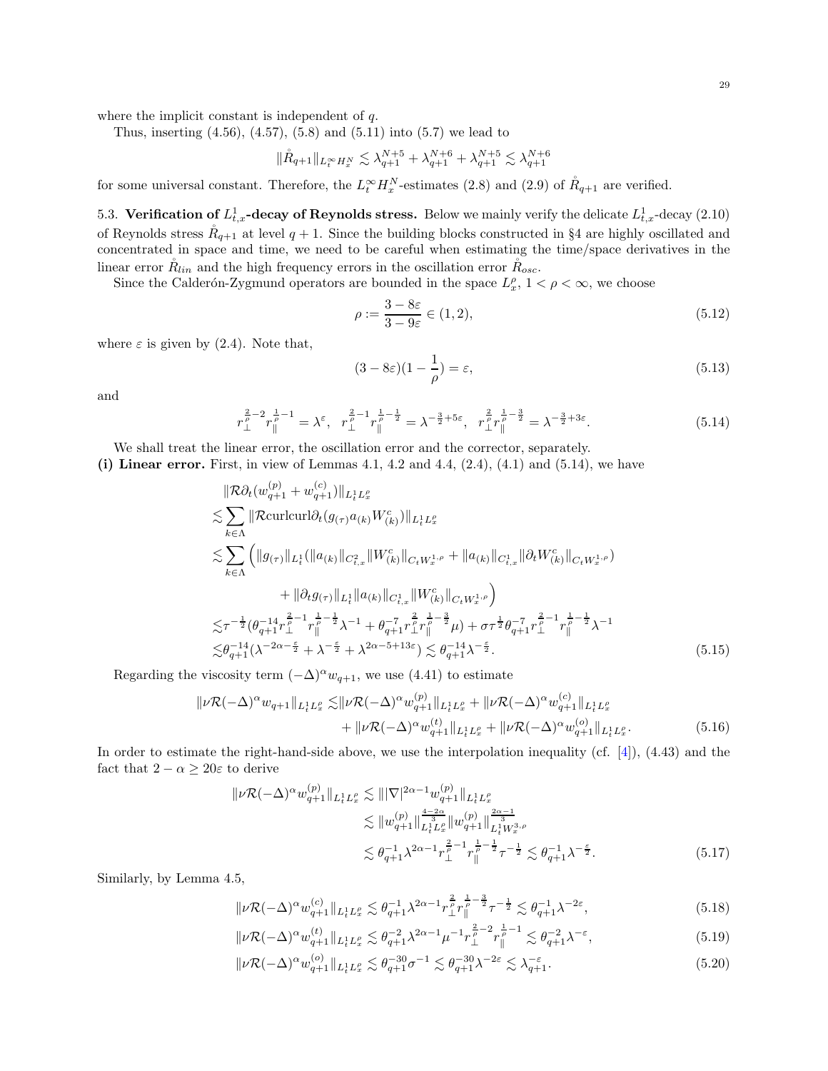where the implicit constant is independent of $q$.

Thus, inserting (4.56), (4.57), (5.8) and (5.11) into (5.7) we lead to

$$\|\mathring{R}_{q+1}\|_{L^\infty_t H^N_x} \lesssim \lambda_{q+1}^{N+5} + \lambda_{q+1}^{N+6} + \lambda_{q+1}^{N+5} \lesssim \lambda_{q+1}^{N+6}$$

for some universal constant. Therefore, the $L^\infty_t H^N_x$-estimates (2.8) and (2.9) of $\mathring{R}_{q+1}$ are verified.

**5.3. Verification of $L^1_{t,x}$-decay of Reynolds stress.** Below we mainly verify the delicate $L^1_{t,x}$-decay (2.10) of Reynolds stress $\mathring{R}_{q+1}$ at level $q+1$. Since the building blocks constructed in §4 are highly oscillated and concentrated in space and time, we need to be careful when estimating the time/space derivatives in the linear error $\mathring{R}_{lin}$ and the high frequency errors in the oscillation error $\mathring{R}_{osc}$.

Since the Calderón-Zygmund operators are bounded in the space $L^\rho_x$, $1<\rho<\infty$, we choose

$$\rho := \frac{3-8\varepsilon}{3-9\varepsilon} \in (1,2), \tag{5.12}$$

where $\varepsilon$ is given by (2.4). Note that,

$$(3-8\varepsilon)(1-\frac{1}{\rho}) = \varepsilon, \tag{5.13}$$

and

$$r_\perp^{\frac{2}{\rho}-2} r_\parallel^{\frac{1}{\rho}-1} = \lambda^{\varepsilon}, \quad r_\perp^{\frac{2}{\rho}-1} r_\parallel^{\frac{1}{\rho}-\frac{1}{2}} = \lambda^{-\frac{3}{2}+5\varepsilon}, \quad r_\perp^{\frac{2}{\rho}} r_\parallel^{\frac{1}{\rho}-\frac{3}{2}} = \lambda^{-\frac{3}{2}+3\varepsilon}. \tag{5.14}$$

We shall treat the linear error, the oscillation error and the corrector, separately.

**(i) Linear error.** First, in view of Lemmas 4.1, 4.2 and 4.4, (2.4), (4.1) and (5.14), we have

$$\begin{aligned}
&\|\mathcal{R}\partial_t(w_{q+1}^{(p)} + w_{q+1}^{(c)})\|_{L^1_t L^\rho_x} \\
\lesssim& \sum_{k\in\Lambda} \|\mathcal{R}\mathrm{curlcurl}\partial_t(g_{(\tau)} a_{(k)} W^c_{(k)})\|_{L^1_t L^\rho_x} \\
\lesssim& \sum_{k\in\Lambda} \Big( \|g_{(\tau)}\|_{L^1_t} (\|a_{(k)}\|_{C^2_{t,x}} \|W^c_{(k)}\|_{C_t W^{1,\rho}_x} + \|a_{(k)}\|_{C^1_{t,x}} \|\partial_t W^c_{(k)}\|_{C_t W^{1,\rho}_x}) \\
&\qquad + \|\partial_t g_{(\tau)}\|_{L^1_t} \|a_{(k)}\|_{C^1_{t,x}} \|W^c_{(k)}\|_{C_t W^{1,\rho}_x} \Big) \\
\lesssim& \tau^{-\frac{1}{2}} (\theta_{q+1}^{-14} r_\perp^{\frac{2}{\rho}-1} r_\parallel^{\frac{1}{\rho}-\frac{1}{2}} \lambda^{-1} + \theta_{q+1}^{-7} r_\perp^{\frac{2}{\rho}} r_\parallel^{\frac{1}{\rho}-\frac{3}{2}} \mu) + \sigma \tau^{\frac{1}{2}} \theta_{q+1}^{-7} r_\perp^{\frac{2}{\rho}-1} r_\parallel^{\frac{1}{\rho}-\frac{1}{2}} \lambda^{-1} \\
\lesssim& \theta_{q+1}^{-14} (\lambda^{-2\alpha-\frac{\varepsilon}{2}} + \lambda^{-\frac{\varepsilon}{2}} + \lambda^{2\alpha-5+13\varepsilon}) \lesssim \theta_{q+1}^{-14} \lambda^{-\frac{\varepsilon}{2}}.
\end{aligned} \tag{5.15}$$

Regarding the viscosity term $(-\Delta)^\alpha w_{q+1}$, we use (4.41) to estimate

$$\begin{aligned}
\|\nu\mathcal{R}(-\Delta)^\alpha w_{q+1}\|_{L^1_t L^\rho_x} \lesssim& \|\nu\mathcal{R}(-\Delta)^\alpha w_{q+1}^{(p)}\|_{L^1_t L^\rho_x} + \|\nu\mathcal{R}(-\Delta)^\alpha w_{q+1}^{(c)}\|_{L^1_t L^\rho_x} \\
&+ \|\nu\mathcal{R}(-\Delta)^\alpha w_{q+1}^{(t)}\|_{L^1_t L^\rho_x} + \|\nu\mathcal{R}(-\Delta)^\alpha w_{q+1}^{(o)}\|_{L^1_t L^\rho_x}.
\end{aligned} \tag{5.16}$$

In order to estimate the right-hand-side above, we use the interpolation inequality (cf. [4]), (4.43) and the fact that $2-\alpha \geq 20\varepsilon$ to derive

$$\begin{aligned}
\|\nu\mathcal{R}(-\Delta)^\alpha w_{q+1}^{(p)}\|_{L^1_t L^\rho_x} \lesssim& \||\nabla|^{2\alpha-1} w_{q+1}^{(p)}\|_{L^1_t L^\rho_x} \\
\lesssim& \|w_{q+1}^{(p)}\|_{L^1_t L^\rho_x}^{\frac{4-2\alpha}{3}} \|w_{q+1}^{(p)}\|_{L^1_t W^{3,\rho}_x}^{\frac{2\alpha-1}{3}} \\
\lesssim& \theta_{q+1}^{-1} \lambda^{2\alpha-1} r_\perp^{\frac{2}{\rho}-1} r_\parallel^{\frac{1}{\rho}-\frac{1}{2}} \tau^{-\frac{1}{2}} \lesssim \theta_{q+1}^{-1} \lambda^{-\frac{\varepsilon}{2}}.
\end{aligned} \tag{5.17}$$

Similarly, by Lemma 4.5,

$$\|\nu\mathcal{R}(-\Delta)^\alpha w_{q+1}^{(c)}\|_{L^1_t L^\rho_x} \lesssim \theta_{q+1}^{-1} \lambda^{2\alpha-1} r_\perp^{\frac{2}{\rho}} r_\parallel^{\frac{1}{\rho}-\frac{3}{2}} \tau^{-\frac{1}{2}} \lesssim \theta_{q+1}^{-1} \lambda^{-2\varepsilon}, \tag{5.18}$$

$$\|\nu\mathcal{R}(-\Delta)^\alpha w_{q+1}^{(t)}\|_{L^1_t L^\rho_x} \lesssim \theta_{q+1}^{-2} \lambda^{2\alpha-1} \mu^{-1} r_\perp^{\frac{2}{\rho}-2} r_\parallel^{\frac{1}{\rho}-1} \lesssim \theta_{q+1}^{-2} \lambda^{-\varepsilon}, \tag{5.19}$$

$$\|\nu\mathcal{R}(-\Delta)^\alpha w_{q+1}^{(o)}\|_{L^1_t L^\rho_x} \lesssim \theta_{q+1}^{-30} \sigma^{-1} \lesssim \theta_{q+1}^{-30} \lambda^{-2\varepsilon} \lesssim \lambda_{q+1}^{-\varepsilon}. \tag{5.20}$$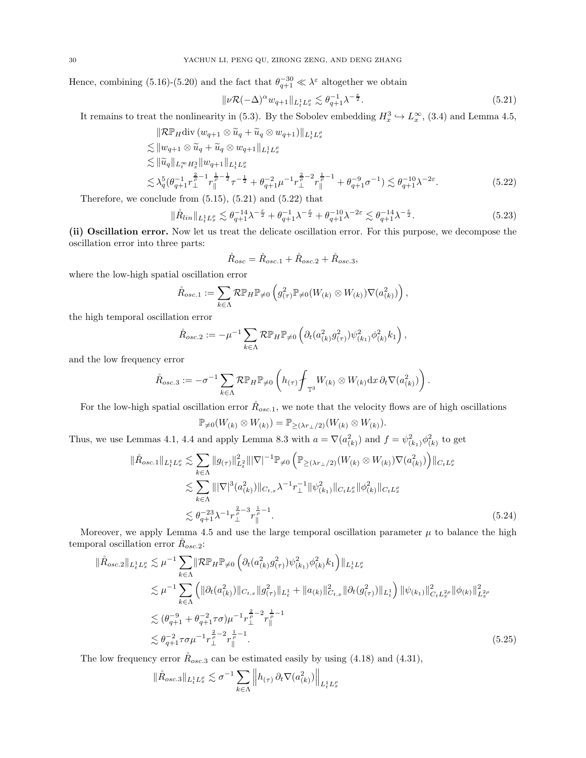Hence, combining (5.16)-(5.20) and the fact that $\theta_{q+1}^{-30} \ll \lambda^{\varepsilon}$ altogether we obtain

$$
\|\nu \mathcal{R}(-\Delta)^{\alpha} w_{q+1}\|_{L_t^1 L_x^{\rho}} \lesssim \theta_{q+1}^{-1} \lambda^{-\frac{\varepsilon}{2}}. \tag{5.21}
$$

It remains to treat the nonlinearity in (5.3). By the Sobolev embedding $H_x^3 \hookrightarrow L_x^{\infty}$, (3.4) and Lemma 4.5,

$$
\begin{aligned}
&\|\mathcal{R}\mathbb{P}_H \mathrm{div}\,(w_{q+1} \otimes \widetilde{u}_q + \widetilde{u}_q \otimes w_{q+1})\|_{L_t^1 L_x^{\rho}} \\
\lesssim &\|w_{q+1} \otimes \widetilde{u}_q + \widetilde{u}_q \otimes w_{q+1}\|_{L_t^1 L_x^{\rho}} \\
\lesssim &\|\widetilde{u}_q\|_{L_t^{\infty} H_x^3} \|w_{q+1}\|_{L_t^1 L_x^{\rho}} \\
\lesssim &\lambda_q^5 (\theta_{q+1}^{-1} r_{\perp}^{\frac{2}{\rho}-1} r_{\parallel}^{\frac{1}{\rho}-\frac{1}{2}} \tau^{-\frac{1}{2}} + \theta_{q+1}^{-2} \mu^{-1} r_{\perp}^{\frac{2}{\rho}-2} r_{\parallel}^{\frac{1}{\rho}-1} + \theta_{q+1}^{-9} \sigma^{-1}) \lesssim \theta_{q+1}^{-10} \lambda^{-2\varepsilon}.
\end{aligned} \tag{5.22}
$$

Therefore, we conclude from (5.15), (5.21) and (5.22) that

$$
\|\mathring{R}_{lin}\|_{L_t^1 L_x^{\rho}} \lesssim \theta_{q+1}^{-14} \lambda^{-\frac{\varepsilon}{2}} + \theta_{q+1}^{-1} \lambda^{-\frac{\varepsilon}{2}} + \theta_{q+1}^{-10} \lambda^{-2\varepsilon} \lesssim \theta_{q+1}^{-14} \lambda^{-\frac{\varepsilon}{2}}. \tag{5.23}
$$

**(ii) Oscillation error.** Now let us treat the delicate oscillation error. For this purpose, we decompose the oscillation error into three parts:

$$
\mathring{R}_{osc} = \mathring{R}_{osc.1} + \mathring{R}_{osc.2} + \mathring{R}_{osc.3},
$$

where the low-high spatial oscillation error

$$
\mathring{R}_{osc.1} := \sum_{k \in \Lambda} \mathcal{R}\mathbb{P}_H \mathbb{P}_{\neq 0} \left( g_{(\tau)}^2 \mathbb{P}_{\neq 0}(W_{(k)} \otimes W_{(k)}) \nabla(a_{(k)}^2) \right),
$$

the high temporal oscillation error

$$
\mathring{R}_{osc.2} := -\mu^{-1} \sum_{k \in \Lambda} \mathcal{R}\mathbb{P}_H \mathbb{P}_{\neq 0} \left( \partial_t (a_{(k)}^2 g_{(\tau)}^2) \psi_{(k_1)}^2 \phi_{(k)}^2 k_1 \right),
$$

and the low frequency error

$$
\mathring{R}_{osc.3} := -\sigma^{-1} \sum_{k \in \Lambda} \mathcal{R}\mathbb{P}_H \mathbb{P}_{\neq 0} \left( h_{(\tau)} \fint_{\mathbb{T}^3} W_{(k)} \otimes W_{(k)} \mathrm{d}x \, \partial_t \nabla(a_{(k)}^2) \right).
$$

For the low-high spatial oscillation error $\mathring{R}_{osc.1}$, we note that the velocity flows are of high oscillations

$$
\mathbb{P}_{\neq 0}(W_{(k)} \otimes W_{(k)}) = \mathbb{P}_{\geq (\lambda r_{\perp}/2)}(W_{(k)} \otimes W_{(k)}).
$$

Thus, we use Lemmas 4.1, 4.4 and apply Lemma 8.3 with $a = \nabla(a_{(k)}^2)$ and $f = \psi_{(k_1)}^2 \phi_{(k)}^2$ to get

$$
\begin{aligned}
\|\mathring{R}_{osc.1}\|_{L_t^1 L_x^{\rho}} &\lesssim \sum_{k \in \Lambda} \|g_{(\tau)}\|_{L_t^2}^2 \||\nabla|^{-1} \mathbb{P}_{\neq 0} \left( \mathbb{P}_{\geq (\lambda r_{\perp}/2)}(W_{(k)} \otimes W_{(k)}) \nabla(a_{(k)}^2) \right)\|_{C_t L_x^{\rho}} \\
&\lesssim \sum_{k \in \Lambda} \||\nabla|^3 (a_{(k)}^2)\|_{C_{t,x}} \lambda^{-1} r_{\perp}^{-1} \|\psi_{(k_1)}^2\|_{C_t L_x^{\rho}} \|\phi_{(k)}^2\|_{C_t L_x^{\rho}} \\
&\lesssim \theta_{q+1}^{-23} \lambda^{-1} r_{\perp}^{\frac{2}{\rho}-3} r_{\parallel}^{\frac{1}{\rho}-1}.
\end{aligned} \tag{5.24}
$$

Moreover, we apply Lemma 4.5 and use the large temporal oscillation parameter $\mu$ to balance the high temporal oscillation error $\mathring{R}_{osc.2}$:

$$
\begin{aligned}
\|\mathring{R}_{osc.2}\|_{L_t^1 L_x^{\rho}} &\lesssim \mu^{-1} \sum_{k \in \Lambda} \|\mathcal{R}\mathbb{P}_H \mathbb{P}_{\neq 0} \left( \partial_t (a_{(k)}^2 g_{(\tau)}^2) \psi_{(k_1)}^2 \phi_{(k)}^2 k_1 \right)\|_{L_t^1 L_x^{\rho}} \\
&\lesssim \mu^{-1} \sum_{k \in \Lambda} \left( \|\partial_t (a_{(k)}^2)\|_{C_{t,x}} \|g_{(\tau)}^2\|_{L_t^1} + \|a_{(k)}\|_{C_{t,x}}^2 \|\partial_t (g_{(\tau)}^2)\|_{L_t^1} \right) \|\psi_{(k_1)}\|_{C_t L_x^{2\rho}}^2 \|\phi_{(k)}\|_{L_x^{2\rho}}^2 \\
&\lesssim (\theta_{q+1}^{-9} + \theta_{q+1}^{-2} \tau\sigma) \mu^{-1} r_{\perp}^{\frac{2}{\rho}-2} r_{\parallel}^{\frac{1}{\rho}-1} \\
&\lesssim \theta_{q+1}^{-2} \tau\sigma \mu^{-1} r_{\perp}^{\frac{2}{\rho}-2} r_{\parallel}^{\frac{1}{\rho}-1}.
\end{aligned} \tag{5.25}
$$

The low frequency error $\mathring{R}_{osc.3}$ can be estimated easily by using (4.18) and (4.31),

$$
\|\mathring{R}_{osc.3}\|_{L_t^1 L_x^{\rho}} \lesssim \sigma^{-1} \sum_{k \in \Lambda} \left\| h_{(\tau)} \, \partial_t \nabla(a_{(k)}^2) \right\|_{L_t^1 L_x^{\rho}}
$$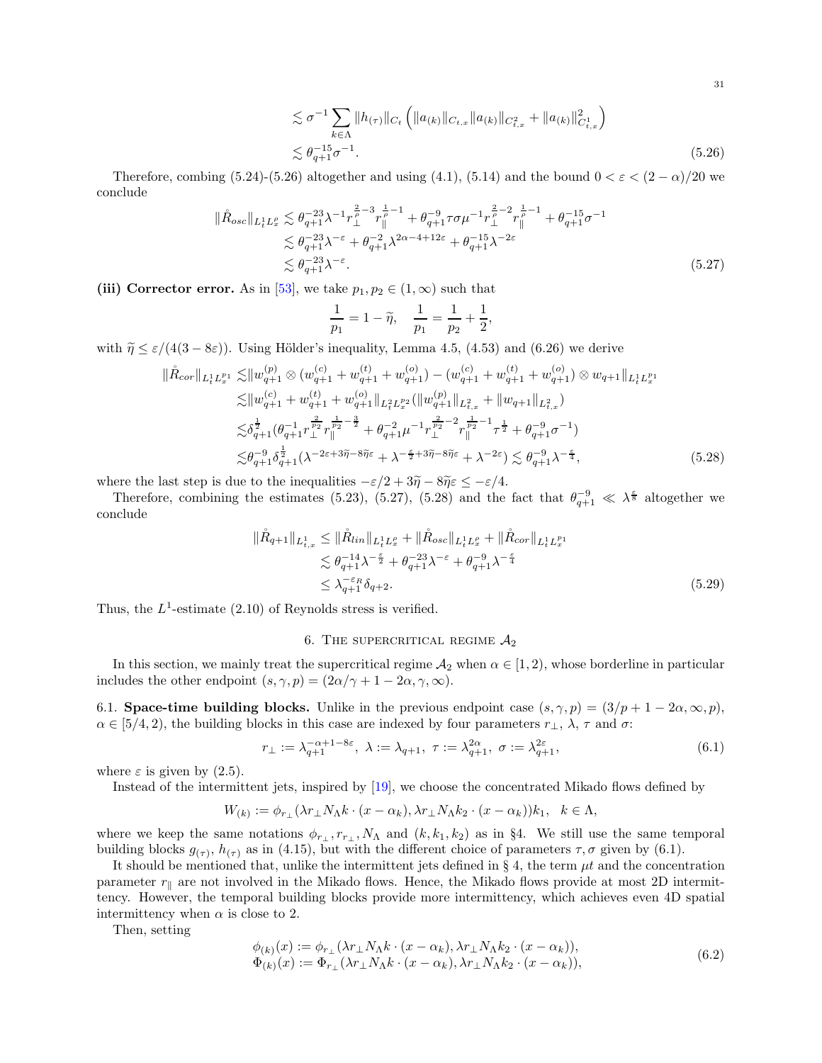$$
\begin{aligned}
&\lesssim \sigma^{-1} \sum_{k\in\Lambda} \|h_{(\tau)}\|_{C_t} \left( \|a_{(k)}\|_{C_{t,x}} \|a_{(k)}\|_{C^2_{t,x}} + \|a_{(k)}\|^2_{C^1_{t,x}} \right) \\
&\lesssim \theta_{q+1}^{-15} \sigma^{-1}.
\end{aligned} \tag{5.26}
$$

Therefore, combing (5.24)-(5.26) altogether and using (4.1), (5.14) and the bound $0 < \varepsilon < (2-\alpha)/20$ we conclude

$$
\begin{aligned}
\|\mathring{R}_{osc}\|_{L^1_t L^\rho_x} &\lesssim \theta_{q+1}^{-23} \lambda^{-1} r_\perp^{\frac{2}{\rho}-3} r_\parallel^{\frac{1}{\rho}-1} + \theta_{q+1}^{-9} \tau\sigma\mu^{-1} r_\perp^{\frac{2}{\rho}-2} r_\parallel^{\frac{1}{\rho}-1} + \theta_{q+1}^{-15}\sigma^{-1} \\
&\lesssim \theta_{q+1}^{-23}\lambda^{-\varepsilon} + \theta_{q+1}^{-2}\lambda^{2\alpha-4+12\varepsilon} + \theta_{q+1}^{-15}\lambda^{-2\varepsilon} \\
&\lesssim \theta_{q+1}^{-23}\lambda^{-\varepsilon}.
\end{aligned} \tag{5.27}
$$

**(iii) Corrector error.** As in [53], we take $p_1, p_2 \in (1,\infty)$ such that

$$
\frac{1}{p_1} = 1 - \widetilde{\eta}, \quad \frac{1}{p_1} = \frac{1}{p_2} + \frac{1}{2},
$$

with $\widetilde{\eta} \le \varepsilon/(4(3-8\varepsilon))$. Using Hölder's inequality, Lemma 4.5, (4.53) and (6.26) we derive

$$
\begin{aligned}
\|\mathring{R}_{cor}\|_{L^1_t L^{p_1}_x} &\lesssim \|w^{(p)}_{q+1} \otimes (w^{(c)}_{q+1} + w^{(t)}_{q+1} + w^{(o)}_{q+1}) - (w^{(c)}_{q+1} + w^{(t)}_{q+1} + w^{(o)}_{q+1}) \otimes w_{q+1}\|_{L^1_t L^{p_1}_x} \\
&\lesssim \|w^{(c)}_{q+1} + w^{(t)}_{q+1} + w^{(o)}_{q+1}\|_{L^2_t L^{p_2}_x} (\|w^{(p)}_{q+1}\|_{L^2_{t,x}} + \|w_{q+1}\|_{L^2_{t,x}}) \\
&\lesssim \delta_{q+1}^{\frac{1}{2}} (\theta_{q+1}^{-1} r_\perp^{\frac{2}{p_2}} r_\parallel^{\frac{1}{p_2}-\frac{3}{2}} + \theta_{q+1}^{-2}\mu^{-1} r_\perp^{\frac{2}{p_2}-2} r_\parallel^{\frac{1}{p_2}-1} \tau^{\frac{1}{2}} + \theta_{q+1}^{-9}\sigma^{-1}) \\
&\lesssim \theta_{q+1}^{-9} \delta_{q+1}^{\frac{1}{2}} (\lambda^{-2\varepsilon+3\widetilde{\eta}-8\widetilde{\eta}\varepsilon} + \lambda^{-\frac{\varepsilon}{2}+3\widetilde{\eta}-8\widetilde{\eta}\varepsilon} + \lambda^{-2\varepsilon}) \lesssim \theta_{q+1}^{-9}\lambda^{-\frac{\varepsilon}{4}},
\end{aligned} \tag{5.28}
$$

where the last step is due to the inequalities $-\varepsilon/2 + 3\widetilde{\eta} - 8\widetilde{\eta}\varepsilon \le -\varepsilon/4$.

Therefore, combining the estimates (5.23), (5.27), (5.28) and the fact that $\theta_{q+1}^{-9} \ll \lambda^{\frac{\varepsilon}{8}}$ altogether we conclude

$$
\begin{aligned}
\|\mathring{R}_{q+1}\|_{L^1_{t,x}} &\le \|\mathring{R}_{lin}\|_{L^1_t L^\rho_x} + \|\mathring{R}_{osc}\|_{L^1_t L^\rho_x} + \|\mathring{R}_{cor}\|_{L^1_t L^{p_1}_x} \\
&\lesssim \theta_{q+1}^{-14}\lambda^{-\frac{\varepsilon}{2}} + \theta_{q+1}^{-23}\lambda^{-\varepsilon} + \theta_{q+1}^{-9}\lambda^{-\frac{\varepsilon}{4}} \\
&\le \lambda_{q+1}^{-\varepsilon_R}\delta_{q+2}.
\end{aligned} \tag{5.29}
$$

Thus, the $L^1$-estimate (2.10) of Reynolds stress is verified.

## 6. The supercritical regime $\mathcal{A}_2$

In this section, we mainly treat the supercritical regime $\mathcal{A}_2$ when $\alpha \in [1,2)$, whose borderline in particular includes the other endpoint $(s,\gamma,p) = (2\alpha/\gamma + 1 - 2\alpha, \gamma, \infty)$.

6.1. **Space-time building blocks.** Unlike in the previous endpoint case $(s,\gamma,p) = (3/p + 1 - 2\alpha, \infty, p)$, $\alpha \in [5/4, 2)$, the building blocks in this case are indexed by four parameters $r_\perp$, $\lambda$, $\tau$ and $\sigma$:

$$
r_\perp := \lambda_{q+1}^{-\alpha+1-8\varepsilon},\ \lambda := \lambda_{q+1},\ \tau := \lambda_{q+1}^{2\alpha},\ \sigma := \lambda_{q+1}^{2\varepsilon}, \tag{6.1}
$$

where $\varepsilon$ is given by (2.5).

Instead of the intermittent jets, inspired by [19], we choose the concentrated Mikado flows defined by

$$
W_{(k)} := \phi_{r_\perp}(\lambda r_\perp N_\Lambda k\cdot(x-\alpha_k), \lambda r_\perp N_\Lambda k_2\cdot(x-\alpha_k))k_1, \quad k\in\Lambda,
$$

where we keep the same notations $\phi_{r_\perp}, r_{r_\perp}, N_\Lambda$ and $(k,k_1,k_2)$ as in §4. We still use the same temporal building blocks $g_{(\tau)}$, $h_{(\tau)}$ as in (4.15), but with the different choice of parameters $\tau,\sigma$ given by (6.1).

It should be mentioned that, unlike the intermittent jets defined in § 4, the term $\mu t$ and the concentration parameter $r_\parallel$ are not involved in the Mikado flows. Hence, the Mikado flows provide at most 2D intermittency. However, the temporal building blocks provide more intermittency, which achieves even 4D spatial intermittency when $\alpha$ is close to 2.

Then, setting

$$
\begin{aligned}
\phi_{(k)}(x) &:= \phi_{r_\perp}(\lambda r_\perp N_\Lambda k\cdot(x-\alpha_k), \lambda r_\perp N_\Lambda k_2\cdot(x-\alpha_k)), \\
\Phi_{(k)}(x) &:= \Phi_{r_\perp}(\lambda r_\perp N_\Lambda k\cdot(x-\alpha_k), \lambda r_\perp N_\Lambda k_2\cdot(x-\alpha_k)),
\end{aligned} \tag{6.2}
$$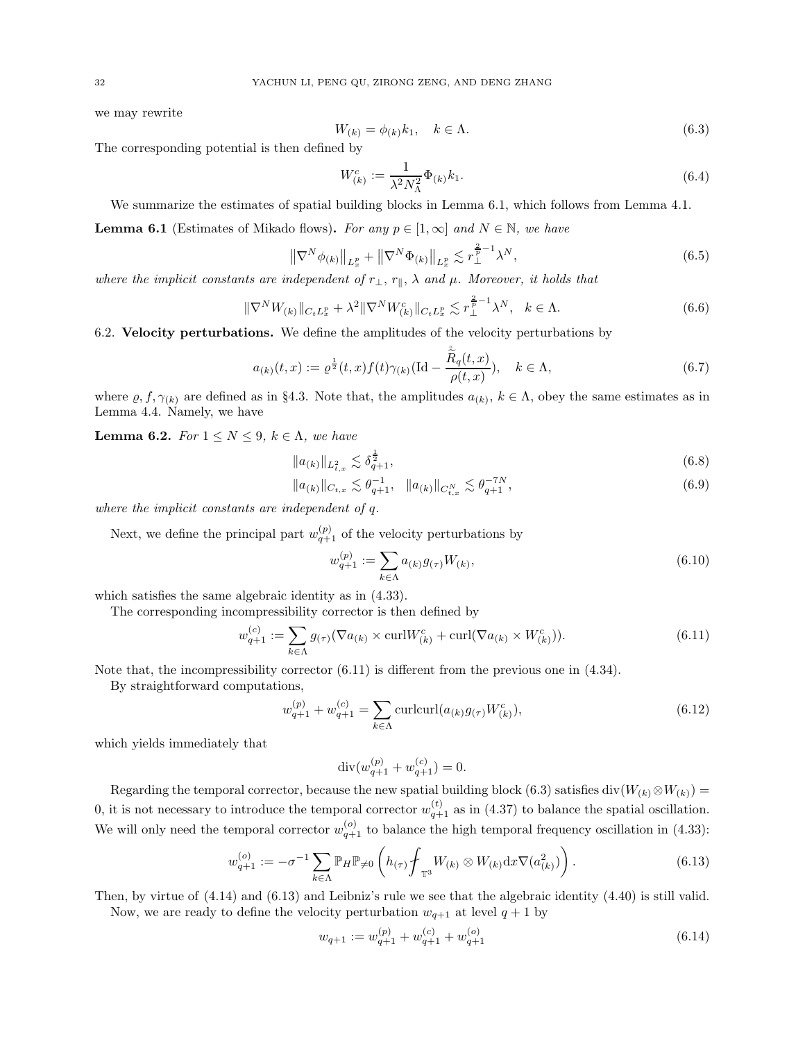we may rewrite

$$W_{(k)} = \phi_{(k)} k_1, \quad k \in \Lambda. \tag{6.3}$$

The corresponding potential is then defined by

$$W^c_{(k)} := \frac{1}{\lambda^2 N_\Lambda^2} \Phi_{(k)} k_1. \tag{6.4}$$

We summarize the estimates of spatial building blocks in Lemma 6.1, which follows from Lemma 4.1.

**Lemma 6.1** (Estimates of Mikado flows)**.** *For any $p \in [1, \infty]$ and $N \in \mathbb{N}$, we have*

$$\left\|\nabla^N \phi_{(k)}\right\|_{L^p_x} + \left\|\nabla^N \Phi_{(k)}\right\|_{L^p_x} \lesssim r_\perp^{\frac{2}{p}-1} \lambda^N, \tag{6.5}$$

*where the implicit constants are independent of $r_\perp$, $r_\parallel$, $\lambda$ and $\mu$. Moreover, it holds that*

$$\|\nabla^N W_{(k)}\|_{C_t L^p_x} + \lambda^2 \|\nabla^N W^c_{(k)}\|_{C_t L^p_x} \lesssim r_\perp^{\frac{2}{p}-1} \lambda^N, \quad k \in \Lambda. \tag{6.6}$$

6.2. **Velocity perturbations.** We define the amplitudes of the velocity perturbations by

$$a_{(k)}(t,x) := \varrho^{\frac{1}{2}}(t,x) f(t) \gamma_{(k)}\Big(\mathrm{Id} - \frac{\mathring{\widetilde{R}}_q(t,x)}{\rho(t,x)}\Big), \quad k \in \Lambda, \tag{6.7}$$

where $\varrho, f, \gamma_{(k)}$ are defined as in §4.3. Note that, the amplitudes $a_{(k)}$, $k \in \Lambda$, obey the same estimates as in Lemma 4.4. Namely, we have

**Lemma 6.2.** *For $1 \leq N \leq 9$, $k \in \Lambda$, we have*

$$\|a_{(k)}\|_{L^2_{t,x}} \lesssim \delta_{q+1}^{\frac{1}{2}}, \tag{6.8}$$

$$\|a_{(k)}\|_{C_{t,x}} \lesssim \theta_{q+1}^{-1}, \quad \|a_{(k)}\|_{C^N_{t,x}} \lesssim \theta_{q+1}^{-7N}, \tag{6.9}$$

*where the implicit constants are independent of $q$.*

Next, we define the principal part $w^{(p)}_{q+1}$ of the velocity perturbations by

$$w^{(p)}_{q+1} := \sum_{k \in \Lambda} a_{(k)} g_{(\tau)} W_{(k)}, \tag{6.10}$$

which satisfies the same algebraic identity as in (4.33).

The corresponding incompressibility corrector is then defined by

$$w^{(c)}_{q+1} := \sum_{k \in \Lambda} g_{(\tau)} (\nabla a_{(k)} \times \mathrm{curl} W^c_{(k)} + \mathrm{curl}(\nabla a_{(k)} \times W^c_{(k)})). \tag{6.11}$$

Note that, the incompressibility corrector (6.11) is different from the previous one in (4.34).

By straightforward computations,

$$w^{(p)}_{q+1} + w^{(c)}_{q+1} = \sum_{k \in \Lambda} \mathrm{curl}\mathrm{curl}(a_{(k)} g_{(\tau)} W^c_{(k)}), \tag{6.12}$$

which yields immediately that

$$\mathrm{div}(w^{(p)}_{q+1} + w^{(c)}_{q+1}) = 0.$$

Regarding the temporal corrector, because the new spatial building block (6.3) satisfies $\mathrm{div}(W_{(k)} \otimes W_{(k)}) = 0$, it is not necessary to introduce the temporal corrector $w^{(t)}_{q+1}$ as in (4.37) to balance the spatial oscillation. We will only need the temporal corrector $w^{(o)}_{q+1}$ to balance the high temporal frequency oscillation in (4.33):

$$w^{(o)}_{q+1} := -\sigma^{-1} \sum_{k \in \Lambda} \mathbb{P}_H \mathbb{P}_{\neq 0} \left( h_{(\tau)} \fint_{\mathbb{T}^3} W_{(k)} \otimes W_{(k)} \mathrm{d}x \nabla (a^2_{(k)}) \right). \tag{6.13}$$

Then, by virtue of (4.14) and (6.13) and Leibniz's rule we see that the algebraic identity (4.40) is still valid.

Now, we are ready to define the velocity perturbation $w_{q+1}$ at level $q+1$ by

$$w_{q+1} := w^{(p)}_{q+1} + w^{(c)}_{q+1} + w^{(o)}_{q+1} \tag{6.14}$$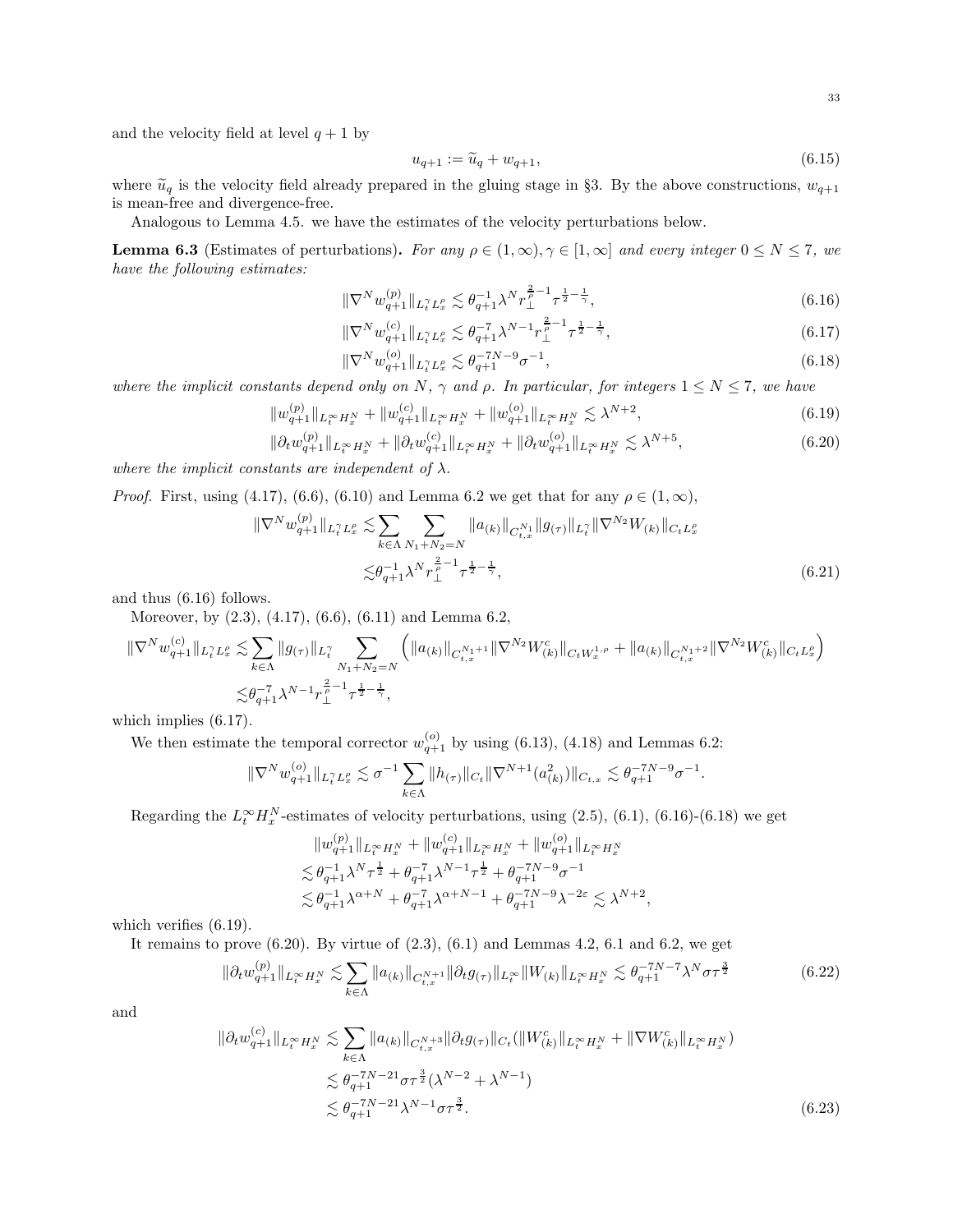and the velocity field at level $q+1$ by

$$u_{q+1} := \widetilde{u}_q + w_{q+1}, \tag{6.15}$$

where $\widetilde{u}_q$ is the velocity field already prepared in the gluing stage in §3. By the above constructions, $w_{q+1}$ is mean-free and divergence-free.

Analogous to Lemma 4.5. we have the estimates of the velocity perturbations below.

**Lemma 6.3** (Estimates of perturbations)**.** *For any $\rho \in (1,\infty), \gamma \in [1,\infty]$ and every integer $0 \le N \le 7$, we have the following estimates:*

$$\|\nabla^N w_{q+1}^{(p)}\|_{L_t^\gamma L_x^\rho} \lesssim \theta_{q+1}^{-1} \lambda^N r_\perp^{\frac{2}{\rho}-1} \tau^{\frac12 - \frac1\gamma}, \tag{6.16}$$

$$\|\nabla^N w_{q+1}^{(c)}\|_{L_t^\gamma L_x^\rho} \lesssim \theta_{q+1}^{-7} \lambda^{N-1} r_\perp^{\frac{2}{\rho}-1} \tau^{\frac12 - \frac1\gamma}, \tag{6.17}$$

$$\|\nabla^N w_{q+1}^{(o)}\|_{L_t^\gamma L_x^\rho} \lesssim \theta_{q+1}^{-7N-9} \sigma^{-1}, \tag{6.18}$$

*where the implicit constants depend only on $N$, $\gamma$ and $\rho$. In particular, for integers $1 \le N \le 7$, we have*

$$\|w_{q+1}^{(p)}\|_{L_t^\infty H_x^N} + \|w_{q+1}^{(c)}\|_{L_t^\infty H_x^N} + \|w_{q+1}^{(o)}\|_{L_t^\infty H_x^N} \lesssim \lambda^{N+2}, \tag{6.19}$$

$$\|\partial_t w_{q+1}^{(p)}\|_{L_t^\infty H_x^N} + \|\partial_t w_{q+1}^{(c)}\|_{L_t^\infty H_x^N} + \|\partial_t w_{q+1}^{(o)}\|_{L_t^\infty H_x^N} \lesssim \lambda^{N+5}, \tag{6.20}$$

*where the implicit constants are independent of $\lambda$.*

*Proof.* First, using (4.17), (6.6), (6.10) and Lemma 6.2 we get that for any $\rho \in (1,\infty)$,

$$\begin{aligned}
\|\nabla^N w_{q+1}^{(p)}\|_{L_t^\gamma L_x^\rho} &\lesssim \sum_{k\in\Lambda} \sum_{N_1+N_2=N} \|a_{(k)}\|_{C_{t,x}^{N_1}} \|g_{(\tau)}\|_{L_t^\gamma} \|\nabla^{N_2} W_{(k)}\|_{C_t L_x^\rho} \\
&\lesssim \theta_{q+1}^{-1} \lambda^N r_\perp^{\frac{2}{\rho}-1} \tau^{\frac12 - \frac1\gamma},
\end{aligned} \tag{6.21}$$

and thus (6.16) follows.

Moreover, by (2.3), (4.17), (6.6), (6.11) and Lemma 6.2,

$$\begin{aligned}
\|\nabla^N w_{q+1}^{(c)}\|_{L_t^\gamma L_x^\rho} &\lesssim \sum_{k\in\Lambda} \|g_{(\tau)}\|_{L_t^\gamma} \sum_{N_1+N_2=N} \left( \|a_{(k)}\|_{C_{t,x}^{N_1+1}} \|\nabla^{N_2} W_{(k)}^c\|_{C_t W_x^{1,\rho}} + \|a_{(k)}\|_{C_{t,x}^{N_1+2}} \|\nabla^{N_2} W_{(k)}^c\|_{C_t L_x^\rho} \right) \\
&\lesssim \theta_{q+1}^{-7} \lambda^{N-1} r_\perp^{\frac{2}{\rho}-1} \tau^{\frac12 - \frac1\gamma},
\end{aligned}$$

which implies (6.17).

We then estimate the temporal corrector $w_{q+1}^{(o)}$ by using (6.13), (4.18) and Lemmas 6.2:

$$\|\nabla^N w_{q+1}^{(o)}\|_{L_t^\gamma L_x^\rho} \lesssim \sigma^{-1} \sum_{k\in\Lambda} \|h_{(\tau)}\|_{C_t} \|\nabla^{N+1} (a_{(k)}^2)\|_{C_{t,x}} \lesssim \theta_{q+1}^{-7N-9} \sigma^{-1}.$$

Regarding the $L_t^\infty H_x^N$-estimates of velocity perturbations, using (2.5), (6.1), (6.16)-(6.18) we get

$$\begin{aligned}
&\|w_{q+1}^{(p)}\|_{L_t^\infty H_x^N} + \|w_{q+1}^{(c)}\|_{L_t^\infty H_x^N} + \|w_{q+1}^{(o)}\|_{L_t^\infty H_x^N} \\
&\lesssim \theta_{q+1}^{-1} \lambda^N \tau^{\frac12} + \theta_{q+1}^{-7} \lambda^{N-1} \tau^{\frac12} + \theta_{q+1}^{-7N-9} \sigma^{-1} \\
&\lesssim \theta_{q+1}^{-1} \lambda^{\alpha+N} + \theta_{q+1}^{-7} \lambda^{\alpha+N-1} + \theta_{q+1}^{-7N-9} \lambda^{-2\varepsilon} \lesssim \lambda^{N+2},
\end{aligned}$$

which verifies (6.19).

It remains to prove (6.20). By virtue of (2.3), (6.1) and Lemmas 4.2, 6.1 and 6.2, we get

$$\|\partial_t w_{q+1}^{(p)}\|_{L_t^\infty H_x^N} \lesssim \sum_{k\in\Lambda} \|a_{(k)}\|_{C_{t,x}^{N+1}} \|\partial_t g_{(\tau)}\|_{L_t^\infty} \|W_{(k)}\|_{L_t^\infty H_x^N} \lesssim \theta_{q+1}^{-7N-7} \lambda^N \sigma \tau^{\frac32} \tag{6.22}$$

and

$$\begin{aligned}
\|\partial_t w_{q+1}^{(c)}\|_{L_t^\infty H_x^N} &\lesssim \sum_{k\in\Lambda} \|a_{(k)}\|_{C_{t,x}^{N+3}} \|\partial_t g_{(\tau)}\|_{C_t} (\|W_{(k)}^c\|_{L_t^\infty H_x^N} + \|\nabla W_{(k)}^c\|_{L_t^\infty H_x^N}) \\
&\lesssim \theta_{q+1}^{-7N-21} \sigma \tau^{\frac32} (\lambda^{N-2} + \lambda^{N-1}) \\
&\lesssim \theta_{q+1}^{-7N-21} \lambda^{N-1} \sigma \tau^{\frac32}.
\end{aligned} \tag{6.23}$$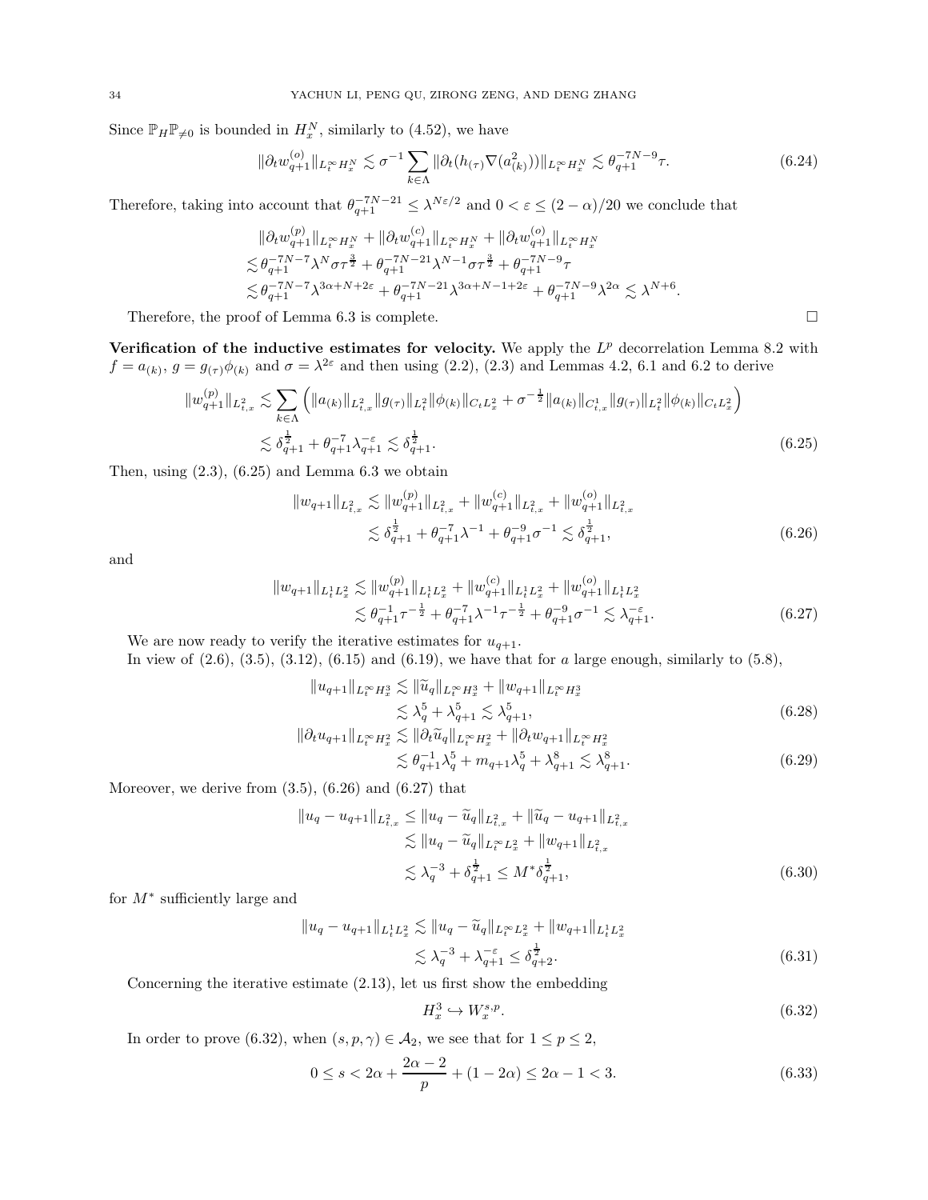Since $\mathbb{P}_H\mathbb{P}_{\neq 0}$ is bounded in $H^N_x$, similarly to (4.52), we have

$$\|\partial_t w^{(o)}_{q+1}\|_{L^\infty_t H^N_x} \lesssim \sigma^{-1}\sum_{k\in\Lambda}\|\partial_t(h_{(\tau)}\nabla(a^2_{(k)}))\|_{L^\infty_t H^N_x} \lesssim \theta_{q+1}^{-7N-9}\tau. \tag{6.24}$$

Therefore, taking into account that $\theta_{q+1}^{-7N-21} \leq \lambda^{N\varepsilon/2}$ and $0<\varepsilon\leq(2-\alpha)/20$ we conclude that

$$\begin{aligned}
&\|\partial_t w^{(p)}_{q+1}\|_{L^\infty_t H^N_x} + \|\partial_t w^{(c)}_{q+1}\|_{L^\infty_t H^N_x} + \|\partial_t w^{(o)}_{q+1}\|_{L^\infty_t H^N_x}\\
\lesssim\,& \theta_{q+1}^{-7N-7}\lambda^N\sigma\tau^{\frac{3}{2}} + \theta_{q+1}^{-7N-21}\lambda^{N-1}\sigma\tau^{\frac{3}{2}} + \theta_{q+1}^{-7N-9}\tau\\
\lesssim\,& \theta_{q+1}^{-7N-7}\lambda^{3\alpha+N+2\varepsilon} + \theta_{q+1}^{-7N-21}\lambda^{3\alpha+N-1+2\varepsilon} + \theta_{q+1}^{-7N-9}\lambda^{2\alpha} \lesssim \lambda^{N+6}.
\end{aligned}$$

Therefore, the proof of Lemma 6.3 is complete. $\square$

**Verification of the inductive estimates for velocity.** We apply the $L^p$ decorrelation Lemma 8.2 with $f=a_{(k)}$, $g=g_{(\tau)}\phi_{(k)}$ and $\sigma=\lambda^{2\varepsilon}$ and then using (2.2), (2.3) and Lemmas 4.2, 6.1 and 6.2 to derive

$$\begin{aligned}
\|w^{(p)}_{q+1}\|_{L^2_{t,x}} &\lesssim \sum_{k\in\Lambda}\left(\|a_{(k)}\|_{L^2_{t,x}}\|g_{(\tau)}\|_{L^2_t}\|\phi_{(k)}\|_{C_tL^2_x} + \sigma^{-\frac{1}{2}}\|a_{(k)}\|_{C^1_{t,x}}\|g_{(\tau)}\|_{L^2_t}\|\phi_{(k)}\|_{C_tL^2_x}\right)\\
&\lesssim \delta^{\frac{1}{2}}_{q+1} + \theta_{q+1}^{-7}\lambda_{q+1}^{-\varepsilon} \lesssim \delta^{\frac{1}{2}}_{q+1}.
\end{aligned} \tag{6.25}$$

Then, using (2.3), (6.25) and Lemma 6.3 we obtain

$$\begin{aligned}
\|w_{q+1}\|_{L^2_{t,x}} &\lesssim \|w^{(p)}_{q+1}\|_{L^2_{t,x}} + \|w^{(c)}_{q+1}\|_{L^2_{t,x}} + \|w^{(o)}_{q+1}\|_{L^2_{t,x}}\\
&\lesssim \delta^{\frac{1}{2}}_{q+1} + \theta_{q+1}^{-7}\lambda^{-1} + \theta_{q+1}^{-9}\sigma^{-1} \lesssim \delta^{\frac{1}{2}}_{q+1},
\end{aligned} \tag{6.26}$$

and

$$\begin{aligned}
\|w_{q+1}\|_{L^1_tL^2_x} &\lesssim \|w^{(p)}_{q+1}\|_{L^1_tL^2_x} + \|w^{(c)}_{q+1}\|_{L^1_tL^2_x} + \|w^{(o)}_{q+1}\|_{L^1_tL^2_x}\\
&\lesssim \theta_{q+1}^{-1}\tau^{-\frac{1}{2}} + \theta_{q+1}^{-7}\lambda^{-1}\tau^{-\frac{1}{2}} + \theta_{q+1}^{-9}\sigma^{-1} \lesssim \lambda_{q+1}^{-\varepsilon}.
\end{aligned} \tag{6.27}$$

We are now ready to verify the iterative estimates for $u_{q+1}$.

In view of (2.6), (3.5), (3.12), (6.15) and (6.19), we have that for $a$ large enough, similarly to (5.8),

$$\begin{aligned}
\|u_{q+1}\|_{L^\infty_t H^3_x} &\lesssim \|\widetilde{u}_q\|_{L^\infty_t H^3_x} + \|w_{q+1}\|_{L^\infty_t H^3_x}\\
&\lesssim \lambda_q^5 + \lambda_{q+1}^5 \lesssim \lambda_{q+1}^5,
\end{aligned} \tag{6.28}$$

$$\begin{aligned}
\|\partial_t u_{q+1}\|_{L^\infty_t H^2_x} &\lesssim \|\partial_t\widetilde{u}_q\|_{L^\infty_t H^2_x} + \|\partial_t w_{q+1}\|_{L^\infty_t H^2_x}\\
&\lesssim \theta_{q+1}^{-1}\lambda_q^5 + m_{q+1}\lambda_q^5 + \lambda_{q+1}^8 \lesssim \lambda_{q+1}^8.
\end{aligned} \tag{6.29}$$

Moreover, we derive from (3.5), (6.26) and (6.27) that

$$\begin{aligned}
\|u_q - u_{q+1}\|_{L^2_{t,x}} &\leq \|u_q - \widetilde{u}_q\|_{L^2_{t,x}} + \|\widetilde{u}_q - u_{q+1}\|_{L^2_{t,x}}\\
&\lesssim \|u_q - \widetilde{u}_q\|_{L^\infty_t L^2_x} + \|w_{q+1}\|_{L^2_{t,x}}\\
&\lesssim \lambda_q^{-3} + \delta^{\frac{1}{2}}_{q+1} \leq M^*\delta^{\frac{1}{2}}_{q+1},
\end{aligned} \tag{6.30}$$

for $M^*$ sufficiently large and

$$\begin{aligned}
\|u_q - u_{q+1}\|_{L^1_tL^2_x} &\lesssim \|u_q - \widetilde{u}_q\|_{L^\infty_t L^2_x} + \|w_{q+1}\|_{L^1_tL^2_x}\\
&\lesssim \lambda_q^{-3} + \lambda_{q+1}^{-\varepsilon} \leq \delta^{\frac{1}{2}}_{q+2}.
\end{aligned} \tag{6.31}$$

Concerning the iterative estimate (2.13), let us first show the embedding

$$H^3_x \hookrightarrow W^{s,p}_x. \tag{6.32}$$

In order to prove (6.32), when $(s,p,\gamma)\in\mathcal{A}_2$, we see that for $1\leq p\leq 2$,

$$0 \leq s < 2\alpha + \frac{2\alpha-2}{p} + (1-2\alpha) \leq 2\alpha - 1 < 3. \tag{6.33}$$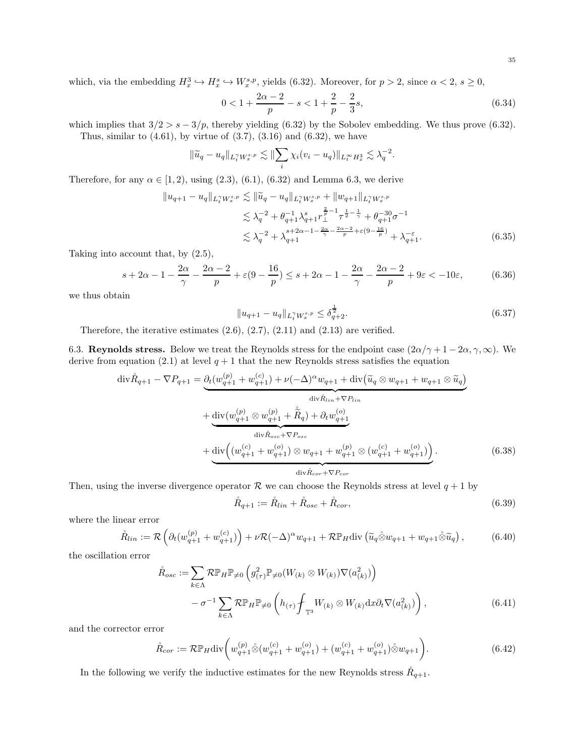which, via the embedding $H^3_x \hookrightarrow H^s_x \hookrightarrow W^{s,p}_x$, yields (6.32). Moreover, for $p > 2$, since $\alpha < 2$, $s \geq 0$,

$$0 < 1 + \frac{2\alpha - 2}{p} - s < 1 + \frac{2}{p} - \frac{2}{3}s, \tag{6.34}$$

which implies that $3/2 > s - 3/p$, thereby yielding (6.32) by the Sobolev embedding. We thus prove (6.32).

Thus, similar to (4.61), by virtue of (3.7), (3.16) and (6.32), we have

$$\|\widetilde{u}_q - u_q\|_{L^\gamma_t W^{s,p}_x} \lesssim \|\sum_i \chi_i (v_i - u_q)\|_{L^\infty_t H^3_x} \lesssim \lambda_q^{-2}.$$

Therefore, for any $\alpha \in [1, 2)$, using (2.3), (6.1), (6.32) and Lemma 6.3, we derive

$$\begin{aligned}
\|u_{q+1} - u_q\|_{L^\gamma_t W^{s,p}_x} &\lesssim \|\widetilde{u}_q - u_q\|_{L^\gamma_t W^{s,p}_x} + \|w_{q+1}\|_{L^\gamma_t W^{s,p}_x} \\
&\lesssim \lambda_q^{-2} + \theta_{q+1}^{-1} \lambda_{q+1}^s r_\perp^{\frac{2}{p}-1} \tau^{\frac{1}{2}-\frac{1}{\gamma}} + \theta_{q+1}^{-30}\sigma^{-1} \\
&\lesssim \lambda_q^{-2} + \lambda_{q+1}^{s+2\alpha-1-\frac{2\alpha}{\gamma}-\frac{2\alpha-2}{p}+\varepsilon(9-\frac{16}{p})} + \lambda_{q+1}^{-\varepsilon}.
\end{aligned} \tag{6.35}$$

Taking into account that, by (2.5),

$$s + 2\alpha - 1 - \frac{2\alpha}{\gamma} - \frac{2\alpha-2}{p} + \varepsilon(9 - \frac{16}{p}) \leq s + 2\alpha - 1 - \frac{2\alpha}{\gamma} - \frac{2\alpha-2}{p} + 9\varepsilon < -10\varepsilon, \tag{6.36}$$

we thus obtain

$$\|u_{q+1} - u_q\|_{L^\gamma_t W^{s,p}_x} \leq \delta_{q+2}^{\frac{1}{2}}. \tag{6.37}$$

Therefore, the iterative estimates (2.6), (2.7), (2.11) and (2.13) are verified.

6.3. **Reynolds stress.** Below we treat the Reynolds stress for the endpoint case $(2\alpha/\gamma + 1 - 2\alpha, \gamma, \infty)$. We derive from equation (2.1) at level $q+1$ that the new Reynolds stress satisfies the equation

$$\begin{aligned}
\operatorname{div}\mathring{R}_{q+1} - \nabla P_{q+1} &= \underbrace{\partial_t(w^{(p)}_{q+1} + w^{(c)}_{q+1}) + \nu(-\Delta)^\alpha w_{q+1} + \operatorname{div}\big(\widetilde{u}_q \otimes w_{q+1} + w_{q+1} \otimes \widetilde{u}_q\big)}_{\operatorname{div}\mathring{R}_{lin} + \nabla P_{lin}} \\
&\quad + \underbrace{\operatorname{div}(w^{(p)}_{q+1} \otimes w^{(p)}_{q+1} + \mathring{\widetilde{R}}_q) + \partial_t w^{(o)}_{q+1}}_{\operatorname{div}\mathring{R}_{osc} + \nabla P_{osc}} \\
&\quad + \underbrace{\operatorname{div}\Big((w^{(c)}_{q+1} + w^{(o)}_{q+1}) \otimes w_{q+1} + w^{(p)}_{q+1} \otimes (w^{(c)}_{q+1} + w^{(o)}_{q+1})\Big)}_{\operatorname{div}\mathring{R}_{cor} + \nabla P_{cor}}.
\end{aligned} \tag{6.38}$$

Then, using the inverse divergence operator $\mathcal{R}$ we can choose the Reynolds stress at level $q+1$ by

$$\mathring{R}_{q+1} := \mathring{R}_{lin} + \mathring{R}_{osc} + \mathring{R}_{cor}, \tag{6.39}$$

where the linear error

$$\mathring{R}_{lin} := \mathcal{R}\left(\partial_t(w^{(p)}_{q+1} + w^{(c)}_{q+1})\right) + \nu\mathcal{R}(-\Delta)^\alpha w_{q+1} + \mathcal{R}\mathbb{P}_H \operatorname{div}\left(\widetilde{u}_q \mathring{\otimes} w_{q+1} + w_{q+1} \mathring{\otimes} \widetilde{u}_q\right), \tag{6.40}$$

the oscillation error

$$\begin{aligned}
\mathring{R}_{osc} &:= \sum_{k \in \Lambda} \mathcal{R}\mathbb{P}_H \mathbb{P}_{\neq 0}\left(g^2_{(\tau)} \mathbb{P}_{\neq 0}(W_{(k)} \otimes W_{(k)}) \nabla(a^2_{(k)})\right) \\
&\quad - \sigma^{-1} \sum_{k \in \Lambda} \mathcal{R}\mathbb{P}_H \mathbb{P}_{\neq 0}\left(h_{(\tau)} \fint_{\mathbb{T}^3} W_{(k)} \otimes W_{(k)} \mathrm{d}x \, \partial_t \nabla(a^2_{(k)})\right),
\end{aligned} \tag{6.41}$$

and the corrector error

$$\mathring{R}_{cor} := \mathcal{R}\mathbb{P}_H \operatorname{div}\bigg(w^{(p)}_{q+1} \mathring{\otimes} (w^{(c)}_{q+1} + w^{(o)}_{q+1}) + (w^{(c)}_{q+1} + w^{(o)}_{q+1}) \mathring{\otimes} w_{q+1}\bigg). \tag{6.42}$$

In the following we verify the inductive estimates for the new Reynolds stress $\mathring{R}_{q+1}$.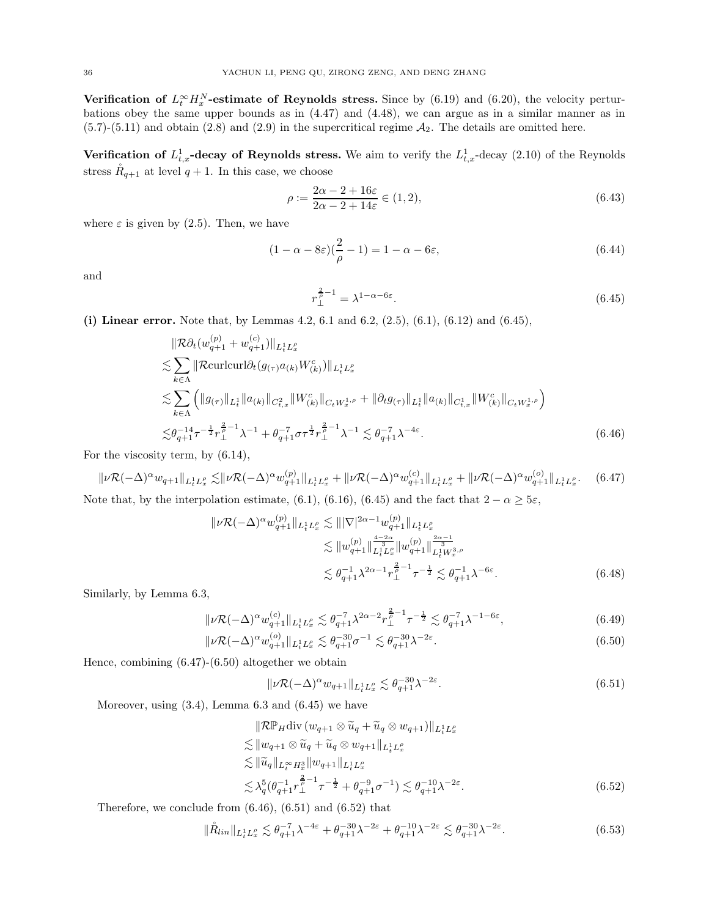**Verification of $L_t^\infty H_x^N$-estimate of Reynolds stress.** Since by (6.19) and (6.20), the velocity perturbations obey the same upper bounds as in (4.47) and (4.48), we can argue as in a similar manner as in (5.7)-(5.11) and obtain (2.8) and (2.9) in the supercritical regime $\mathcal{A}_2$. The details are omitted here.

**Verification of $L^1_{t,x}$-decay of Reynolds stress.** We aim to verify the $L^1_{t,x}$-decay (2.10) of the Reynolds stress $\mathring{R}_{q+1}$ at level $q+1$. In this case, we choose

$$\rho := \frac{2\alpha - 2 + 16\varepsilon}{2\alpha - 2 + 14\varepsilon} \in (1,2), \tag{6.43}$$

where $\varepsilon$ is given by (2.5). Then, we have

$$(1-\alpha-8\varepsilon)(\frac{2}{\rho}-1) = 1-\alpha-6\varepsilon, \tag{6.44}$$

and

$$r_\perp^{\frac{2}{\rho}-1} = \lambda^{1-\alpha-6\varepsilon}. \tag{6.45}$$

**(i) Linear error.** Note that, by Lemmas 4.2, 6.1 and 6.2, (2.5), (6.1), (6.12) and (6.45),

$$\begin{aligned}
&\|\mathcal{R}\partial_t(w_{q+1}^{(p)} + w_{q+1}^{(c)})\|_{L^1_tL^\rho_x} \\
\lesssim& \sum_{k\in\Lambda} \|\mathcal{R}\mathrm{curlcurl}\partial_t(g_{(\tau)}a_{(k)}W^c_{(k)})\|_{L^1_tL^\rho_x} \\
\lesssim& \sum_{k\in\Lambda}\Big(\|g_{(\tau)}\|_{L^1_t}\|a_{(k)}\|_{C^2_{t,x}}\|W^c_{(k)}\|_{C_tW^{1,\rho}_x} + \|\partial_t g_{(\tau)}\|_{L^1_t}\|a_{(k)}\|_{C^1_{t,x}}\|W^c_{(k)}\|_{C_tW^{1,\rho}_x}\Big) \\
\lesssim& \theta_{q+1}^{-14}\tau^{-\frac12}r_\perp^{\frac{2}{\rho}-1}\lambda^{-1} + \theta_{q+1}^{-7}\sigma\tau^{\frac12}r_\perp^{\frac{2}{\rho}-1}\lambda^{-1} \lesssim \theta_{q+1}^{-7}\lambda^{-4\varepsilon}.
\end{aligned} \tag{6.46}$$

For the viscosity term, by (6.14),

$$\|\nu\mathcal{R}(-\Delta)^\alpha w_{q+1}\|_{L^1_tL^\rho_x} \lesssim \|\nu\mathcal{R}(-\Delta)^\alpha w_{q+1}^{(p)}\|_{L^1_tL^\rho_x} + \|\nu\mathcal{R}(-\Delta)^\alpha w_{q+1}^{(c)}\|_{L^1_tL^\rho_x} + \|\nu\mathcal{R}(-\Delta)^\alpha w_{q+1}^{(o)}\|_{L^1_tL^\rho_x}. \tag{6.47}$$

Note that, by the interpolation estimate, (6.1), (6.16), (6.45) and the fact that $2-\alpha \geq 5\varepsilon$,

$$\begin{aligned}
\|\nu\mathcal{R}(-\Delta)^\alpha w_{q+1}^{(p)}\|_{L^1_tL^\rho_x} &\lesssim \||\nabla|^{2\alpha-1}w_{q+1}^{(p)}\|_{L^1_tL^\rho_x} \\
&\lesssim \|w_{q+1}^{(p)}\|_{L^1_tL^\rho_x}^{\frac{4-2\alpha}{3}}\|w_{q+1}^{(p)}\|_{L^1_tW^{3,\rho}_x}^{\frac{2\alpha-1}{3}} \\
&\lesssim \theta_{q+1}^{-1}\lambda^{2\alpha-1}r_\perp^{\frac{2}{\rho}-1}\tau^{-\frac12} \lesssim \theta_{q+1}^{-1}\lambda^{-6\varepsilon}.
\end{aligned} \tag{6.48}$$

Similarly, by Lemma 6.3,

$$\|\nu\mathcal{R}(-\Delta)^\alpha w_{q+1}^{(c)}\|_{L^1_tL^\rho_x} \lesssim \theta_{q+1}^{-7}\lambda^{2\alpha-2}r_\perp^{\frac{2}{\rho}-1}\tau^{-\frac12} \lesssim \theta_{q+1}^{-7}\lambda^{-1-6\varepsilon}, \tag{6.49}$$

$$\|\nu\mathcal{R}(-\Delta)^\alpha w_{q+1}^{(o)}\|_{L^1_tL^\rho_x} \lesssim \theta_{q+1}^{-30}\sigma^{-1} \lesssim \theta_{q+1}^{-30}\lambda^{-2\varepsilon}. \tag{6.50}$$

Hence, combining (6.47)-(6.50) altogether we obtain

$$\|\nu\mathcal{R}(-\Delta)^\alpha w_{q+1}\|_{L^1_tL^\rho_x} \lesssim \theta_{q+1}^{-30}\lambda^{-2\varepsilon}. \tag{6.51}$$

Moreover, using (3.4), Lemma 6.3 and (6.45) we have

$$\begin{aligned}
&\|\mathcal{R}\mathbb{P}_H\mathrm{div}\,(w_{q+1}\otimes\widetilde{u}_q + \widetilde{u}_q\otimes w_{q+1})\|_{L^1_tL^\rho_x} \\
\lesssim& \|w_{q+1}\otimes\widetilde{u}_q + \widetilde{u}_q\otimes w_{q+1}\|_{L^1_tL^\rho_x} \\
\lesssim& \|\widetilde{u}_q\|_{L^\infty_tH^3_x}\|w_{q+1}\|_{L^1_tL^\rho_x} \\
\lesssim& \lambda_q^5(\theta_{q+1}^{-1}r_\perp^{\frac{2}{\rho}-1}\tau^{-\frac12} + \theta_{q+1}^{-9}\sigma^{-1}) \lesssim \theta_{q+1}^{-10}\lambda^{-2\varepsilon}.
\end{aligned} \tag{6.52}$$

Therefore, we conclude from (6.46), (6.51) and (6.52) that

$$\|\mathring{R}_{lin}\|_{L^1_tL^\rho_x} \lesssim \theta_{q+1}^{-7}\lambda^{-4\varepsilon} + \theta_{q+1}^{-30}\lambda^{-2\varepsilon} + \theta_{q+1}^{-10}\lambda^{-2\varepsilon} \lesssim \theta_{q+1}^{-30}\lambda^{-2\varepsilon}. \tag{6.53}$$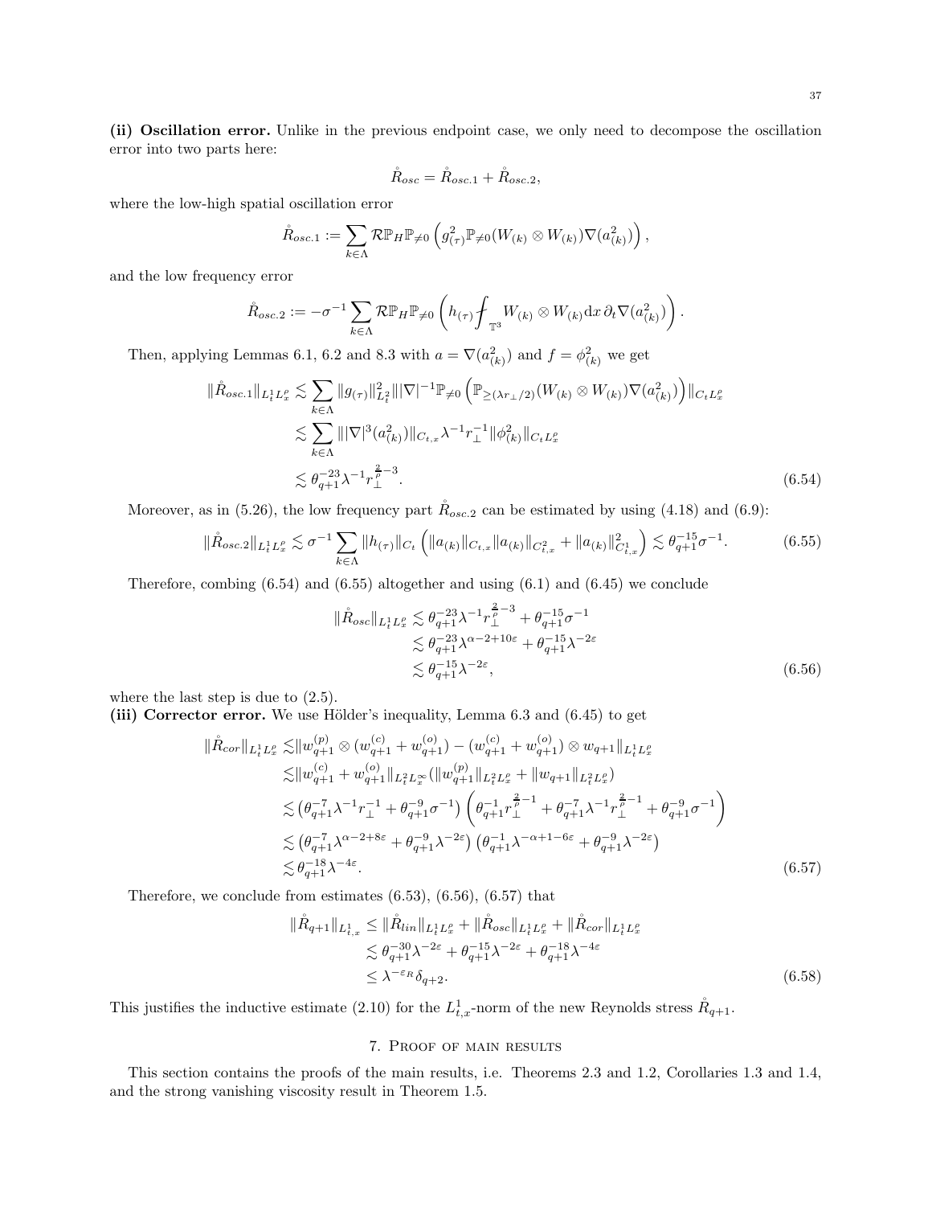**(ii) Oscillation error.** Unlike in the previous endpoint case, we only need to decompose the oscillation error into two parts here:

$$\mathring{R}_{osc} = \mathring{R}_{osc.1} + \mathring{R}_{osc.2},$$

where the low-high spatial oscillation error

$$\mathring{R}_{osc.1} := \sum_{k\in\Lambda} \mathcal{R}\mathbb{P}_H\mathbb{P}_{\neq 0}\left(g_{(\tau)}^2 \mathbb{P}_{\neq 0}(W_{(k)}\otimes W_{(k)})\nabla(a_{(k)}^2)\right),$$

and the low frequency error

$$\mathring{R}_{osc.2} := -\sigma^{-1}\sum_{k\in\Lambda} \mathcal{R}\mathbb{P}_H\mathbb{P}_{\neq 0}\left(h_{(\tau)}\fint_{\mathbb{T}^3} W_{(k)}\otimes W_{(k)}\mathrm{d}x\, \partial_t\nabla(a_{(k)}^2)\right).$$

Then, applying Lemmas 6.1, 6.2 and 8.3 with $a=\nabla(a_{(k)}^2)$ and $f=\phi_{(k)}^2$ we get

$$\begin{aligned}
\|\mathring{R}_{osc.1}\|_{L_t^1L_x^\rho} &\lesssim \sum_{k\in\Lambda}\|g_{(\tau)}\|_{L_t^2}^2\||\nabla|^{-1}\mathbb{P}_{\neq 0}\left(\mathbb{P}_{\geq(\lambda r_\perp/2)}(W_{(k)}\otimes W_{(k)})\nabla(a_{(k)}^2)\right)\|_{C_tL_x^\rho}\\
&\lesssim \sum_{k\in\Lambda}\||\nabla|^3(a_{(k)}^2)\|_{C_{t,x}}\lambda^{-1}r_\perp^{-1}\|\phi_{(k)}^2\|_{C_tL_x^\rho}\\
&\lesssim \theta_{q+1}^{-23}\lambda^{-1}r_\perp^{\frac{2}{\rho}-3}.
\end{aligned} \tag{6.54}$$

Moreover, as in (5.26), the low frequency part $\mathring{R}_{osc.2}$ can be estimated by using (4.18) and (6.9):

$$\|\mathring{R}_{osc.2}\|_{L_t^1L_x^\rho} \lesssim \sigma^{-1}\sum_{k\in\Lambda}\|h_{(\tau)}\|_{C_t}\left(\|a_{(k)}\|_{C_{t,x}}\|a_{(k)}\|_{C_{t,x}^2} + \|a_{(k)}\|_{C_{t,x}^1}^2\right) \lesssim \theta_{q+1}^{-15}\sigma^{-1}. \tag{6.55}$$

Therefore, combing (6.54) and (6.55) altogether and using (6.1) and (6.45) we conclude

$$\begin{aligned}
\|\mathring{R}_{osc}\|_{L_t^1L_x^\rho} &\lesssim \theta_{q+1}^{-23}\lambda^{-1}r_\perp^{\frac{2}{\rho}-3} + \theta_{q+1}^{-15}\sigma^{-1}\\
&\lesssim \theta_{q+1}^{-23}\lambda^{\alpha-2+10\varepsilon} + \theta_{q+1}^{-15}\lambda^{-2\varepsilon}\\
&\lesssim \theta_{q+1}^{-15}\lambda^{-2\varepsilon},
\end{aligned} \tag{6.56}$$

where the last step is due to (2.5).

**(iii) Corrector error.** We use Hölder's inequality, Lemma 6.3 and (6.45) to get

$$\begin{aligned}
\|\mathring{R}_{cor}\|_{L_t^1L_x^\rho} \lesssim& \|w_{q+1}^{(p)}\otimes(w_{q+1}^{(c)}+w_{q+1}^{(o)}) - (w_{q+1}^{(c)}+w_{q+1}^{(o)})\otimes w_{q+1}\|_{L_t^1L_x^\rho}\\
\lesssim& \|w_{q+1}^{(c)}+w_{q+1}^{(o)}\|_{L_t^2L_x^\infty}(\|w_{q+1}^{(p)}\|_{L_t^2L_x^\rho}+\|w_{q+1}\|_{L_t^2L_x^\rho})\\
\lesssim& \left(\theta_{q+1}^{-7}\lambda^{-1}r_\perp^{-1}+\theta_{q+1}^{-9}\sigma^{-1}\right)\left(\theta_{q+1}^{-1}r_\perp^{\frac{2}{\rho}-1}+\theta_{q+1}^{-7}\lambda^{-1}r_\perp^{\frac{2}{\rho}-1}+\theta_{q+1}^{-9}\sigma^{-1}\right)\\
\lesssim& \left(\theta_{q+1}^{-7}\lambda^{\alpha-2+8\varepsilon}+\theta_{q+1}^{-9}\lambda^{-2\varepsilon}\right)\left(\theta_{q+1}^{-1}\lambda^{-\alpha+1-6\varepsilon}+\theta_{q+1}^{-9}\lambda^{-2\varepsilon}\right)\\
\lesssim& \theta_{q+1}^{-18}\lambda^{-4\varepsilon}.
\end{aligned} \tag{6.57}$$

Therefore, we conclude from estimates (6.53), (6.56), (6.57) that

$$\begin{aligned}
\|\mathring{R}_{q+1}\|_{L_{t,x}^1} &\leq \|\mathring{R}_{lin}\|_{L_t^1L_x^\rho} + \|\mathring{R}_{osc}\|_{L_t^1L_x^\rho} + \|\mathring{R}_{cor}\|_{L_t^1L_x^\rho}\\
&\lesssim \theta_{q+1}^{-30}\lambda^{-2\varepsilon} + \theta_{q+1}^{-15}\lambda^{-2\varepsilon} + \theta_{q+1}^{-18}\lambda^{-4\varepsilon}\\
&\leq \lambda^{-\varepsilon_R}\delta_{q+2}.
\end{aligned} \tag{6.58}$$

This justifies the inductive estimate (2.10) for the $L_{t,x}^1$-norm of the new Reynolds stress $\mathring{R}_{q+1}$.

## 7. Proof of main results

This section contains the proofs of the main results, i.e. Theorems 2.3 and 1.2, Corollaries 1.3 and 1.4, and the strong vanishing viscosity result in Theorem 1.5.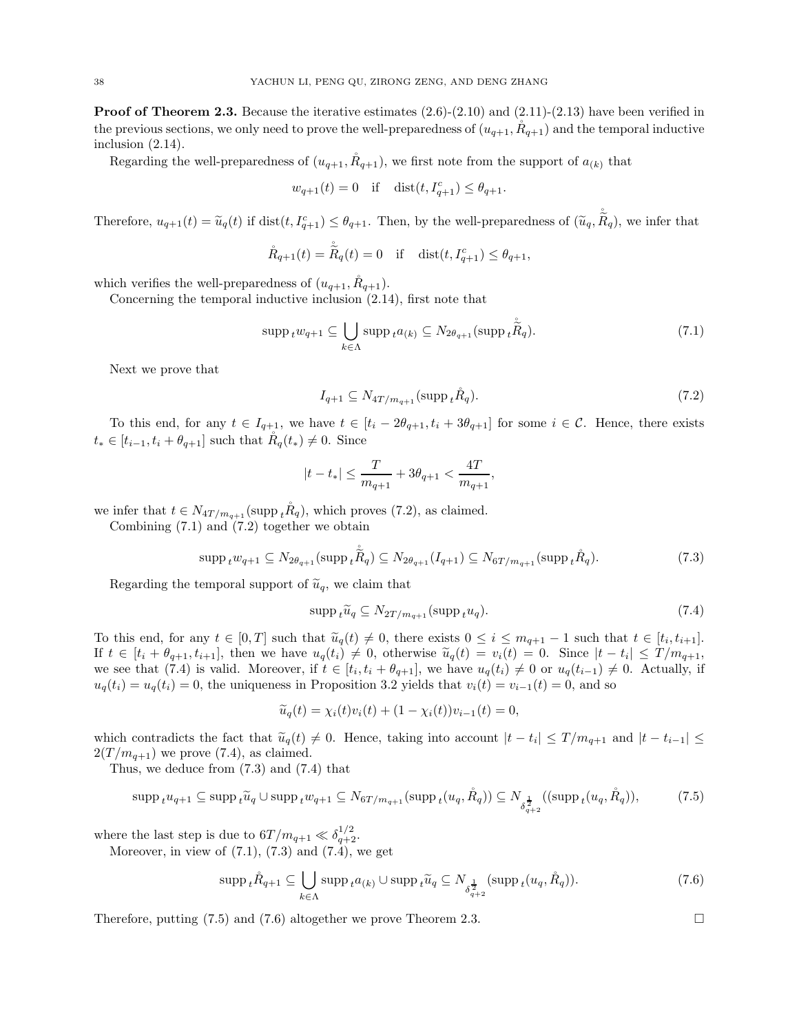**Proof of Theorem 2.3.** Because the iterative estimates (2.6)-(2.10) and (2.11)-(2.13) have been verified in the previous sections, we only need to prove the well-preparedness of $(u_{q+1}, \mathring{R}_{q+1})$ and the temporal inductive inclusion (2.14).

Regarding the well-preparedness of $(u_{q+1}, \mathring{R}_{q+1})$, we first note from the support of $a_{(k)}$ that

$$w_{q+1}(t) = 0 \quad \text{if} \quad \operatorname{dist}(t, I_{q+1}^c) \leq \theta_{q+1}.$$

Therefore, $u_{q+1}(t) = \widetilde{u}_q(t)$ if $\operatorname{dist}(t, I_{q+1}^c) \leq \theta_{q+1}$. Then, by the well-preparedness of $(\widetilde{u}_q, \mathring{\widetilde{R}}_q)$, we infer that

$$\mathring{R}_{q+1}(t) = \mathring{\widetilde{R}}_q(t) = 0 \quad \text{if} \quad \operatorname{dist}(t, I_{q+1}^c) \leq \theta_{q+1},$$

which verifies the well-preparedness of $(u_{q+1}, \mathring{R}_{q+1})$.

Concerning the temporal inductive inclusion (2.14), first note that

$$\operatorname{supp}_t w_{q+1} \subseteq \bigcup_{k \in \Lambda} \operatorname{supp}_t a_{(k)} \subseteq N_{2\theta_{q+1}}(\operatorname{supp}_t \mathring{\widetilde{R}}_q). \tag{7.1}$$

Next we prove that

$$I_{q+1} \subseteq N_{4T/m_{q+1}}(\operatorname{supp}_t \mathring{R}_q). \tag{7.2}$$

To this end, for any $t \in I_{q+1}$, we have $t \in [t_i - 2\theta_{q+1}, t_i + 3\theta_{q+1}]$ for some $i \in \mathcal{C}$. Hence, there exists $t_* \in [t_{i-1}, t_i + \theta_{q+1}]$ such that $\mathring{R}_q(t_*) \neq 0$. Since

$$|t - t_*| \leq \frac{T}{m_{q+1}} + 3\theta_{q+1} < \frac{4T}{m_{q+1}},$$

we infer that $t \in N_{4T/m_{q+1}}(\operatorname{supp}_t \mathring{R}_q)$, which proves (7.2), as claimed.

Combining (7.1) and (7.2) together we obtain

$$\operatorname{supp}_t w_{q+1} \subseteq N_{2\theta_{q+1}}(\operatorname{supp}_t \mathring{\widetilde{R}}_q) \subseteq N_{2\theta_{q+1}}(I_{q+1}) \subseteq N_{6T/m_{q+1}}(\operatorname{supp}_t \mathring{R}_q). \tag{7.3}$$

Regarding the temporal support of $\widetilde{u}_q$, we claim that

$$\operatorname{supp}_t \widetilde{u}_q \subseteq N_{2T/m_{q+1}}(\operatorname{supp}_t u_q). \tag{7.4}$$

To this end, for any $t \in [0, T]$ such that $\widetilde{u}_q(t) \neq 0$, there exists $0 \leq i \leq m_{q+1} - 1$ such that $t \in [t_i, t_{i+1}]$. If $t \in [t_i + \theta_{q+1}, t_{i+1}]$, then we have $u_q(t_i) \neq 0$, otherwise $\widetilde{u}_q(t) = v_i(t) = 0$. Since $|t - t_i| \leq T/m_{q+1}$, we see that (7.4) is valid. Moreover, if $t \in [t_i, t_i + \theta_{q+1}]$, we have $u_q(t_i) \neq 0$ or $u_q(t_{i-1}) \neq 0$. Actually, if $u_q(t_i) = u_q(t_i) = 0$, the uniqueness in Proposition 3.2 yields that $v_i(t) = v_{i-1}(t) = 0$, and so

$$\widetilde{u}_q(t) = \chi_i(t) v_i(t) + (1 - \chi_i(t)) v_{i-1}(t) = 0,$$

which contradicts the fact that $\widetilde{u}_q(t) \neq 0$. Hence, taking into account $|t - t_i| \leq T/m_{q+1}$ and $|t - t_{i-1}| \leq 2(T/m_{q+1})$ we prove (7.4), as claimed.

Thus, we deduce from (7.3) and (7.4) that

$$\operatorname{supp}_t u_{q+1} \subseteq \operatorname{supp}_t \widetilde{u}_q \cup \operatorname{supp}_t w_{q+1} \subseteq N_{6T/m_{q+1}}(\operatorname{supp}_t (u_q, \mathring{R}_q)) \subseteq N_{\delta_{q+2}^{\frac{1}{2}}}((\operatorname{supp}_t (u_q, \mathring{R}_q)), \tag{7.5}$$

where the last step is due to $6T/m_{q+1} \ll \delta_{q+2}^{1/2}$.

Moreover, in view of (7.1), (7.3) and (7.4), we get

$$\operatorname{supp}_t \mathring{R}_{q+1} \subseteq \bigcup_{k \in \Lambda} \operatorname{supp}_t a_{(k)} \cup \operatorname{supp}_t \widetilde{u}_q \subseteq N_{\delta_{q+2}^{\frac{1}{2}}}(\operatorname{supp}_t (u_q, \mathring{R}_q)). \tag{7.6}$$

Therefore, putting (7.5) and (7.6) altogether we prove Theorem 2.3. $\square$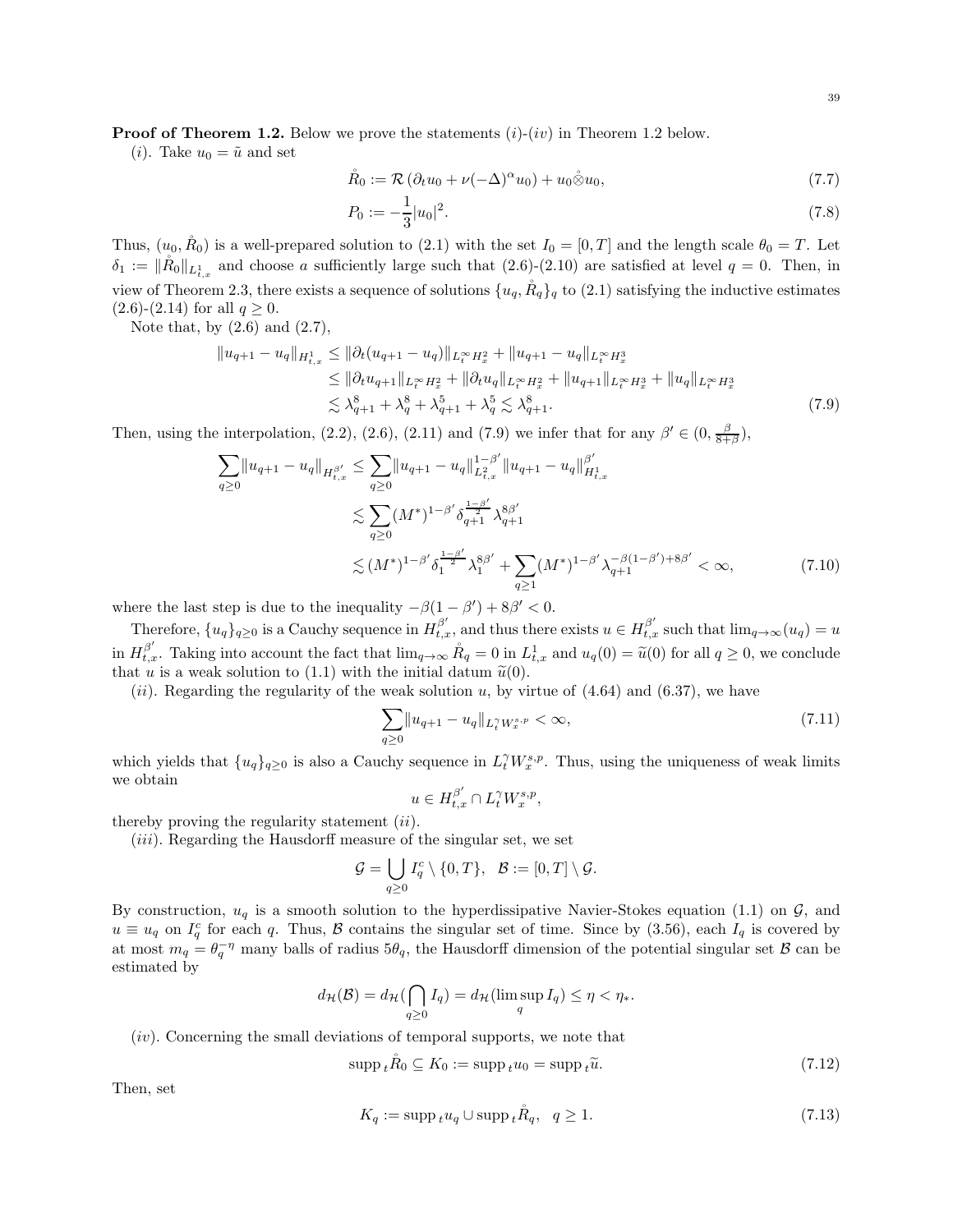**Proof of Theorem 1.2.** Below we prove the statements $(i)$-$(iv)$ in Theorem 1.2 below.

$(i)$. Take $u_0 = \tilde{u}$ and set

$$
\mathring{R}_0 := \mathcal{R}\left(\partial_t u_0 + \nu(-\Delta)^{\alpha} u_0\right) + u_0 \mathring{\otimes} u_0, \tag{7.7}
$$

$$
P_0 := -\frac{1}{3}|u_0|^2. \tag{7.8}
$$

Thus, $(u_0, \mathring{R}_0)$ is a well-prepared solution to (2.1) with the set $I_0 = [0, T]$ and the length scale $\theta_0 = T$. Let $\delta_1 := \|\mathring{R}_0\|_{L^1_{t,x}}$ and choose $a$ sufficiently large such that (2.6)-(2.10) are satisfied at level $q = 0$. Then, in view of Theorem 2.3, there exists a sequence of solutions $\{u_q, \mathring{R}_q\}_q$ to (2.1) satisfying the inductive estimates (2.6)-(2.14) for all $q \geq 0$.

Note that, by (2.6) and (2.7),

$$
\begin{aligned}
\|u_{q+1} - u_q\|_{H^1_{t,x}} &\leq \|\partial_t(u_{q+1} - u_q)\|_{L^\infty_t H^2_x} + \|u_{q+1} - u_q\|_{L^\infty_t H^3_x} \\
&\leq \|\partial_t u_{q+1}\|_{L^\infty_t H^2_x} + \|\partial_t u_q\|_{L^\infty_t H^2_x} + \|u_{q+1}\|_{L^\infty_t H^3_x} + \|u_q\|_{L^\infty_t H^3_x} \\
&\lesssim \lambda_{q+1}^8 + \lambda_q^8 + \lambda_{q+1}^5 + \lambda_q^5 \lesssim \lambda_{q+1}^8.
\end{aligned} \tag{7.9}
$$

Then, using the interpolation, (2.2), (2.6), (2.11) and (7.9) we infer that for any $\beta' \in (0, \frac{\beta}{8+\beta})$,

$$
\begin{aligned}
\sum_{q \geq 0} \|u_{q+1} - u_q\|_{H^{\beta'}_{t,x}} &\leq \sum_{q \geq 0} \|u_{q+1} - u_q\|_{L^2_{t,x}}^{1-\beta'} \|u_{q+1} - u_q\|_{H^1_{t,x}}^{\beta'} \\
&\lesssim \sum_{q \geq 0} (M^*)^{1-\beta'} \delta_{q+1}^{\frac{1-\beta'}{2}} \lambda_{q+1}^{8\beta'} \\
&\lesssim (M^*)^{1-\beta'} \delta_1^{\frac{1-\beta'}{2}} \lambda_1^{8\beta'} + \sum_{q \geq 1} (M^*)^{1-\beta'} \lambda_{q+1}^{-\beta(1-\beta')+8\beta'} < \infty,
\end{aligned} \tag{7.10}
$$

where the last step is due to the inequality $-\beta(1-\beta') + 8\beta' < 0$.

Therefore, $\{u_q\}_{q \geq 0}$ is a Cauchy sequence in $H^{\beta'}_{t,x}$, and thus there exists $u \in H^{\beta'}_{t,x}$ such that $\lim_{q\to\infty}(u_q) = u$ in $H^{\beta'}_{t,x}$. Taking into account the fact that $\lim_{q\to\infty} \mathring{R}_q = 0$ in $L^1_{t,x}$ and $u_q(0) = \widetilde{u}(0)$ for all $q \geq 0$, we conclude that $u$ is a weak solution to (1.1) with the initial datum $\widetilde{u}(0)$.

$(ii)$. Regarding the regularity of the weak solution $u$, by virtue of (4.64) and (6.37), we have

$$
\sum_{q \geq 0} \|u_{q+1} - u_q\|_{L^\gamma_t W^{s,p}_x} < \infty, \tag{7.11}
$$

which yields that $\{u_q\}_{q \geq 0}$ is also a Cauchy sequence in $L^\gamma_t W^{s,p}_x$. Thus, using the uniqueness of weak limits we obtain

$$
u \in H^{\beta'}_{t,x} \cap L^\gamma_t W^{s,p}_x,
$$

thereby proving the regularity statement $(ii)$.

$(iii)$. Regarding the Hausdorff measure of the singular set, we set

$$
\mathcal{G} = \bigcup_{q \geq 0} I_q^c \setminus \{0, T\}, \quad \mathcal{B} := [0, T] \setminus \mathcal{G}.
$$

By construction, $u_q$ is a smooth solution to the hyperdissipative Navier-Stokes equation (1.1) on $\mathcal{G}$, and $u \equiv u_q$ on $I_q^c$ for each $q$. Thus, $\mathcal{B}$ contains the singular set of time. Since by (3.56), each $I_q$ is covered by at most $m_q = \theta_q^{-\eta}$ many balls of radius $5\theta_q$, the Hausdorff dimension of the potential singular set $\mathcal{B}$ can be estimated by

$$
d_{\mathcal{H}}(\mathcal{B}) = d_{\mathcal{H}}\Big(\bigcap_{q \geq 0} I_q\Big) = d_{\mathcal{H}}(\limsup_q I_q) \leq \eta < \eta_*.
$$

$(iv)$. Concerning the small deviations of temporal supports, we note that

$$
\operatorname{supp}_t \mathring{R}_0 \subseteq K_0 := \operatorname{supp}_t u_0 = \operatorname{supp}_t \widetilde{u}. \tag{7.12}
$$

Then, set

$$
K_q := \operatorname{supp}_t u_q \cup \operatorname{supp}_t \mathring{R}_q, \quad q \geq 1. \tag{7.13}
$$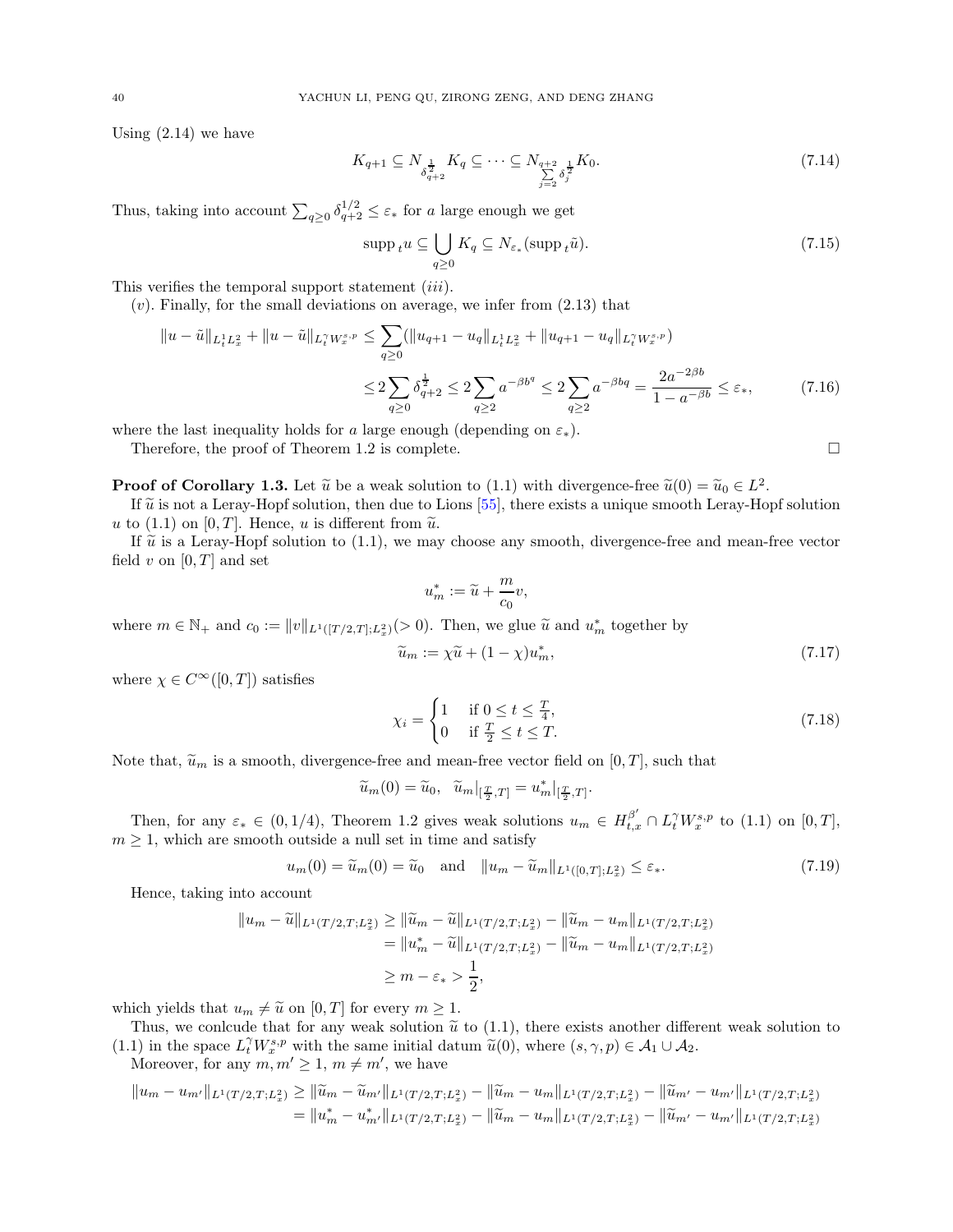Using (2.14) we have

$$K_{q+1} \subseteq N_{\delta_{q+2}^{\frac{1}{2}}} K_q \subseteq \cdots \subseteq N_{\sum\limits_{j=2}^{q+2} \delta_j^{\frac{1}{2}}} K_0. \tag{7.14}$$

Thus, taking into account $\sum_{q\geq 0} \delta_{q+2}^{1/2} \leq \varepsilon_*$ for $a$ large enough we get

$$\operatorname{supp}_t u \subseteq \bigcup_{q\geq 0} K_q \subseteq N_{\varepsilon_*}(\operatorname{supp}_t \tilde{u}). \tag{7.15}$$

This verifies the temporal support statement $(iii)$.

$(v)$. Finally, for the small deviations on average, we infer from (2.13) that

$$\begin{aligned}
\|u-\tilde{u}\|_{L^1_tL^2_x} + \|u-\tilde{u}\|_{L^\gamma_t W^{s,p}_x} &\leq \sum_{q\geq 0} (\|u_{q+1}-u_q\|_{L^1_tL^2_x} + \|u_{q+1}-u_q\|_{L^\gamma_t W^{s,p}_x}) \\
&\leq 2\sum_{q\geq 0} \delta_{q+2}^{\frac{1}{2}} \leq 2\sum_{q\geq 2} a^{-\beta b^q} \leq 2\sum_{q\geq 2} a^{-\beta b q} = \frac{2a^{-2\beta b}}{1-a^{-\beta b}} \leq \varepsilon_*,
\end{aligned} \tag{7.16}$$

where the last inequality holds for $a$ large enough (depending on $\varepsilon_*$).

Therefore, the proof of Theorem 1.2 is complete. □

**Proof of Corollary 1.3.** Let $\tilde{u}$ be a weak solution to (1.1) with divergence-free $\tilde{u}(0) = \tilde{u}_0 \in L^2$.

If $\tilde{u}$ is not a Leray-Hopf solution, then due to Lions [55], there exists a unique smooth Leray-Hopf solution $u$ to (1.1) on $[0,T]$. Hence, $u$ is different from $\tilde{u}$.

If $\tilde{u}$ is a Leray-Hopf solution to (1.1), we may choose any smooth, divergence-free and mean-free vector field $v$ on $[0,T]$ and set

$$u^*_m := \tilde{u} + \frac{m}{c_0} v,$$

where $m \in \mathbb{N}_+$ and $c_0 := \|v\|_{L^1([T/2,T];L^2_x)} (> 0)$. Then, we glue $\tilde{u}$ and $u^*_m$ together by

$$\tilde{u}_m := \chi \tilde{u} + (1-\chi) u^*_m, \tag{7.17}$$

where $\chi \in C^\infty([0,T])$ satisfies

$$\chi_i = \begin{cases} 1 & \text{if } 0 \leq t \leq \frac{T}{4}, \\ 0 & \text{if } \frac{T}{2} \leq t \leq T. \end{cases} \tag{7.18}$$

Note that, $\tilde{u}_m$ is a smooth, divergence-free and mean-free vector field on $[0,T]$, such that

$$\tilde{u}_m(0) = \tilde{u}_0, \quad \tilde{u}_m|_{[\frac{T}{2},T]} = u^*_m|_{[\frac{T}{2},T]}.$$

Then, for any $\varepsilon_* \in (0,1/4)$, Theorem 1.2 gives weak solutions $u_m \in H^{\beta'}_{t,x} \cap L^\gamma_t W^{s,p}_x$ to (1.1) on $[0,T]$, $m \geq 1$, which are smooth outside a null set in time and satisfy

$$u_m(0) = \tilde{u}_m(0) = \tilde{u}_0 \quad \text{and} \quad \|u_m - \tilde{u}_m\|_{L^1([0,T];L^2_x)} \leq \varepsilon_*. \tag{7.19}$$

Hence, taking into account

$$\begin{aligned}
\|u_m - \tilde{u}\|_{L^1(T/2,T;L^2_x)} &\geq \|\tilde{u}_m - \tilde{u}\|_{L^1(T/2,T;L^2_x)} - \|\tilde{u}_m - u_m\|_{L^1(T/2,T;L^2_x)} \\
&= \|u^*_m - \tilde{u}\|_{L^1(T/2,T;L^2_x)} - \|\tilde{u}_m - u_m\|_{L^1(T/2,T;L^2_x)} \\
&\geq m - \varepsilon_* > \frac{1}{2},
\end{aligned}$$

which yields that $u_m \neq \tilde{u}$ on $[0,T]$ for every $m \geq 1$.

Thus, we conlcude that for any weak solution $\tilde{u}$ to (1.1), there exists another different weak solution to (1.1) in the space $L^\gamma_t W^{s,p}_x$ with the same initial datum $\tilde{u}(0)$, where $(s,\gamma,p) \in \mathcal{A}_1 \cup \mathcal{A}_2$.

Moreover, for any $m, m' \geq 1$, $m \neq m'$, we have

$$\begin{aligned}
\|u_m - u_{m'}\|_{L^1(T/2,T;L^2_x)} &\geq \|\tilde{u}_m - \tilde{u}_{m'}\|_{L^1(T/2,T;L^2_x)} - \|\tilde{u}_m - u_m\|_{L^1(T/2,T;L^2_x)} - \|\tilde{u}_{m'} - u_{m'}\|_{L^1(T/2,T;L^2_x)} \\
&= \|u^*_m - u^*_{m'}\|_{L^1(T/2,T;L^2_x)} - \|\tilde{u}_m - u_m\|_{L^1(T/2,T;L^2_x)} - \|\tilde{u}_{m'} - u_{m'}\|_{L^1(T/2,T;L^2_x)}
\end{aligned}$$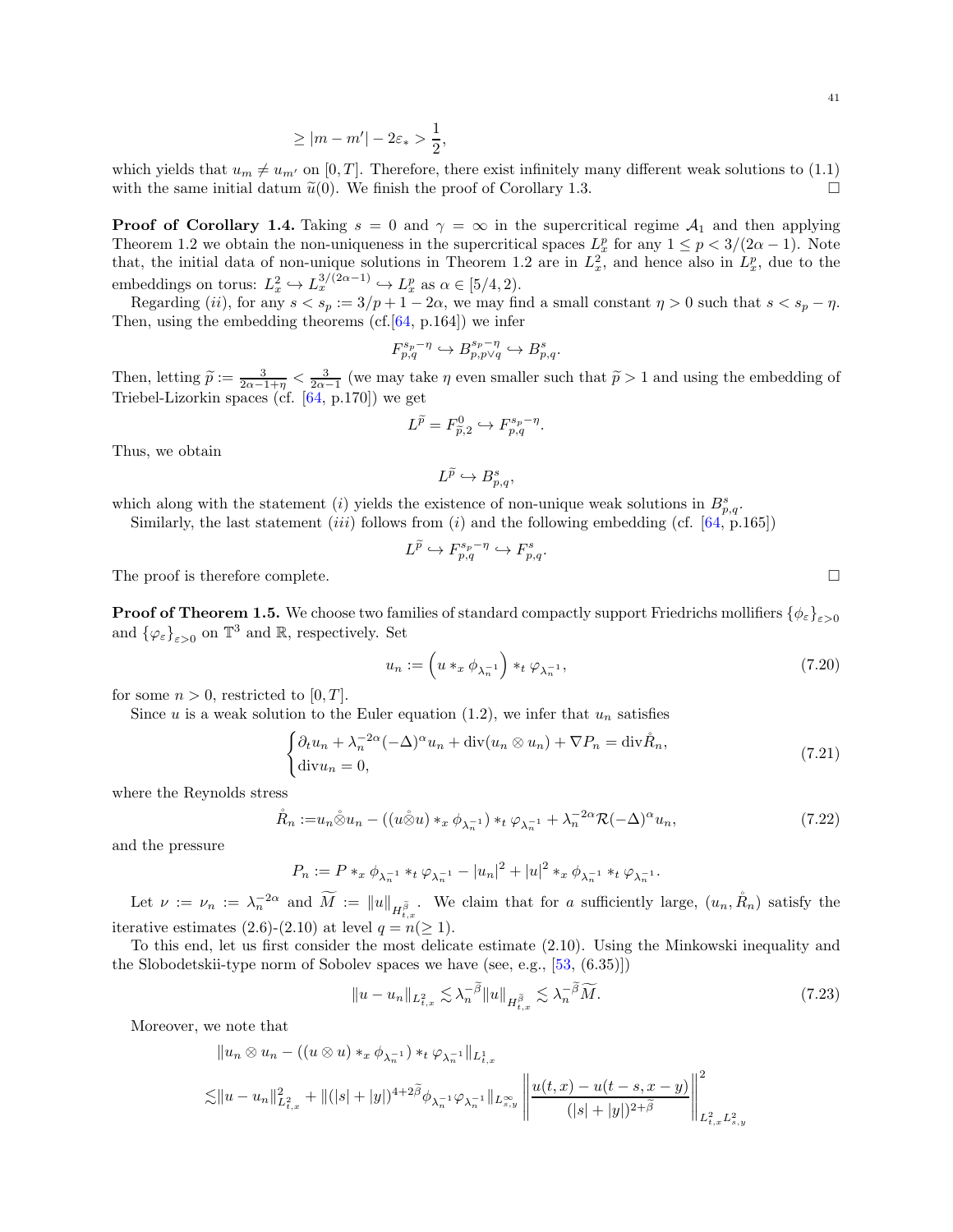$$\geq |m - m'| - 2\varepsilon_* > \frac{1}{2},$$

which yields that $u_m \neq u_{m'}$ on $[0,T]$. Therefore, there exist infinitely many different weak solutions to (1.1) with the same initial datum $\widetilde{u}(0)$. We finish the proof of Corollary 1.3. $\square$

**Proof of Corollary 1.4.** Taking $s = 0$ and $\gamma = \infty$ in the supercritical regime $\mathcal{A}_1$ and then applying Theorem 1.2 we obtain the non-uniqueness in the supercritical spaces $L^p_x$ for any $1 \leq p < 3/(2\alpha - 1)$. Note that, the initial data of non-unique solutions in Theorem 1.2 are in $L^2_x$, and hence also in $L^p_x$, due to the embeddings on torus: $L^2_x \hookrightarrow L^{3/(2\alpha-1)}_x \hookrightarrow L^p_x$ as $\alpha \in [5/4, 2)$.

Regarding $(ii)$, for any $s < s_p := 3/p + 1 - 2\alpha$, we may find a small constant $\eta > 0$ such that $s < s_p - \eta$. Then, using the embedding theorems (cf.[64, p.164]) we infer

$$F^{s_p - \eta}_{p,q} \hookrightarrow B^{s_p-\eta}_{p,p\vee q} \hookrightarrow B^s_{p,q}.$$

Then, letting $\widetilde{p} := \frac{3}{2\alpha - 1 + \eta} < \frac{3}{2\alpha - 1}$ (we may take $\eta$ even smaller such that $\widetilde{p} > 1$ and using the embedding of Triebel-Lizorkin spaces (cf. [64, p.170]) we get

$$L^{\widetilde{p}} = F^0_{\widetilde{p},2} \hookrightarrow F^{s_p-\eta}_{p,q}.$$

Thus, we obtain

$$L^{\widetilde{p}} \hookrightarrow B^s_{p,q},$$

which along with the statement $(i)$ yields the existence of non-unique weak solutions in $B^s_{p,q}$.

Similarly, the last statement $(iii)$ follows from $(i)$ and the following embedding (cf. [64, p.165])

$$L^{\widetilde{p}} \hookrightarrow F^{s_p-\eta}_{p,q} \hookrightarrow F^s_{p,q}.$$

The proof is therefore complete. $\square$

**Proof of Theorem 1.5.** We choose two families of standard compactly support Friedrichs mollifiers $\{\phi_\varepsilon\}_{\varepsilon>0}$ and $\{\varphi_\varepsilon\}_{\varepsilon>0}$ on $\mathbb{T}^3$ and $\mathbb{R}$, respectively. Set

$$u_n := \left(u *_x \phi_{\lambda_n^{-1}}\right) *_t \varphi_{\lambda_n^{-1}}, \tag{7.20}$$

for some $n > 0$, restricted to $[0,T]$.

Since $u$ is a weak solution to the Euler equation (1.2), we infer that $u_n$ satisfies

$$\begin{cases} \partial_t u_n + \lambda_n^{-2\alpha}(-\Delta)^\alpha u_n + \mathrm{div}(u_n \otimes u_n) + \nabla P_n = \mathrm{div}\mathring{R}_n, \\ \mathrm{div} u_n = 0, \end{cases} \tag{7.21}$$

where the Reynolds stress

$$\mathring{R}_n := u_n \mathring{\otimes} u_n - ((u \mathring{\otimes} u) *_x \phi_{\lambda_n^{-1}}) *_t \varphi_{\lambda_n^{-1}} + \lambda_n^{-2\alpha}\mathcal{R}(-\Delta)^\alpha u_n, \tag{7.22}$$

and the pressure

$$P_n := P *_x \phi_{\lambda_n^{-1}} *_t \varphi_{\lambda_n^{-1}} - |u_n|^2 + |u|^2 *_x \phi_{\lambda_n^{-1}} *_t \varphi_{\lambda_n^{-1}}.$$

Let $\nu := \nu_n := \lambda_n^{-2\alpha}$ and $\widetilde{M} := \|u\|_{H^{\widetilde{\beta}}_{t,x}}$. We claim that for $a$ sufficiently large, $(u_n, \mathring{R}_n)$ satisfy the iterative estimates (2.6)-(2.10) at level $q = n (\geq 1)$.

To this end, let us first consider the most delicate estimate (2.10). Using the Minkowski inequality and the Slobodetskii-type norm of Sobolev spaces we have (see, e.g., [53, (6.35)])

$$\|u - u_n\|_{L^2_{t,x}} \lesssim \lambda_n^{-\widetilde{\beta}} \|u\|_{H^{\widetilde{\beta}}_{t,x}} \lesssim \lambda_n^{-\widetilde{\beta}} \widetilde{M}. \tag{7.23}$$

Moreover, we note that

$$\begin{aligned}
&\|u_n \otimes u_n - ((u \otimes u) *_x \phi_{\lambda_n^{-1}}) *_t \varphi_{\lambda_n^{-1}}\|_{L^1_{t,x}} \\
\lesssim& \|u - u_n\|^2_{L^2_{t,x}} + \|(|s| + |y|)^{4+2\widetilde{\beta}} \phi_{\lambda_n^{-1}} \varphi_{\lambda_n^{-1}}\|_{L^\infty_{s,y}} \left\| \frac{u(t,x) - u(t-s, x-y)}{(|s| + |y|)^{2+\widetilde{\beta}}} \right\|^2_{L^2_{t,x}L^2_{s,y}}
\end{aligned}$$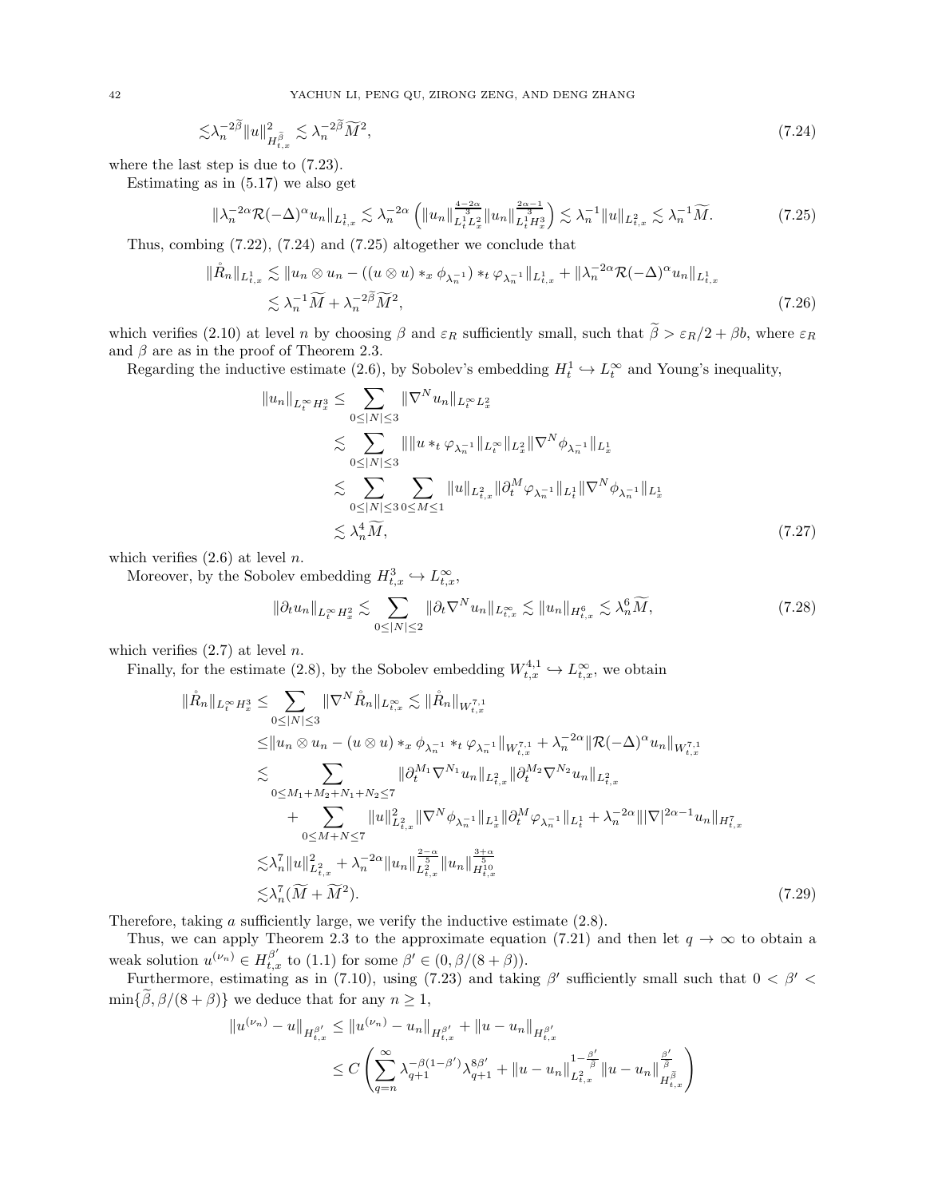$$
\lesssim \lambda_n^{-2\widetilde{\beta}} \|u\|^2_{H^{\widetilde{\beta}}_{t,x}} \lesssim \lambda_n^{-2\widetilde{\beta}} \widetilde{M}^2, \tag{7.24}
$$

where the last step is due to (7.23).

Estimating as in (5.17) we also get

$$
\|\lambda_n^{-2\alpha}\mathcal{R}(-\Delta)^\alpha u_n\|_{L^1_{t,x}} \lesssim \lambda_n^{-2\alpha}\left(\|u_n\|^{\frac{4-2\alpha}{3}}_{L^1_t L^2_x}\|u_n\|^{\frac{2\alpha-1}{3}}_{L^1_t H^3_x}\right) \lesssim \lambda_n^{-1}\|u\|_{L^2_{t,x}} \lesssim \lambda_n^{-1}\widetilde{M}. \tag{7.25}
$$

Thus, combing (7.22), (7.24) and (7.25) altogether we conclude that

$$
\begin{aligned}
\|\mathring{R}_n\|_{L^1_{t,x}} &\lesssim \|u_n \otimes u_n - ((u\otimes u) *_x \phi_{\lambda_n^{-1}}) *_t \varphi_{\lambda_n^{-1}}\|_{L^1_{t,x}} + \|\lambda_n^{-2\alpha}\mathcal{R}(-\Delta)^\alpha u_n\|_{L^1_{t,x}} \\
&\lesssim \lambda_n^{-1}\widetilde{M} + \lambda_n^{-2\widetilde{\beta}}\widetilde{M}^2,
\end{aligned} \tag{7.26}
$$

which verifies (2.10) at level $n$ by choosing $\beta$ and $\varepsilon_R$ sufficiently small, such that $\widetilde{\beta} > \varepsilon_R/2 + \beta b$, where $\varepsilon_R$ and $\beta$ are as in the proof of Theorem 2.3.

Regarding the inductive estimate (2.6), by Sobolev's embedding $H^1_t \hookrightarrow L^\infty_t$ and Young's inequality,

$$
\begin{aligned}
\|u_n\|_{L^\infty_t H^3_x} &\leq \sum_{0\leq |N|\leq 3} \|\nabla^N u_n\|_{L^\infty_t L^2_x} \\
&\lesssim \sum_{0\leq |N|\leq 3} \| \|u *_t \varphi_{\lambda_n^{-1}}\|_{L^\infty_t}\|_{L^2_x} \|\nabla^N \phi_{\lambda_n^{-1}}\|_{L^1_x} \\
&\lesssim \sum_{0\leq |N|\leq 3}\sum_{0\leq M\leq 1} \|u\|_{L^2_{t,x}} \|\partial_t^M \varphi_{\lambda_n^{-1}}\|_{L^1_t} \|\nabla^N \phi_{\lambda_n^{-1}}\|_{L^1_x} \\
&\lesssim \lambda_n^4 \widetilde{M},
\end{aligned} \tag{7.27}
$$

which verifies (2.6) at level $n$.

Moreover, by the Sobolev embedding $H^3_{t,x} \hookrightarrow L^\infty_{t,x}$,

$$
\|\partial_t u_n\|_{L^\infty_t H^2_x} \lesssim \sum_{0\leq |N|\leq 2} \|\partial_t \nabla^N u_n\|_{L^\infty_{t,x}} \lesssim \|u_n\|_{H^6_{t,x}} \lesssim \lambda_n^6 \widetilde{M}, \tag{7.28}
$$

which verifies (2.7) at level $n$.

Finally, for the estimate (2.8), by the Sobolev embedding $W^{4,1}_{t,x} \hookrightarrow L^\infty_{t,x}$, we obtain

$$
\begin{aligned}
\|\mathring{R}_n\|_{L^\infty_t H^3_x} \leq& \sum_{0\leq |N|\leq 3} \|\nabla^N \mathring{R}_n\|_{L^\infty_{t,x}} \lesssim \|\mathring{R}_n\|_{W^{7,1}_{t,x}} \\
\leq& \|u_n \otimes u_n - (u\otimes u) *_x \phi_{\lambda_n^{-1}} *_t \varphi_{\lambda_n^{-1}}\|_{W^{7,1}_{t,x}} + \lambda_n^{-2\alpha}\|\mathcal{R}(-\Delta)^\alpha u_n\|_{W^{7,1}_{t,x}} \\
\lesssim& \sum_{0\leq M_1+M_2+N_1+N_2\leq 7} \|\partial_t^{M_1}\nabla^{N_1} u_n\|_{L^2_{t,x}} \|\partial_t^{M_2}\nabla^{N_2} u_n\|_{L^2_{t,x}} \\
&+ \sum_{0\leq M+N\leq 7} \|u\|^2_{L^2_{t,x}} \|\nabla^N \phi_{\lambda_n^{-1}}\|_{L^1_x} \|\partial_t^M \varphi_{\lambda_n^{-1}}\|_{L^1_t} + \lambda_n^{-2\alpha}\||\nabla|^{2\alpha-1} u_n\|_{H^7_{t,x}} \\
\lesssim& \lambda_n^7 \|u\|^2_{L^2_{t,x}} + \lambda_n^{-2\alpha}\|u_n\|^{\frac{2-\alpha}{5}}_{L^2_{t,x}} \|u_n\|^{\frac{3+\alpha}{5}}_{H^{10}_{t,x}} \\
\lesssim& \lambda_n^7 (\widetilde{M} + \widetilde{M}^2).
\end{aligned} \tag{7.29}
$$

Therefore, taking $a$ sufficiently large, we verify the inductive estimate (2.8).

Thus, we can apply Theorem 2.3 to the approximate equation (7.21) and then let $q \to \infty$ to obtain a weak solution $u^{(\nu_n)} \in H^{\beta'}_{t,x}$ to (1.1) for some $\beta' \in (0, \beta/(8+\beta))$.

Furthermore, estimating as in (7.10), using (7.23) and taking $\beta'$ sufficiently small such that $0 < \beta' < \min\{\widetilde{\beta}, \beta/(8+\beta)\}$ we deduce that for any $n \geq 1$,

$$
\begin{aligned}
\|u^{(\nu_n)} - u\|_{H^{\beta'}_{t,x}} &\leq \|u^{(\nu_n)} - u_n\|_{H^{\beta'}_{t,x}} + \|u - u_n\|_{H^{\beta'}_{t,x}} \\
&\leq C\left(\sum_{q=n}^\infty \lambda_{q+1}^{-\beta(1-\beta')}\lambda_{q+1}^{8\beta'} + \|u-u_n\|^{1-\frac{\beta'}{\widetilde{\beta}}}_{L^2_{t,x}} \|u-u_n\|^{\frac{\beta'}{\widetilde{\beta}}}_{H^{\widetilde{\beta}}_{t,x}}\right)
\end{aligned}
$$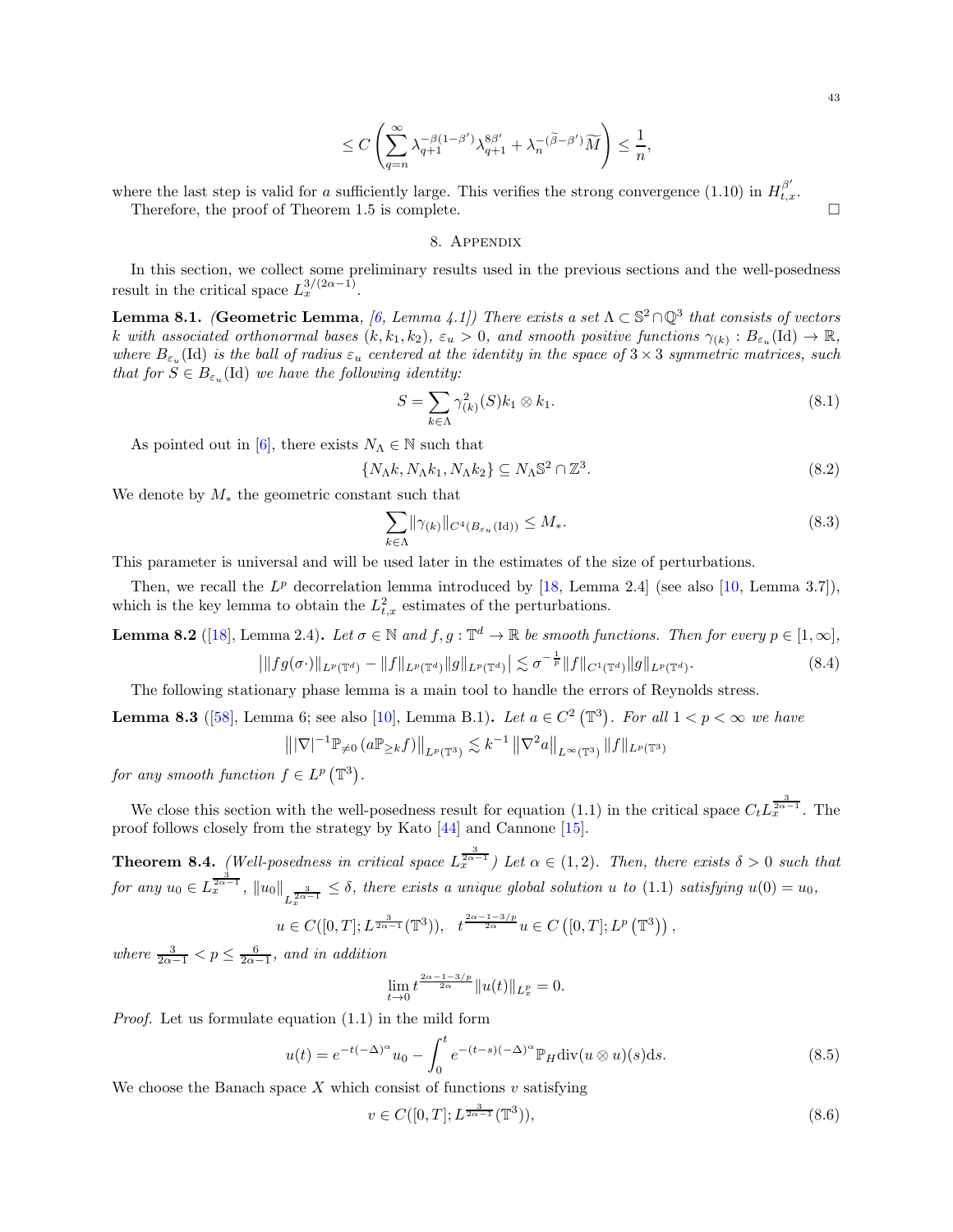$$\leq C\left(\sum_{q=n}^{\infty} \lambda_{q+1}^{-\beta(1-\beta')}\lambda_{q+1}^{8\beta'} + \lambda_n^{-(\widetilde{\beta}-\beta')}\widetilde{M}\right) \leq \frac{1}{n},$$

where the last step is valid for $a$ sufficiently large. This verifies the strong convergence (1.10) in $H^{\beta'}_{t,x}$.

Therefore, the proof of Theorem 1.5 is complete. □

## 8. Appendix

In this section, we collect some preliminary results used in the previous sections and the well-posedness result in the critical space $L_x^{3/(2\alpha-1)}$.

**Lemma 8.1.** *(**Geometric Lemma**, [6, Lemma 4.1]) There exists a set $\Lambda \subset \mathbb{S}^2 \cap \mathbb{Q}^3$ that consists of vectors $k$ with associated orthonormal bases $(k, k_1, k_2)$, $\varepsilon_u > 0$, and smooth positive functions $\gamma_{(k)} : B_{\varepsilon_u}(\mathrm{Id}) \to \mathbb{R}$, where $B_{\varepsilon_u}(\mathrm{Id})$ is the ball of radius $\varepsilon_u$ centered at the identity in the space of $3\times 3$ symmetric matrices, such that for $S \in B_{\varepsilon_u}(\mathrm{Id})$ we have the following identity:*

$$S = \sum_{k\in\Lambda} \gamma_{(k)}^2(S) k_1 \otimes k_1. \tag{8.1}$$

As pointed out in [6], there exists $N_\Lambda \in \mathbb{N}$ such that

$$\{N_\Lambda k, N_\Lambda k_1, N_\Lambda k_2\} \subseteq N_\Lambda \mathbb{S}^2 \cap \mathbb{Z}^3. \tag{8.2}$$

We denote by $M_*$ the geometric constant such that

$$\sum_{k\in\Lambda} \|\gamma_{(k)}\|_{C^4(B_{\varepsilon_u}(\mathrm{Id}))} \leq M_*. \tag{8.3}$$

This parameter is universal and will be used later in the estimates of the size of perturbations.

Then, we recall the $L^p$ decorrelation lemma introduced by [18, Lemma 2.4] (see also [10, Lemma 3.7]), which is the key lemma to obtain the $L^2_{t,x}$ estimates of the perturbations.

**Lemma 8.2** ([18], Lemma 2.4)**.** *Let $\sigma \in \mathbb{N}$ and $f, g : \mathbb{T}^d \to \mathbb{R}$ be smooth functions. Then for every $p \in [1,\infty]$,*

$$\big|\|fg(\sigma\cdot)\|_{L^p(\mathbb{T}^d)} - \|f\|_{L^p(\mathbb{T}^d)}\|g\|_{L^p(\mathbb{T}^d)}\big| \lesssim \sigma^{-\frac{1}{p}}\|f\|_{C^1(\mathbb{T}^d)}\|g\|_{L^p(\mathbb{T}^d)}. \tag{8.4}$$

The following stationary phase lemma is a main tool to handle the errors of Reynolds stress.

**Lemma 8.3** ([58], Lemma 6; see also [10], Lemma B.1)**.** *Let $a \in C^2(\mathbb{T}^3)$. For all $1 < p < \infty$ we have*

$$\left\||\nabla|^{-1}\mathbb{P}_{\neq 0}\left(a\mathbb{P}_{\geq k} f\right)\right\|_{L^p(\mathbb{T}^3)} \lesssim k^{-1}\left\|\nabla^2 a\right\|_{L^\infty(\mathbb{T}^3)}\|f\|_{L^p(\mathbb{T}^3)}$$

*for any smooth function $f \in L^p(\mathbb{T}^3)$.*

We close this section with the well-posedness result for equation (1.1) in the critical space $C_t L_x^{\frac{3}{2\alpha-1}}$. The proof follows closely from the strategy by Kato [44] and Cannone [15].

**Theorem 8.4.** *(Well-posedness in critical space $L_x^{\frac{3}{2\alpha-1}}$) Let $\alpha \in (1,2)$. Then, there exists $\delta > 0$ such that for any $u_0 \in L_x^{\frac{3}{2\alpha-1}}$, $\|u_0\|_{L_x^{\frac{3}{2\alpha-1}}} \leq \delta$, there exists a unique global solution $u$ to (1.1) satisfying $u(0) = u_0$,*

$$u \in C([0,T]; L^{\frac{3}{2\alpha-1}}(\mathbb{T}^3)), \quad t^{\frac{2\alpha-1-3/p}{2\alpha}} u \in C\left([0,T]; L^p\left(\mathbb{T}^3\right)\right),$$

*where $\frac{3}{2\alpha-1} < p \leq \frac{6}{2\alpha-1}$, and in addition*

$$\lim_{t\to 0} t^{\frac{2\alpha-1-3/p}{2\alpha}} \|u(t)\|_{L_x^p} = 0.$$

*Proof.* Let us formulate equation (1.1) in the mild form

$$u(t) = e^{-t(-\Delta)^\alpha} u_0 - \int_0^t e^{-(t-s)(-\Delta)^\alpha}\mathbb{P}_H \mathrm{div}(u\otimes u)(s)\mathrm{d}s. \tag{8.5}$$

We choose the Banach space $X$ which consist of functions $v$ satisfying

$$v \in C([0,T]; L^{\frac{3}{2\alpha-1}}(\mathbb{T}^3)), \tag{8.6}$$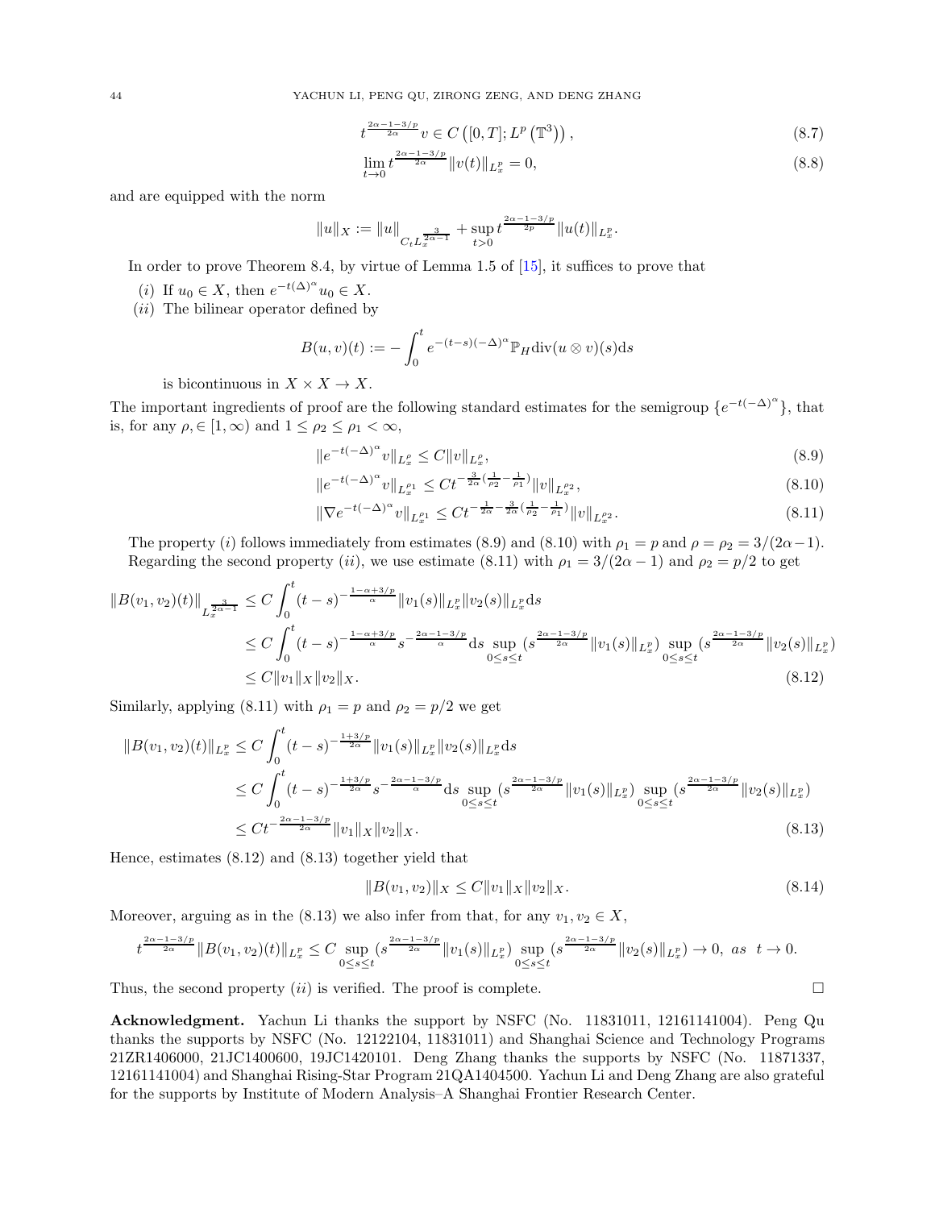$$t^{\frac{2\alpha-1-3/p}{2\alpha}} v \in C\left([0,T]; L^p\left(\mathbb{T}^3\right)\right), \tag{8.7}$$

$$\lim_{t\to 0} t^{\frac{2\alpha-1-3/p}{2\alpha}} \|v(t)\|_{L^p_x} = 0, \tag{8.8}$$

and are equipped with the norm

$$\|u\|_X := \|u\|_{C_t L_x^{\frac{3}{2\alpha-1}}} + \sup_{t>0} t^{\frac{2\alpha-1-3/p}{2p}} \|u(t)\|_{L^p_x}.$$

In order to prove Theorem 8.4, by virtue of Lemma 1.5 of [15], it suffices to prove that

(i) If $u_0 \in X$, then $e^{-t(\Delta)^\alpha} u_0 \in X$.

(ii) The bilinear operator defined by

$$B(u,v)(t) := -\int_0^t e^{-(t-s)(-\Delta)^\alpha} \mathbb{P}_H \mathrm{div}(u\otimes v)(s)\mathrm{d}s$$

is bicontinuous in $X \times X \to X$.

The important ingredients of proof are the following standard estimates for the semigroup $\{e^{-t(-\Delta)^\alpha}\}$, that is, for any $\rho, \in [1,\infty)$ and $1 \le \rho_2 \le \rho_1 < \infty$,

$$\|e^{-t(-\Delta)^\alpha} v\|_{L^\rho_x} \le C\|v\|_{L^\rho_x}, \tag{8.9}$$

$$\|e^{-t(-\Delta)^\alpha} v\|_{L^{\rho_1}_x} \le C t^{-\frac{3}{2\alpha}(\frac{1}{\rho_2}-\frac{1}{\rho_1})} \|v\|_{L^{\rho_2}_x}, \tag{8.10}$$

$$\|\nabla e^{-t(-\Delta)^\alpha} v\|_{L^{\rho_1}_x} \le C t^{-\frac{1}{2\alpha}-\frac{3}{2\alpha}(\frac{1}{\rho_2}-\frac{1}{\rho_1})} \|v\|_{L^{\rho_2}_x}. \tag{8.11}$$

The property $(i)$ follows immediately from estimates (8.9) and (8.10) with $\rho_1 = p$ and $\rho = \rho_2 = 3/(2\alpha-1)$.

Regarding the second property $(ii)$, we use estimate (8.11) with $\rho_1 = 3/(2\alpha-1)$ and $\rho_2 = p/2$ to get

$$\begin{aligned}
\|B(v_1,v_2)(t)\|_{L_x^{\frac{3}{2\alpha-1}}} &\le C\int_0^t (t-s)^{-\frac{1-\alpha+3/p}{\alpha}} \|v_1(s)\|_{L^p_x}\|v_2(s)\|_{L^p_x}\mathrm{d}s \\
&\le C\int_0^t (t-s)^{-\frac{1-\alpha+3/p}{\alpha}} s^{-\frac{2\alpha-1-3/p}{\alpha}}\mathrm{d}s \sup_{0\le s\le t}(s^{\frac{2\alpha-1-3/p}{2\alpha}}\|v_1(s)\|_{L^p_x}) \sup_{0\le s\le t}(s^{\frac{2\alpha-1-3/p}{2\alpha}}\|v_2(s)\|_{L^p_x}) \\
&\le C\|v_1\|_X\|v_2\|_X.
\end{aligned} \tag{8.12}$$

Similarly, applying (8.11) with $\rho_1 = p$ and $\rho_2 = p/2$ we get

$$\begin{aligned}
\|B(v_1,v_2)(t)\|_{L^p_x} &\le C\int_0^t (t-s)^{-\frac{1+3/p}{2\alpha}} \|v_1(s)\|_{L^p_x}\|v_2(s)\|_{L^p_x}\mathrm{d}s \\
&\le C\int_0^t (t-s)^{-\frac{1+3/p}{2\alpha}} s^{-\frac{2\alpha-1-3/p}{\alpha}}\mathrm{d}s \sup_{0\le s\le t}(s^{\frac{2\alpha-1-3/p}{2\alpha}}\|v_1(s)\|_{L^p_x}) \sup_{0\le s\le t}(s^{\frac{2\alpha-1-3/p}{2\alpha}}\|v_2(s)\|_{L^p_x}) \\
&\le Ct^{-\frac{2\alpha-1-3/p}{2\alpha}}\|v_1\|_X\|v_2\|_X.
\end{aligned} \tag{8.13}$$

Hence, estimates (8.12) and (8.13) together yield that

$$\|B(v_1,v_2)\|_X \le C\|v_1\|_X\|v_2\|_X. \tag{8.14}$$

Moreover, arguing as in the (8.13) we also infer from that, for any $v_1, v_2 \in X$,

$$t^{\frac{2\alpha-1-3/p}{2\alpha}}\|B(v_1,v_2)(t)\|_{L^p_x} \le C\sup_{0\le s\le t}(s^{\frac{2\alpha-1-3/p}{2\alpha}}\|v_1(s)\|_{L^p_x}) \sup_{0\le s\le t}(s^{\frac{2\alpha-1-3/p}{2\alpha}}\|v_2(s)\|_{L^p_x}) \to 0, \ as \ \ t\to 0.$$

Thus, the second property $(ii)$ is verified. The proof is complete. $\square$

**Acknowledgment.** Yachun Li thanks the support by NSFC (No. 11831011, 12161141004). Peng Qu thanks the supports by NSFC (No. 12122104, 11831011) and Shanghai Science and Technology Programs 21ZR1406000, 21JC1400600, 19JC1420101. Deng Zhang thanks the supports by NSFC (No. 11871337, 12161141004) and Shanghai Rising-Star Program 21QA1404500. Yachun Li and Deng Zhang are also grateful for the supports by Institute of Modern Analysis–A Shanghai Frontier Research Center.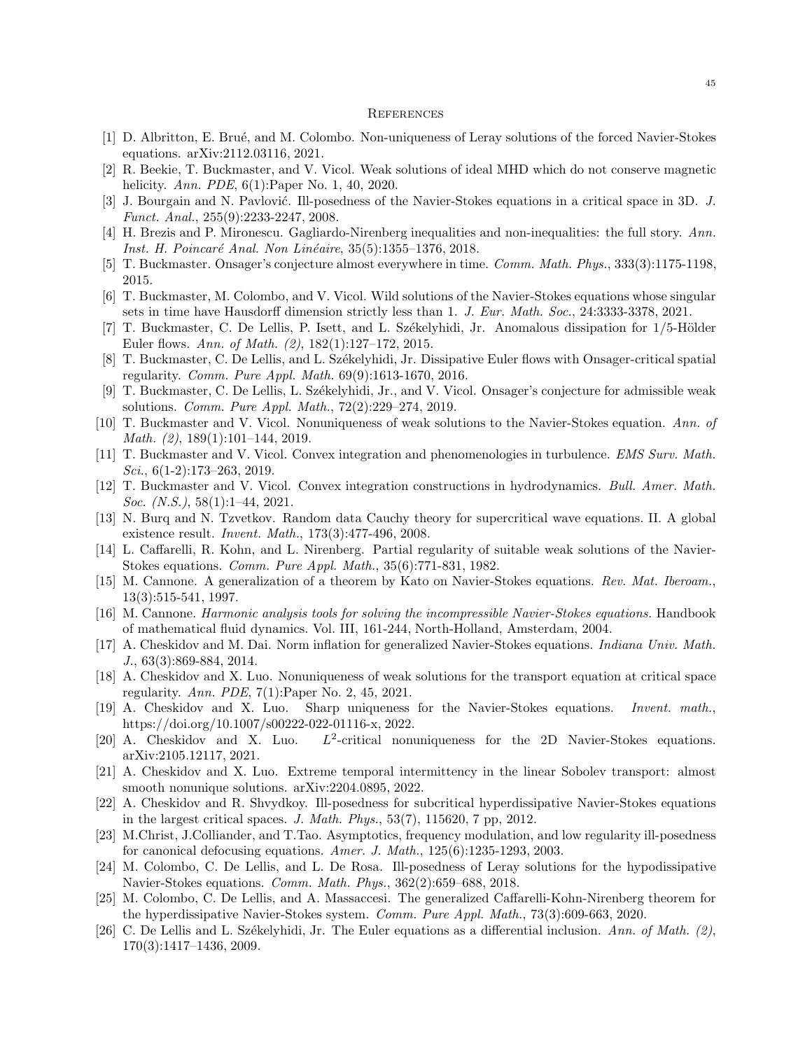## References

[1] D. Albritton, E. Brué, and M. Colombo. Non-uniqueness of Leray solutions of the forced Navier-Stokes equations. arXiv:2112.03116, 2021.

[2] R. Beekie, T. Buckmaster, and V. Vicol. Weak solutions of ideal MHD which do not conserve magnetic helicity. *Ann. PDE*, 6(1):Paper No. 1, 40, 2020.

[3] J. Bourgain and N. Pavlović. Ill-posedness of the Navier-Stokes equations in a critical space in 3D. *J. Funct. Anal.*, 255(9):2233-2247, 2008.

[4] H. Brezis and P. Mironescu. Gagliardo-Nirenberg inequalities and non-inequalities: the full story. *Ann. Inst. H. Poincaré Anal. Non Linéaire*, 35(5):1355–1376, 2018.

[5] T. Buckmaster. Onsager's conjecture almost everywhere in time. *Comm. Math. Phys.*, 333(3):1175-1198, 2015.

[6] T. Buckmaster, M. Colombo, and V. Vicol. Wild solutions of the Navier-Stokes equations whose singular sets in time have Hausdorff dimension strictly less than 1. *J. Eur. Math. Soc.*, 24:3333-3378, 2021.

[7] T. Buckmaster, C. De Lellis, P. Isett, and L. Székelyhidi, Jr. Anomalous dissipation for 1/5-Hölder Euler flows. *Ann. of Math. (2)*, 182(1):127–172, 2015.

[8] T. Buckmaster, C. De Lellis, and L. Székelyhidi, Jr. Dissipative Euler flows with Onsager-critical spatial regularity. *Comm. Pure Appl. Math.* 69(9):1613-1670, 2016.

[9] T. Buckmaster, C. De Lellis, L. Székelyhidi, Jr., and V. Vicol. Onsager's conjecture for admissible weak solutions. *Comm. Pure Appl. Math.*, 72(2):229–274, 2019.

[10] T. Buckmaster and V. Vicol. Nonuniqueness of weak solutions to the Navier-Stokes equation. *Ann. of Math. (2)*, 189(1):101–144, 2019.

[11] T. Buckmaster and V. Vicol. Convex integration and phenomenologies in turbulence. *EMS Surv. Math. Sci.*, 6(1-2):173–263, 2019.

[12] T. Buckmaster and V. Vicol. Convex integration constructions in hydrodynamics. *Bull. Amer. Math. Soc. (N.S.)*, 58(1):1–44, 2021.

[13] N. Burq and N. Tzvetkov. Random data Cauchy theory for supercritical wave equations. II. A global existence result. *Invent. Math.*, 173(3):477-496, 2008.

[14] L. Caffarelli, R. Kohn, and L. Nirenberg. Partial regularity of suitable weak solutions of the Navier-Stokes equations. *Comm. Pure Appl. Math.*, 35(6):771-831, 1982.

[15] M. Cannone. A generalization of a theorem by Kato on Navier-Stokes equations. *Rev. Mat. Iberoam.*, 13(3):515-541, 1997.

[16] M. Cannone. *Harmonic analysis tools for solving the incompressible Navier-Stokes equations.* Handbook of mathematical fluid dynamics. Vol. III, 161-244, North-Holland, Amsterdam, 2004.

[17] A. Cheskidov and M. Dai. Norm inflation for generalized Navier-Stokes equations. *Indiana Univ. Math. J.*, 63(3):869-884, 2014.

[18] A. Cheskidov and X. Luo. Nonuniqueness of weak solutions for the transport equation at critical space regularity. *Ann. PDE*, 7(1):Paper No. 2, 45, 2021.

[19] A. Cheskidov and X. Luo. Sharp uniqueness for the Navier-Stokes equations. *Invent. math.*, https://doi.org/10.1007/s00222-022-01116-x, 2022.

[20] A. Cheskidov and X. Luo. $L^2$-critical nonuniqueness for the 2D Navier-Stokes equations. arXiv:2105.12117, 2021.

[21] A. Cheskidov and X. Luo. Extreme temporal intermittency in the linear Sobolev transport: almost smooth nonunique solutions. arXiv:2204.0895, 2022.

[22] A. Cheskidov and R. Shvydkoy. Ill-posedness for subcritical hyperdissipative Navier-Stokes equations in the largest critical spaces. *J. Math. Phys.*, 53(7), 115620, 7 pp, 2012.

[23] M.Christ, J.Colliander, and T.Tao. Asymptotics, frequency modulation, and low regularity ill-posedness for canonical defocusing equations. *Amer. J. Math.*, 125(6):1235-1293, 2003.

[24] M. Colombo, C. De Lellis, and L. De Rosa. Ill-posedness of Leray solutions for the hypodissipative Navier-Stokes equations. *Comm. Math. Phys.*, 362(2):659–688, 2018.

[25] M. Colombo, C. De Lellis, and A. Massaccesi. The generalized Caffarelli-Kohn-Nirenberg theorem for the hyperdissipative Navier-Stokes system. *Comm. Pure Appl. Math.*, 73(3):609-663, 2020.

[26] C. De Lellis and L. Székelyhidi, Jr. The Euler equations as a differential inclusion. *Ann. of Math. (2)*, 170(3):1417–1436, 2009.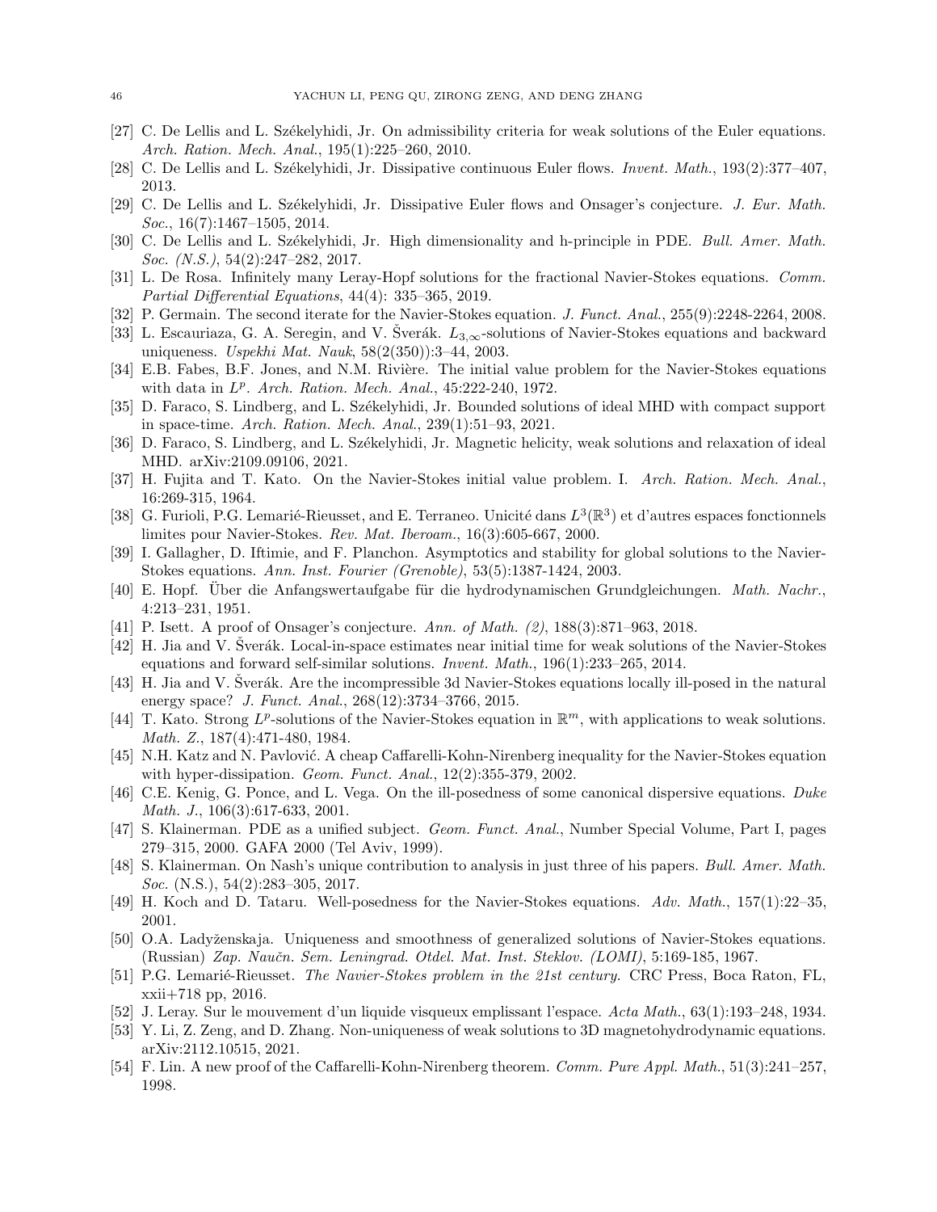[27] C. De Lellis and L. Székelyhidi, Jr. On admissibility criteria for weak solutions of the Euler equations. *Arch. Ration. Mech. Anal.*, 195(1):225–260, 2010.

[28] C. De Lellis and L. Székelyhidi, Jr. Dissipative continuous Euler flows. *Invent. Math.*, 193(2):377–407, 2013.

[29] C. De Lellis and L. Székelyhidi, Jr. Dissipative Euler flows and Onsager's conjecture. *J. Eur. Math. Soc.*, 16(7):1467–1505, 2014.

[30] C. De Lellis and L. Székelyhidi, Jr. High dimensionality and h-principle in PDE. *Bull. Amer. Math. Soc. (N.S.)*, 54(2):247–282, 2017.

[31] L. De Rosa. Infinitely many Leray-Hopf solutions for the fractional Navier-Stokes equations. *Comm. Partial Differential Equations*, 44(4): 335–365, 2019.

[32] P. Germain. The second iterate for the Navier-Stokes equation. *J. Funct. Anal.*, 255(9):2248-2264, 2008.

[33] L. Escauriaza, G. A. Seregin, and V. Šverák. $L_{3,\infty}$-solutions of Navier-Stokes equations and backward uniqueness. *Uspekhi Mat. Nauk*, 58(2(350)):3–44, 2003.

[34] E.B. Fabes, B.F. Jones, and N.M. Rivière. The initial value problem for the Navier-Stokes equations with data in $L^p$. *Arch. Ration. Mech. Anal.*, 45:222-240, 1972.

[35] D. Faraco, S. Lindberg, and L. Székelyhidi, Jr. Bounded solutions of ideal MHD with compact support in space-time. *Arch. Ration. Mech. Anal.*, 239(1):51–93, 2021.

[36] D. Faraco, S. Lindberg, and L. Székelyhidi, Jr. Magnetic helicity, weak solutions and relaxation of ideal MHD. arXiv:2109.09106, 2021.

[37] H. Fujita and T. Kato. On the Navier-Stokes initial value problem. I. *Arch. Ration. Mech. Anal.*, 16:269-315, 1964.

[38] G. Furioli, P.G. Lemarié-Rieusset, and E. Terraneo. Unicité dans $L^3(\mathbb{R}^3)$ et d'autres espaces fonctionnels limites pour Navier-Stokes. *Rev. Mat. Iberoam.*, 16(3):605-667, 2000.

[39] I. Gallagher, D. Iftimie, and F. Planchon. Asymptotics and stability for global solutions to the Navier-Stokes equations. *Ann. Inst. Fourier (Grenoble)*, 53(5):1387-1424, 2003.

[40] E. Hopf. Über die Anfangswertaufgabe für die hydrodynamischen Grundgleichungen. *Math. Nachr.*, 4:213–231, 1951.

[41] P. Isett. A proof of Onsager's conjecture. *Ann. of Math. (2)*, 188(3):871–963, 2018.

[42] H. Jia and V. Šverák. Local-in-space estimates near initial time for weak solutions of the Navier-Stokes equations and forward self-similar solutions. *Invent. Math.*, 196(1):233–265, 2014.

[43] H. Jia and V. Šverák. Are the incompressible 3d Navier-Stokes equations locally ill-posed in the natural energy space? *J. Funct. Anal.*, 268(12):3734–3766, 2015.

[44] T. Kato. Strong $L^p$-solutions of the Navier-Stokes equation in $\mathbb{R}^m$, with applications to weak solutions. *Math. Z.*, 187(4):471-480, 1984.

[45] N.H. Katz and N. Pavlović. A cheap Caffarelli-Kohn-Nirenberg inequality for the Navier-Stokes equation with hyper-dissipation. *Geom. Funct. Anal.*, 12(2):355-379, 2002.

[46] C.E. Kenig, G. Ponce, and L. Vega. On the ill-posedness of some canonical dispersive equations. *Duke Math. J.*, 106(3):617-633, 2001.

[47] S. Klainerman. PDE as a unified subject. *Geom. Funct. Anal.*, Number Special Volume, Part I, pages 279–315, 2000. GAFA 2000 (Tel Aviv, 1999).

[48] S. Klainerman. On Nash's unique contribution to analysis in just three of his papers. *Bull. Amer. Math. Soc.* (N.S.), 54(2):283–305, 2017.

[49] H. Koch and D. Tataru. Well-posedness for the Navier-Stokes equations. *Adv. Math.*, 157(1):22–35, 2001.

[50] O.A. Ladyženskaja. Uniqueness and smoothness of generalized solutions of Navier-Stokes equations. (Russian) *Zap. Naučn. Sem. Leningrad. Otdel. Mat. Inst. Steklov. (LOMI)*, 5:169-185, 1967.

[51] P.G. Lemarié-Rieusset. *The Navier-Stokes problem in the 21st century.* CRC Press, Boca Raton, FL, xxii+718 pp, 2016.

[52] J. Leray. Sur le mouvement d'un liquide visqueux emplissant l'espace. *Acta Math.*, 63(1):193–248, 1934.

[53] Y. Li, Z. Zeng, and D. Zhang. Non-uniqueness of weak solutions to 3D magnetohydrodynamic equations. arXiv:2112.10515, 2021.

[54] F. Lin. A new proof of the Caffarelli-Kohn-Nirenberg theorem. *Comm. Pure Appl. Math.*, 51(3):241–257, 1998.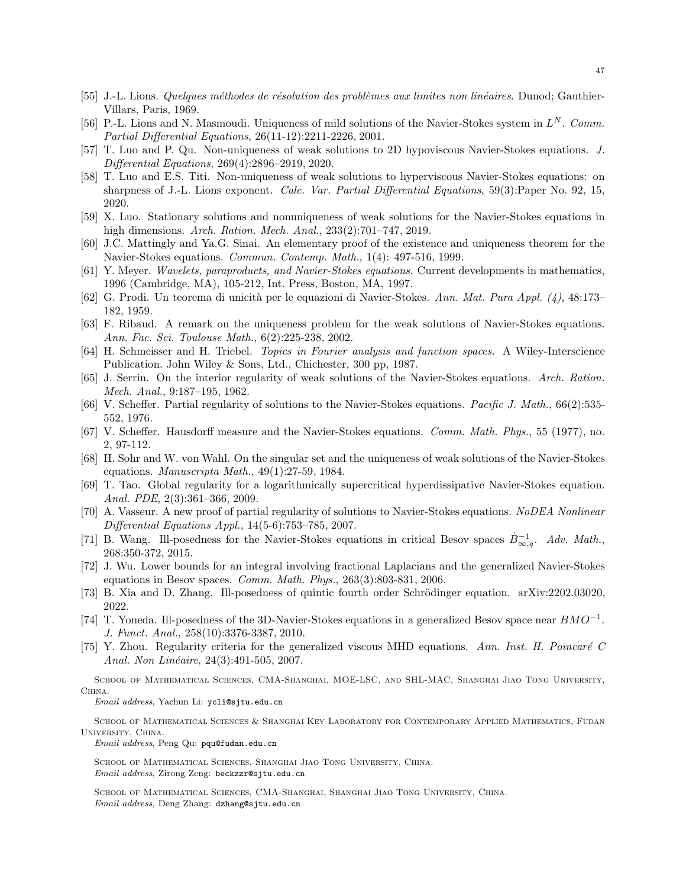[55] J.-L. Lions. *Quelques méthodes de résolution des problèmes aux limites non linéaires*. Dunod; Gauthier-Villars, Paris, 1969.

[56] P.-L. Lions and N. Masmoudi. Uniqueness of mild solutions of the Navier-Stokes system in $L^N$. *Comm. Partial Differential Equations*, 26(11-12):2211-2226, 2001.

[57] T. Luo and P. Qu. Non-uniqueness of weak solutions to 2D hypoviscous Navier-Stokes equations. *J. Differential Equations*, 269(4):2896–2919, 2020.

[58] T. Luo and E.S. Titi. Non-uniqueness of weak solutions to hyperviscous Navier-Stokes equations: on sharpness of J.-L. Lions exponent. *Calc. Var. Partial Differential Equations*, 59(3):Paper No. 92, 15, 2020.

[59] X. Luo. Stationary solutions and nonuniqueness of weak solutions for the Navier-Stokes equations in high dimensions. *Arch. Ration. Mech. Anal.*, 233(2):701–747, 2019.

[60] J.C. Mattingly and Ya.G. Sinai. An elementary proof of the existence and uniqueness theorem for the Navier-Stokes equations. *Commun. Contemp. Math.*, 1(4): 497-516, 1999.

[61] Y. Meyer. *Wavelets, paraproducts, and Navier-Stokes equations.* Current developments in mathematics, 1996 (Cambridge, MA), 105-212, Int. Press, Boston, MA, 1997.

[62] G. Prodi. Un teorema di unicità per le equazioni di Navier-Stokes. *Ann. Mat. Pura Appl. (4)*, 48:173–182, 1959.

[63] F. Ribaud. A remark on the uniqueness problem for the weak solutions of Navier-Stokes equations. *Ann. Fac. Sci. Toulouse Math.*, 6(2):225-238, 2002.

[64] H. Schmeisser and H. Triebel. *Topics in Fourier analysis and function spaces.* A Wiley-Interscience Publication. John Wiley & Sons, Ltd., Chichester, 300 pp, 1987.

[65] J. Serrin. On the interior regularity of weak solutions of the Navier-Stokes equations. *Arch. Ration. Mech. Anal.*, 9:187–195, 1962.

[66] V. Scheffer. Partial regularity of solutions to the Navier-Stokes equations. *Pacific J. Math.*, 66(2):535-552, 1976.

[67] V. Scheffer. Hausdorff measure and the Navier-Stokes equations. *Comm. Math. Phys.*, 55 (1977), no. 2, 97-112.

[68] H. Sohr and W. von Wahl. On the singular set and the uniqueness of weak solutions of the Navier-Stokes equations. *Manuscripta Math.*, 49(1):27-59, 1984.

[69] T. Tao. Global regularity for a logarithmically supercritical hyperdissipative Navier-Stokes equation. *Anal. PDE*, 2(3):361–366, 2009.

[70] A. Vasseur. A new proof of partial regularity of solutions to Navier-Stokes equations. *NoDEA Nonlinear Differential Equations Appl.*, 14(5-6):753–785, 2007.

[71] B. Wang. Ill-posedness for the Navier-Stokes equations in critical Besov spaces $\dot{B}^{-1}_{\infty,q}$. *Adv. Math.*, 268:350-372, 2015.

[72] J. Wu. Lower bounds for an integral involving fractional Laplacians and the generalized Navier-Stokes equations in Besov spaces. *Comm. Math. Phys.*, 263(3):803-831, 2006.

[73] B. Xia and D. Zhang. Ill-posedness of quintic fourth order Schrödinger equation. arXiv:2202.03020, 2022.

[74] T. Yoneda. Ill-posedness of the 3D-Navier-Stokes equations in a generalized Besov space near $BMO^{-1}$. *J. Funct. Anal.*, 258(10):3376-3387, 2010.

[75] Y. Zhou. Regularity criteria for the generalized viscous MHD equations. *Ann. Inst. H. Poincaré C Anal. Non Linéaire*, 24(3):491-505, 2007.

School of Mathematical Sciences, CMA-Shanghai, MOE-LSC, and SHL-MAC, Shanghai Jiao Tong University, China.
*Email address*, Yachun Li: ycli@sjtu.edu.cn

School of Mathematical Sciences & Shanghai Key Laboratory for Contemporary Applied Mathematics, Fudan University, China.
*Email address*, Peng Qu: pqu@fudan.edu.cn

School of Mathematical Sciences, Shanghai Jiao Tong University, China.
*Email address*, Zirong Zeng: beckzzr@sjtu.edu.cn

School of Mathematical Sciences, CMA-Shanghai, Shanghai Jiao Tong University, China.
*Email address*, Deng Zhang: dzhang@sjtu.edu.cn